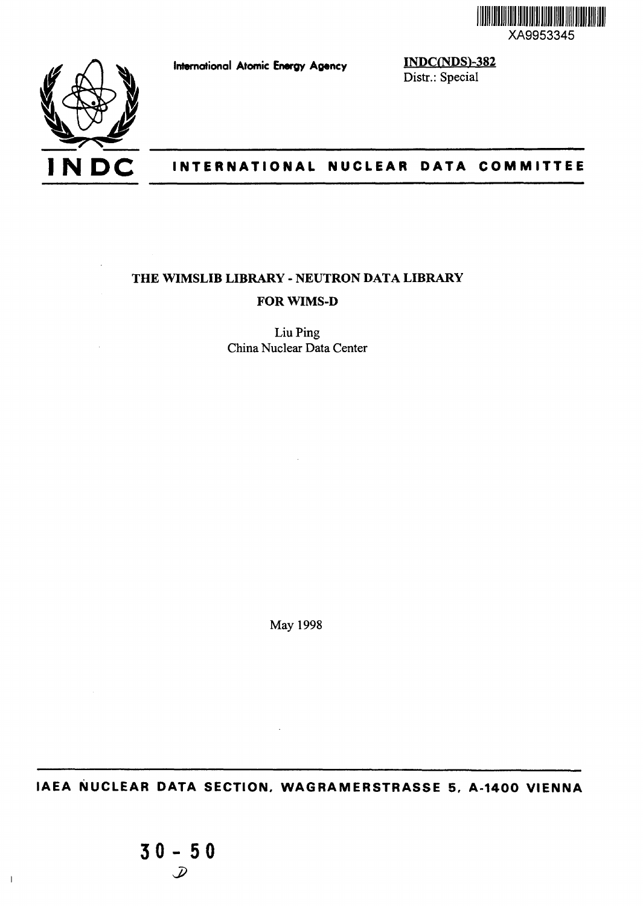XA9953345

International Atomic Energy Agency

**INDC(NDS)-382**
Distr.: Special

**INDC** INTERNATIONAL NUCLEAR DATA COMMITTEE

# THE WIMSLIB LIBRARY - NEUTRON DATA LIBRARY FOR WIMS-D

Liu Ping
China Nuclear Data Center

May 1998

**IAEA NUCLEAR DATA SECTION, WAGRAMERSTRASSE 5, A-1400 VIENNA**

30 - 50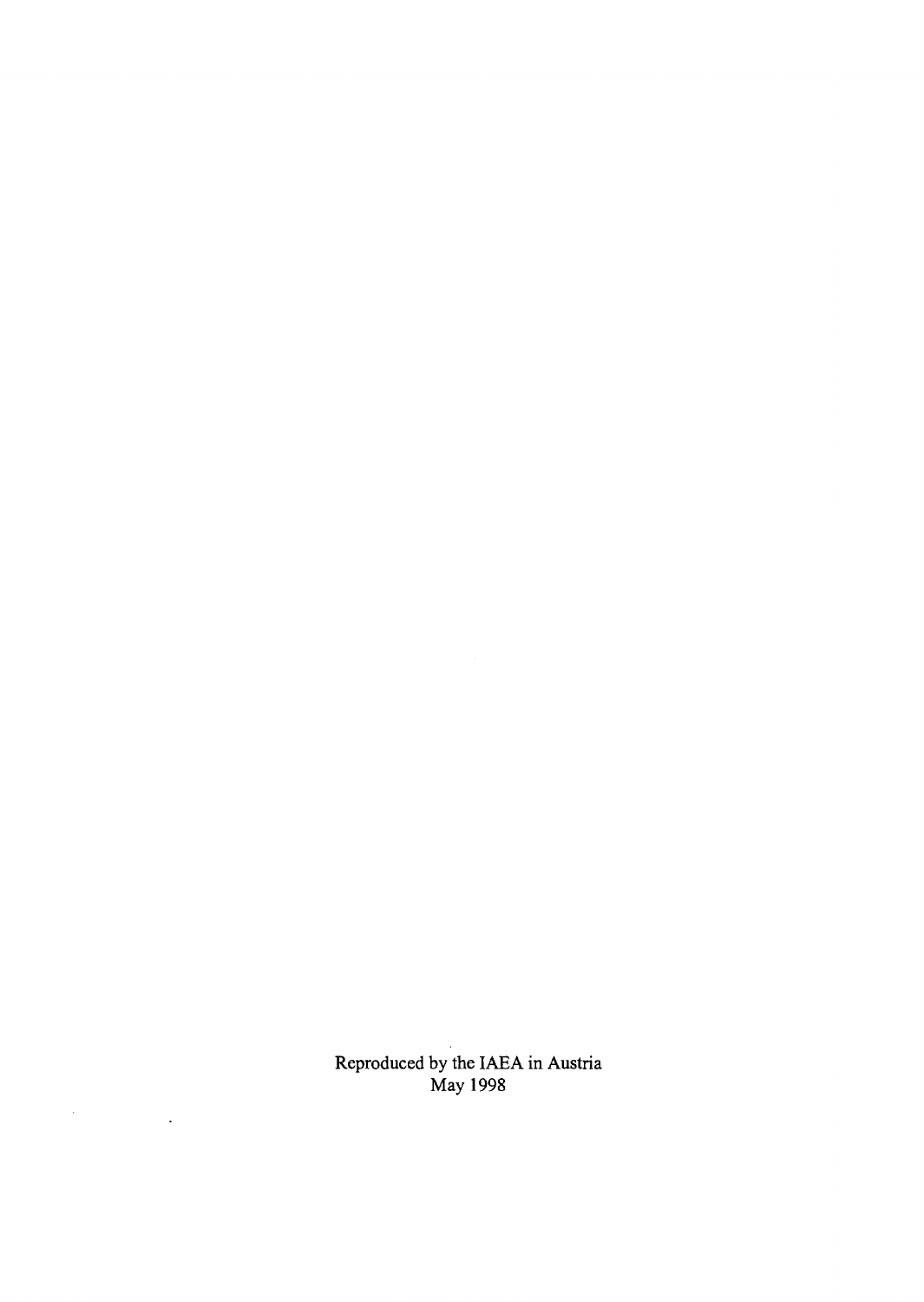Reproduced by the IAEA in Austria
May 1998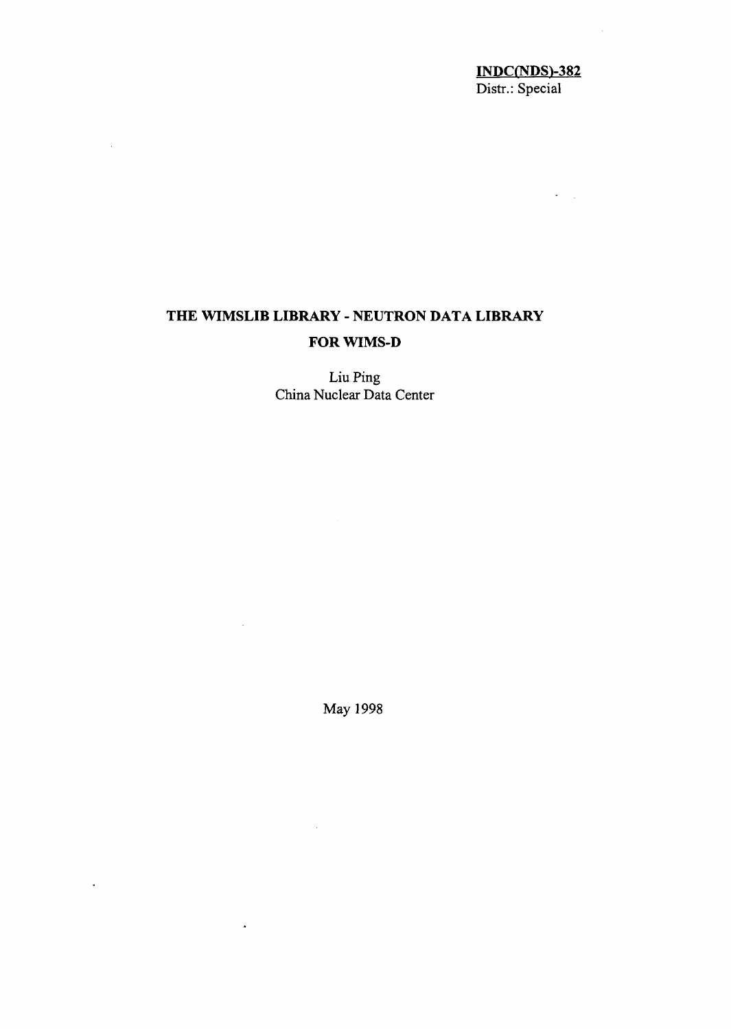**INDC(NDS)-382**
Distr.: Special

# THE WIMSLIB LIBRARY - NEUTRON DATA LIBRARY FOR WIMS-D

Liu Ping
China Nuclear Data Center

May 1998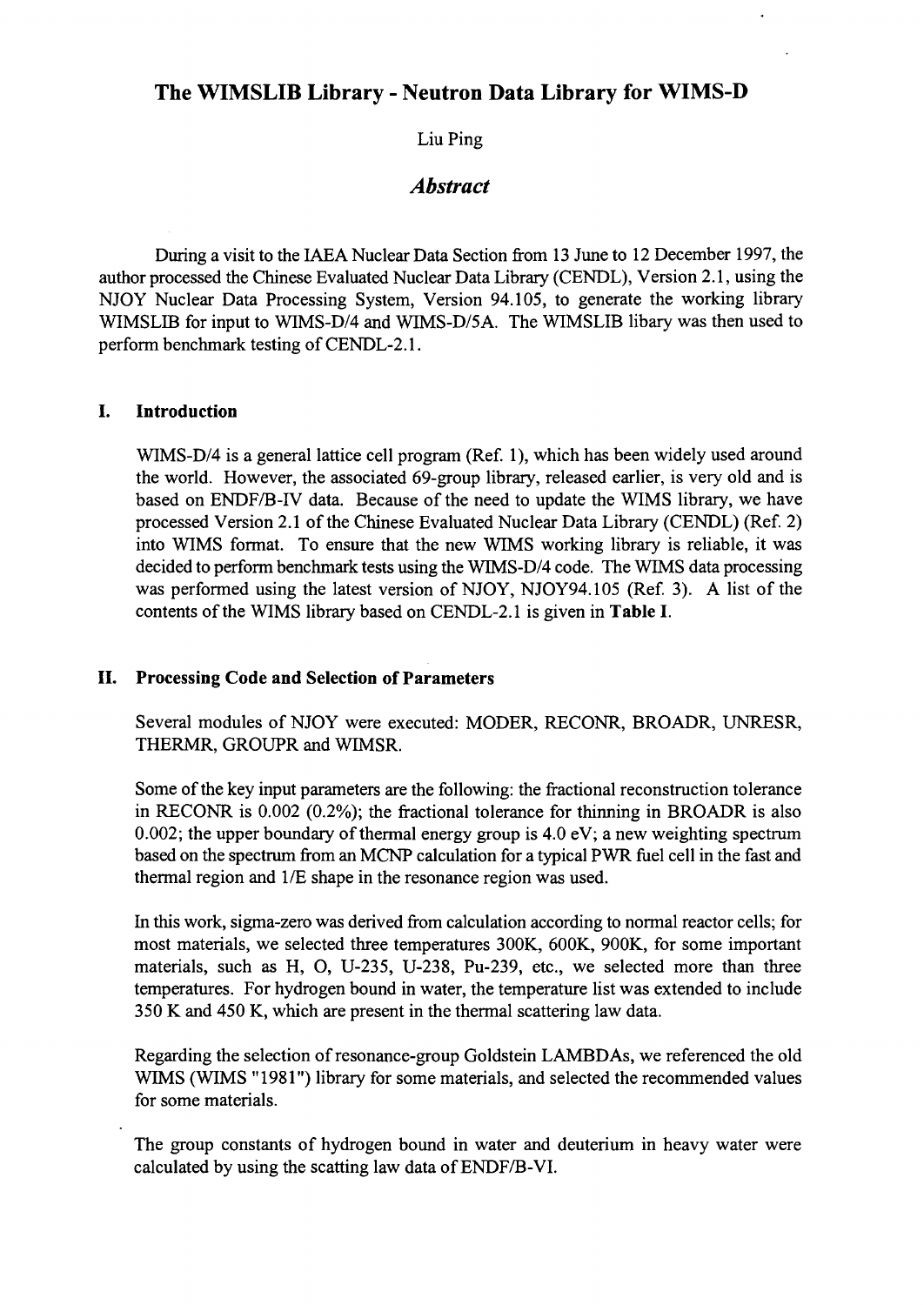# The WIMSLIB Library - Neutron Data Library for WIMS-D

Liu Ping

## *Abstract*

During a visit to the IAEA Nuclear Data Section from 13 June to 12 December 1997, the author processed the Chinese Evaluated Nuclear Data Library (CENDL), Version 2.1, using the NJOY Nuclear Data Processing System, Version 94.105, to generate the working library WIMSLIB for input to WIMS-D/4 and WIMS-D/5A. The WIMSLIB libary was then used to perform benchmark testing of CENDL-2.1.

## I. Introduction

WIMS-D/4 is a general lattice cell program (Ref. 1), which has been widely used around the world. However, the associated 69-group library, released earlier, is very old and is based on ENDF/B-IV data. Because of the need to update the WIMS library, we have processed Version 2.1 of the Chinese Evaluated Nuclear Data Library (CENDL) (Ref. 2) into WIMS format. To ensure that the new WIMS working library is reliable, it was decided to perform benchmark tests using the WIMS-D/4 code. The WIMS data processing was performed using the latest version of NJOY, NJOY94.105 (Ref. 3). A list of the contents of the WIMS library based on CENDL-2.1 is given in **Table I**.

## II. Processing Code and Selection of Parameters

Several modules of NJOY were executed: MODER, RECONR, BROADR, UNRESR, THERMR, GROUPR and WIMSR.

Some of the key input parameters are the following: the fractional reconstruction tolerance in RECONR is 0.002 (0.2%); the fractional tolerance for thinning in BROADR is also 0.002; the upper boundary of thermal energy group is 4.0 eV; a new weighting spectrum based on the spectrum from an MCNP calculation for a typical PWR fuel cell in the fast and thermal region and 1/E shape in the resonance region was used.

In this work, sigma-zero was derived from calculation according to normal reactor cells; for most materials, we selected three temperatures 300K, 600K, 900K, for some important materials, such as H, O, U-235, U-238, Pu-239, etc., we selected more than three temperatures. For hydrogen bound in water, the temperature list was extended to include 350 K and 450 K, which are present in the thermal scattering law data.

Regarding the selection of resonance-group Goldstein LAMBDAs, we referenced the old WIMS (WIMS "1981") library for some materials, and selected the recommended values for some materials.

The group constants of hydrogen bound in water and deuterium in heavy water were calculated by using the scatting law data of ENDF/B-VI.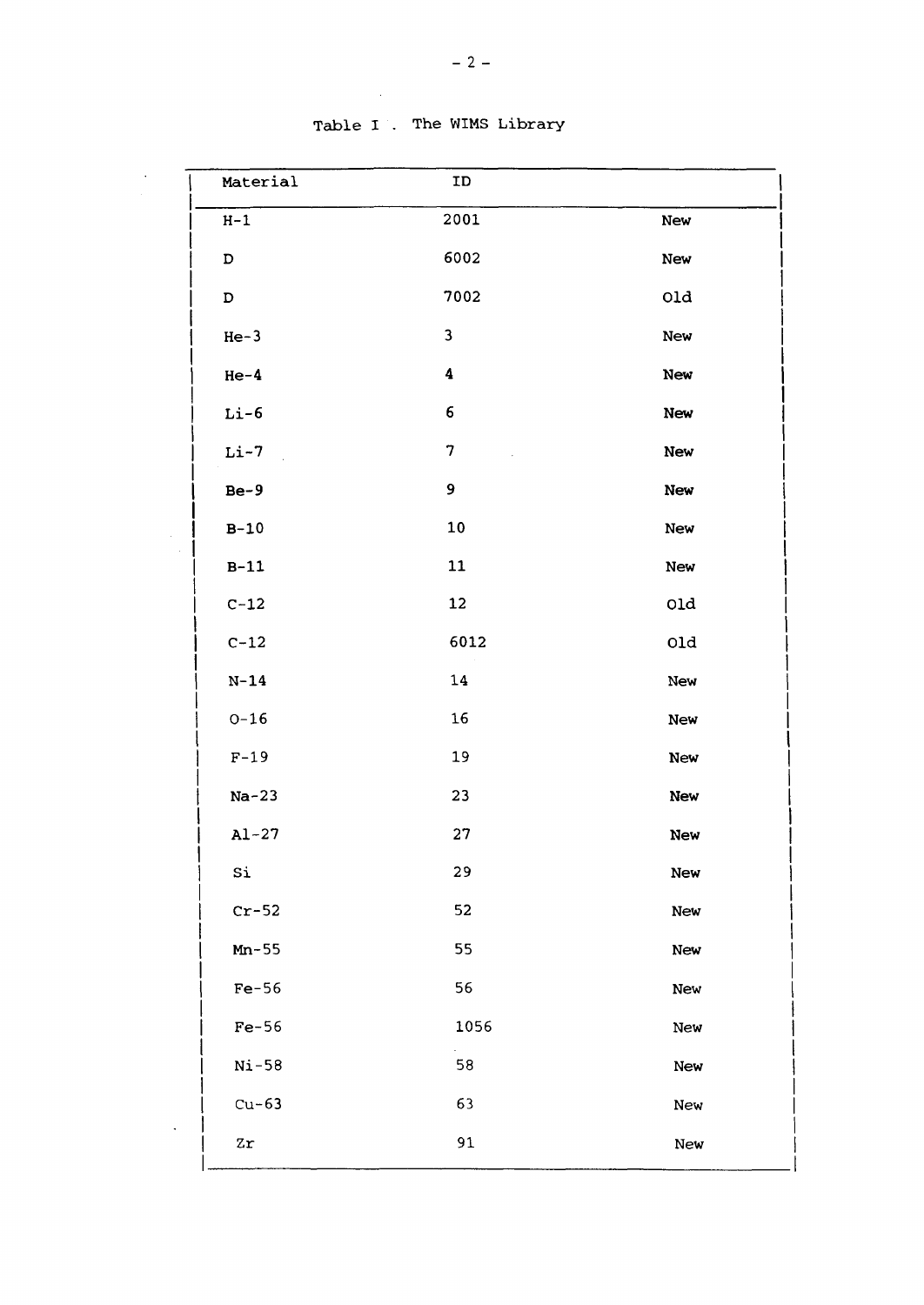Table I . The WIMS Library

| Material | ID | |
|---|---|---|
| H-1 | 2001 | New |
| D | 6002 | New |
| D | 7002 | Old |
| He-3 | 3 | New |
| He-4 | 4 | New |
| Li-6 | 6 | New |
| Li-7 | 7 | New |
| Be-9 | 9 | New |
| B-10 | 10 | New |
| B-11 | 11 | New |
| C-12 | 12 | Old |
| C-12 | 6012 | Old |
| N-14 | 14 | New |
| O-16 | 16 | New |
| F-19 | 19 | New |
| Na-23 | 23 | New |
| Al-27 | 27 | New |
| Si | 29 | New |
| Cr-52 | 52 | New |
| Mn-55 | 55 | New |
| Fe-56 | 56 | New |
| Fe-56 | 1056 | New |
| Ni-58 | 58 | New |
| Cu-63 | 63 | New |
| Zr | 91 | New |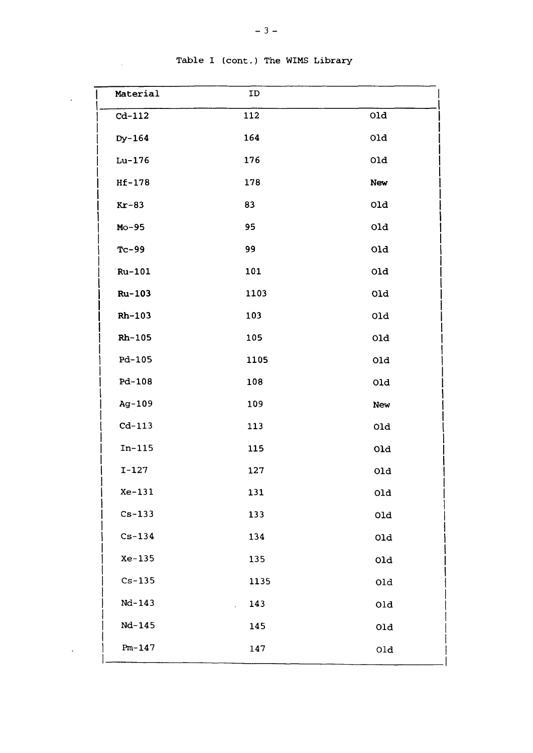Table I (cont.) The WIMS Library

| Material | ID | |
|---|---|---|
| Cd-112 | 112 | Old |
| Dy-164 | 164 | Old |
| Lu-176 | 176 | Old |
| Hf-178 | 178 | New |
| Kr-83 | 83 | Old |
| Mo-95 | 95 | Old |
| Tc-99 | 99 | Old |
| Ru-101 | 101 | Old |
| Ru-103 | 1103 | Old |
| Rh-103 | 103 | Old |
| Rh-105 | 105 | Old |
| Pd-105 | 1105 | Old |
| Pd-108 | 108 | Old |
| Ag-109 | 109 | New |
| Cd-113 | 113 | Old |
| In-115 | 115 | Old |
| I-127 | 127 | Old |
| Xe-131 | 131 | Old |
| Cs-133 | 133 | Old |
| Cs-134 | 134 | Old |
| Xe-135 | 135 | Old |
| Cs-135 | 1135 | Old |
| Nd-143 | 143 | Old |
| Nd-145 | 145 | Old |
| Pm-147 | 147 | Old |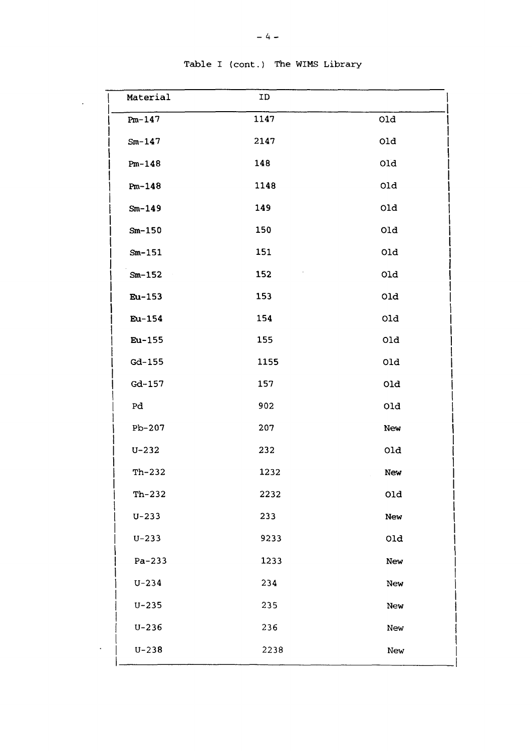Table I (cont.) The WIMS Library

| Material | ID | |
|---|---|---|
| Pm-147 | 1147 | Old |
| Sm-147 | 2147 | Old |
| Pm-148 | 148 | Old |
| Pm-148 | 1148 | Old |
| Sm-149 | 149 | Old |
| Sm-150 | 150 | Old |
| Sm-151 | 151 | Old |
| Sm-152 | 152 | Old |
| Eu-153 | 153 | Old |
| Eu-154 | 154 | Old |
| Eu-155 | 155 | Old |
| Gd-155 | 1155 | Old |
| Gd-157 | 157 | Old |
| Pd | 902 | Old |
| Pb-207 | 207 | New |
| U-232 | 232 | Old |
| Th-232 | 1232 | New |
| Th-232 | 2232 | Old |
| U-233 | 233 | New |
| U-233 | 9233 | Old |
| Pa-233 | 1233 | New |
| U-234 | 234 | New |
| U-235 | 235 | New |
| U-236 | 236 | New |
| U-238 | 2238 | New |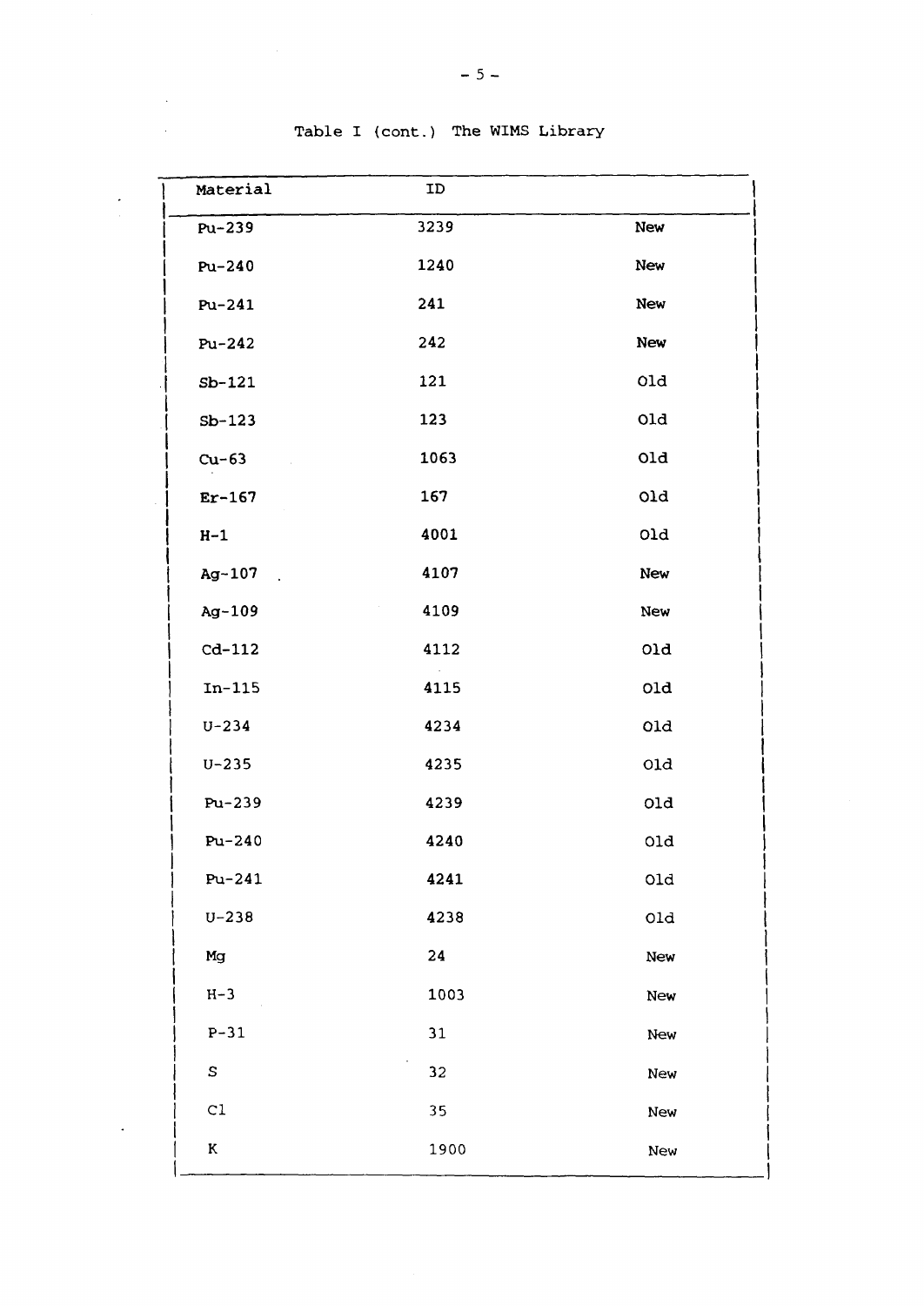Table I (cont.) The WIMS Library

| Material | ID | |
|---|---|---|
| Pu-239 | 3239 | New |
| Pu-240 | 1240 | New |
| Pu-241 | 241 | New |
| Pu-242 | 242 | New |
| Sb-121 | 121 | Old |
| Sb-123 | 123 | Old |
| Cu-63 | 1063 | Old |
| Er-167 | 167 | Old |
| H-1 | 4001 | Old |
| Ag-107 | 4107 | New |
| Ag-109 | 4109 | New |
| Cd-112 | 4112 | Old |
| In-115 | 4115 | Old |
| U-234 | 4234 | Old |
| U-235 | 4235 | Old |
| Pu-239 | 4239 | Old |
| Pu-240 | 4240 | Old |
| Pu-241 | 4241 | Old |
| U-238 | 4238 | Old |
| Mg | 24 | New |
| H-3 | 1003 | New |
| P-31 | 31 | New |
| S | 32 | New |
| Cl | 35 | New |
| K | 1900 | New |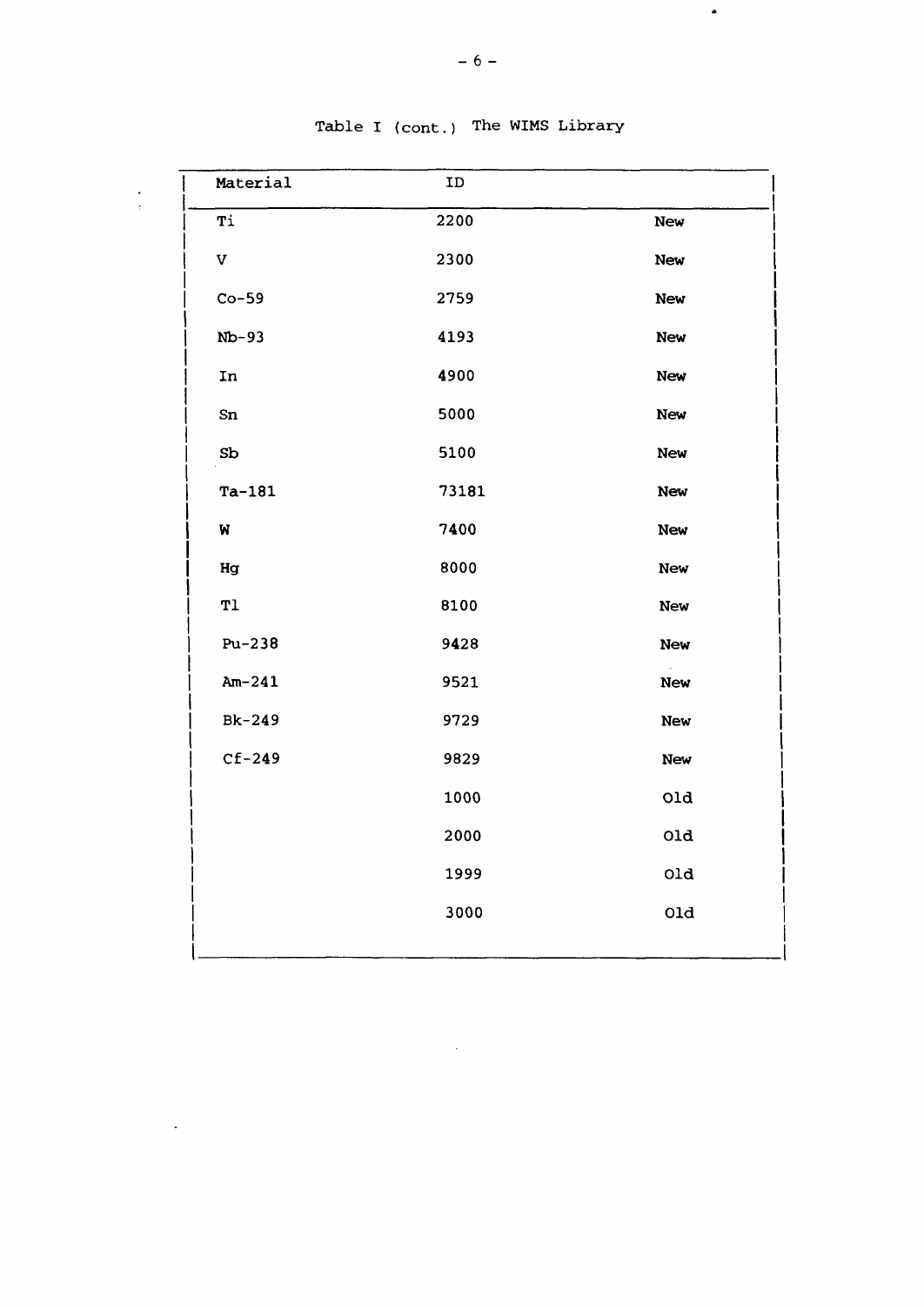Table I (cont.) The WIMS Library

| Material | ID | |
|---|---|---|
| Ti | 2200 | New |
| V | 2300 | New |
| Co-59 | 2759 | New |
| Nb-93 | 4193 | New |
| In | 4900 | New |
| Sn | 5000 | New |
| Sb | 5100 | New |
| Ta-181 | 73181 | New |
| W | 7400 | New |
| Hg | 8000 | New |
| Tl | 8100 | New |
| Pu-238 | 9428 | New |
| Am-241 | 9521 | New |
| Bk-249 | 9729 | New |
| Cf-249 | 9829 | New |
| | 1000 | Old |
| | 2000 | Old |
| | 1999 | Old |
| | 3000 | Old |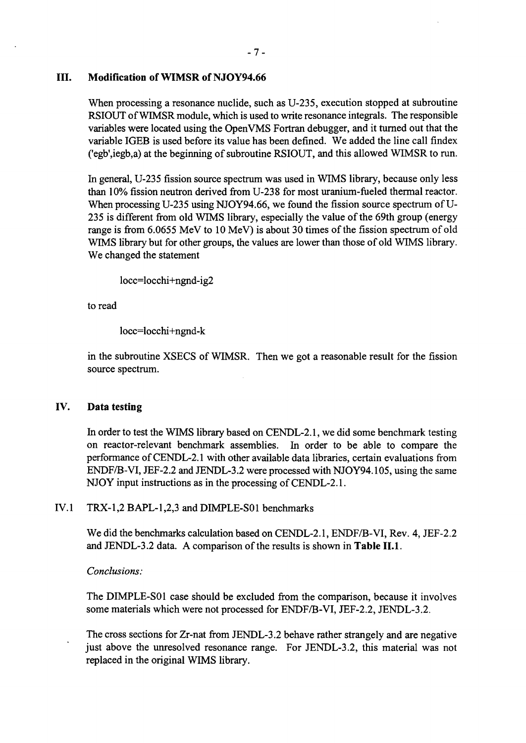## III. Modification of WIMSR of NJOY94.66

When processing a resonance nuclide, such as U-235, execution stopped at subroutine RSIOUT of WIMSR module, which is used to write resonance integrals. The responsible variables were located using the OpenVMS Fortran debugger, and it turned out that the variable IGEB is used before its value has been defined. We added the line call findex ('egb',iegb,a) at the beginning of subroutine RSIOUT, and this allowed WIMSR to run.

In general, U-235 fission source spectrum was used in WIMS library, because only less than 10% fission neutron derived from U-238 for most uranium-fueled thermal reactor. When processing U-235 using NJOY94.66, we found the fission source spectrum of U-235 is different from old WIMS library, especially the value of the 69th group (energy range is from 6.0655 MeV to 10 MeV) is about 30 times of the fission spectrum of old WIMS library but for other groups, the values are lower than those of old WIMS library. We changed the statement

```
locc=locchi+ngnd-ig2
```

to read

```
locc=locchi+ngnd-k
```

in the subroutine XSECS of WIMSR. Then we got a reasonable result for the fission source spectrum.

## IV. Data testing

In order to test the WIMS library based on CENDL-2.1, we did some benchmark testing on reactor-relevant benchmark assemblies. In order to be able to compare the performance of CENDL-2.1 with other available data libraries, certain evaluations from ENDF/B-VI, JEF-2.2 and JENDL-3.2 were processed with NJOY94.105, using the same NJOY input instructions as in the processing of CENDL-2.1.

### IV.1 TRX-1,2 BAPL-1,2,3 and DIMPLE-S01 benchmarks

We did the benchmarks calculation based on CENDL-2.1, ENDF/B-VI, Rev. 4, JEF-2.2 and JENDL-3.2 data. A comparison of the results is shown in **Table II.1**.

*Conclusions:*

The DIMPLE-S01 case should be excluded from the comparison, because it involves some materials which were not processed for ENDF/B-VI, JEF-2.2, JENDL-3.2.

The cross sections for Zr-nat from JENDL-3.2 behave rather strangely and are negative just above the unresolved resonance range. For JENDL-3.2, this material was not replaced in the original WIMS library.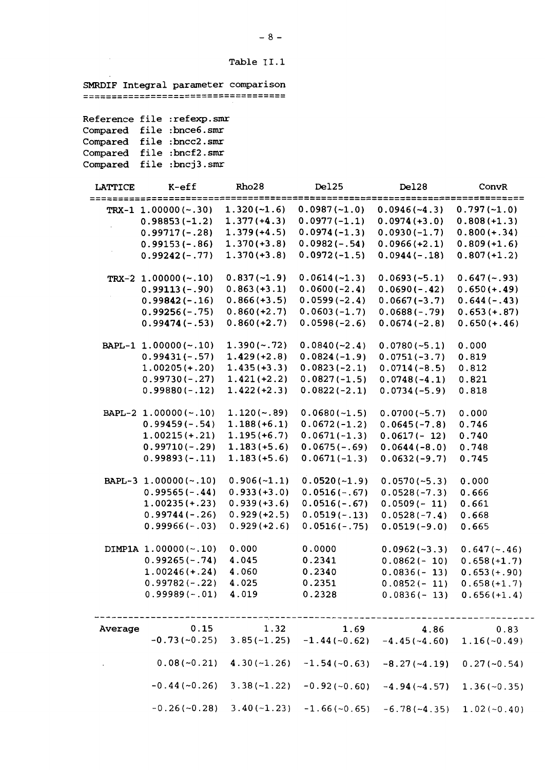Table II.1

SMRDIF Integral parameter comparison

Reference file :refexp.smr
Compared file :bnce6.smr
Compared file :bncc2.smr
Compared file :bncf2.smr
Compared file :bncj3.smr

| LATTICE | K-eff | Rho28 | Del25 | Del28 | ConvR |
|---|---|---|---|---|---|
| TRX-1 | 1.00000(~.30) | 1.320(~1.6) | 0.0987(~1.0) | 0.0946(~4.3) | 0.797(~1.0) |
| | 0.98853(-1.2) | 1.377(+4.3) | 0.0977(-1.1) | 0.0974(+3.0) | 0.808(+1.3) |
| | 0.99717(-.28) | 1.379(+4.5) | 0.0974(-1.3) | 0.0930(-1.7) | 0.800(+.34) |
| | 0.99153(-.86) | 1.370(+3.8) | 0.0982(-.54) | 0.0966(+2.1) | 0.809(+1.6) |
| | 0.99242(-.77) | 1.370(+3.8) | 0.0972(-1.5) | 0.0944(-.18) | 0.807(+1.2) |
| TRX-2 | 1.00000(~.10) | 0.837(~1.9) | 0.0614(~1.3) | 0.0693(~5.1) | 0.647(~.93) |
| | 0.99113(-.90) | 0.863(+3.1) | 0.0600(-2.4) | 0.0690(-.42) | 0.650(+.49) |
| | 0.99842(-.16) | 0.866(+3.5) | 0.0599(-2.4) | 0.0667(-3.7) | 0.644(-.43) |
| | 0.99256(-.75) | 0.860(+2.7) | 0.0603(-1.7) | 0.0688(-.79) | 0.653(+.87) |
| | 0.99474(-.53) | 0.860(+2.7) | 0.0598(-2.6) | 0.0674(-2.8) | 0.650(+.46) |
| BAPL-1 | 1.00000(~.10) | 1.390(~.72) | 0.0840(~2.4) | 0.0780(~5.1) | 0.000 |
| | 0.99431(-.57) | 1.429(+2.8) | 0.0824(-1.9) | 0.0751(-3.7) | 0.819 |
| | 1.00205(+.20) | 1.435(+3.3) | 0.0823(-2.1) | 0.0714(-8.5) | 0.812 |
| | 0.99730(-.27) | 1.421(+2.2) | 0.0827(-1.5) | 0.0748(-4.1) | 0.821 |
| | 0.99880(-.12) | 1.422(+2.3) | 0.0822(-2.1) | 0.0734(-5.9) | 0.818 |
| BAPL-2 | 1.00000(~.10) | 1.120(~.89) | 0.0680(~1.5) | 0.0700(~5.7) | 0.000 |
| | 0.99459(-.54) | 1.188(+6.1) | 0.0672(-1.2) | 0.0645(-7.8) | 0.746 |
| | 1.00215(+.21) | 1.195(+6.7) | 0.0671(-1.3) | 0.0617(- 12) | 0.740 |
| | 0.99710(-.29) | 1.183(+5.6) | 0.0675(-.69) | 0.0644(-8.0) | 0.748 |
| | 0.99893(-.11) | 1.183(+5.6) | 0.0671(-1.3) | 0.0632(-9.7) | 0.745 |
| BAPL-3 | 1.00000(~.10) | 0.906(~1.1) | 0.0520(~1.9) | 0.0570(~5.3) | 0.000 |
| | 0.99565(-.44) | 0.933(+3.0) | 0.0516(-.67) | 0.0528(-7.3) | 0.666 |
| | 1.00235(+.23) | 0.939(+3.6) | 0.0516(-.67) | 0.0509(- 11) | 0.661 |
| | 0.99744(-.26) | 0.929(+2.5) | 0.0519(-.13) | 0.0528(-7.4) | 0.668 |
| | 0.99966(-.03) | 0.929(+2.6) | 0.0516(-.75) | 0.0519(-9.0) | 0.665 |
| DIMP1A | 1.00000(~.10) | 0.000 | 0.0000 | 0.0962(~3.3) | 0.647(~.46) |
| | 0.99265(-.74) | 4.045 | 0.2341 | 0.0862(- 10) | 0.658(+1.7) |
| | 1.00246(+.24) | 4.060 | 0.2340 | 0.0836(- 13) | 0.653(+.90) |
| | 0.99782(-.22) | 4.025 | 0.2351 | 0.0852(- 11) | 0.658(+1.7) |
| | 0.99989(-.01) | 4.019 | 0.2328 | 0.0836(- 13) | 0.656(+1.4) |
| Average | 0.15 | 1.32 | 1.69 | 4.86 | 0.83 |
| | -0.73(~0.25) | 3.85(~1.25) | -1.44(~0.62) | -4.45(~4.60) | 1.16(~0.49) |
| | 0.08(~0.21) | 4.30(~1.26) | -1.54(~0.63) | -8.27(~4.19) | 0.27(~0.54) |
| | -0.44(~0.26) | 3.38(~1.22) | -0.92(~0.60) | -4.94(~4.57) | 1.36(~0.35) |
| | -0.26(~0.28) | 3.40(~1.23) | -1.66(~0.65) | -6.78(~4.35) | 1.02(~0.40) |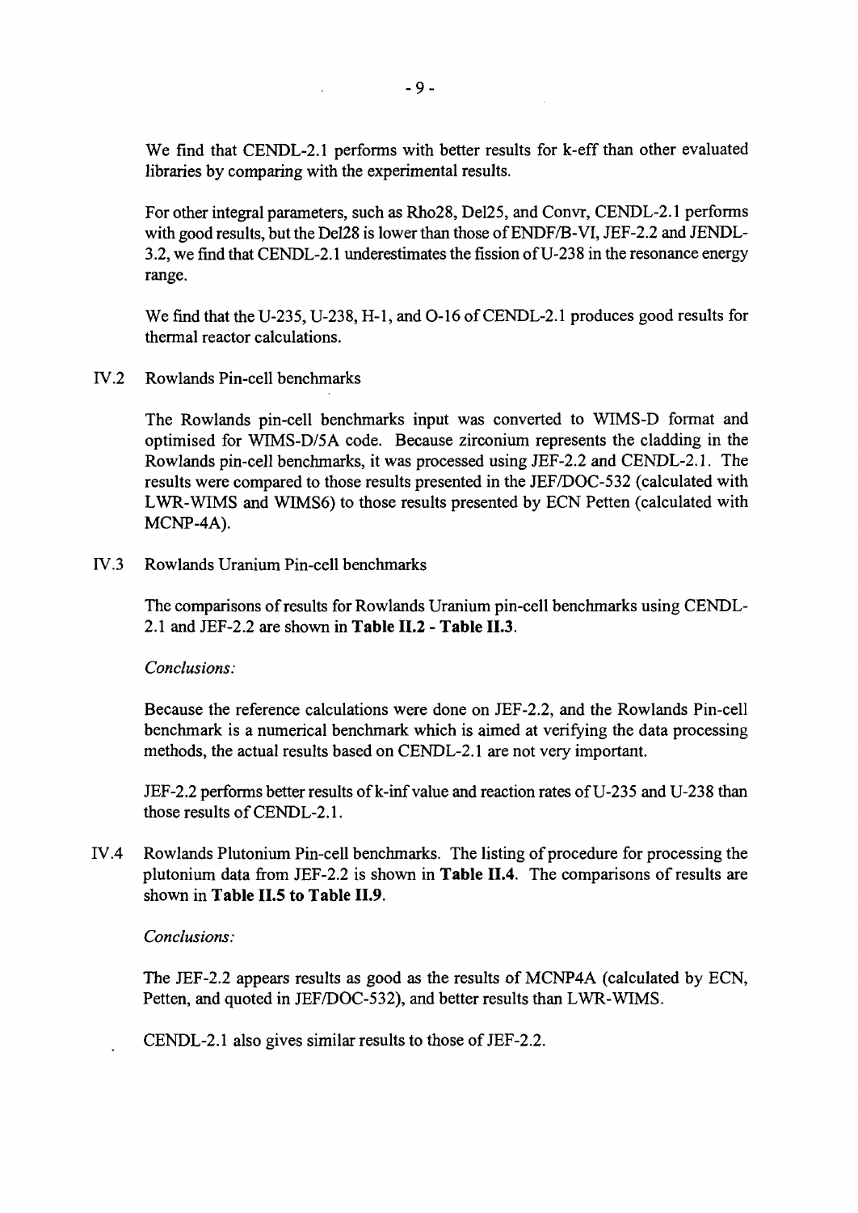We find that CENDL-2.1 performs with better results for k-eff than other evaluated libraries by comparing with the experimental results.

For other integral parameters, such as Rho28, Del25, and Convr, CENDL-2.1 performs with good results, but the Del28 is lower than those of ENDF/B-VI, JEF-2.2 and JENDL-3.2, we find that CENDL-2.1 underestimates the fission of U-238 in the resonance energy range.

We find that the U-235, U-238, H-1, and O-16 of CENDL-2.1 produces good results for thermal reactor calculations.

## IV.2 Rowlands Pin-cell benchmarks

The Rowlands pin-cell benchmarks input was converted to WIMS-D format and optimised for WIMS-D/5A code. Because zirconium represents the cladding in the Rowlands pin-cell benchmarks, it was processed using JEF-2.2 and CENDL-2.1. The results were compared to those results presented in the JEF/DOC-532 (calculated with LWR-WIMS and WIMS6) to those results presented by ECN Petten (calculated with MCNP-4A).

## IV.3 Rowlands Uranium Pin-cell benchmarks

The comparisons of results for Rowlands Uranium pin-cell benchmarks using CENDL-2.1 and JEF-2.2 are shown in **Table II.2 - Table II.3**.

*Conclusions:*

Because the reference calculations were done on JEF-2.2, and the Rowlands Pin-cell benchmark is a numerical benchmark which is aimed at verifying the data processing methods, the actual results based on CENDL-2.1 are not very important.

JEF-2.2 performs better results of k-inf value and reaction rates of U-235 and U-238 than those results of CENDL-2.1.

## IV.4 Rowlands Plutonium Pin-cell benchmarks.

The listing of procedure for processing the plutonium data from JEF-2.2 is shown in **Table II.4**. The comparisons of results are shown in **Table II.5 to Table II.9**.

*Conclusions:*

The JEF-2.2 appears results as good as the results of MCNP4A (calculated by ECN, Petten, and quoted in JEF/DOC-532), and better results than LWR-WIMS.

CENDL-2.1 also gives similar results to those of JEF-2.2.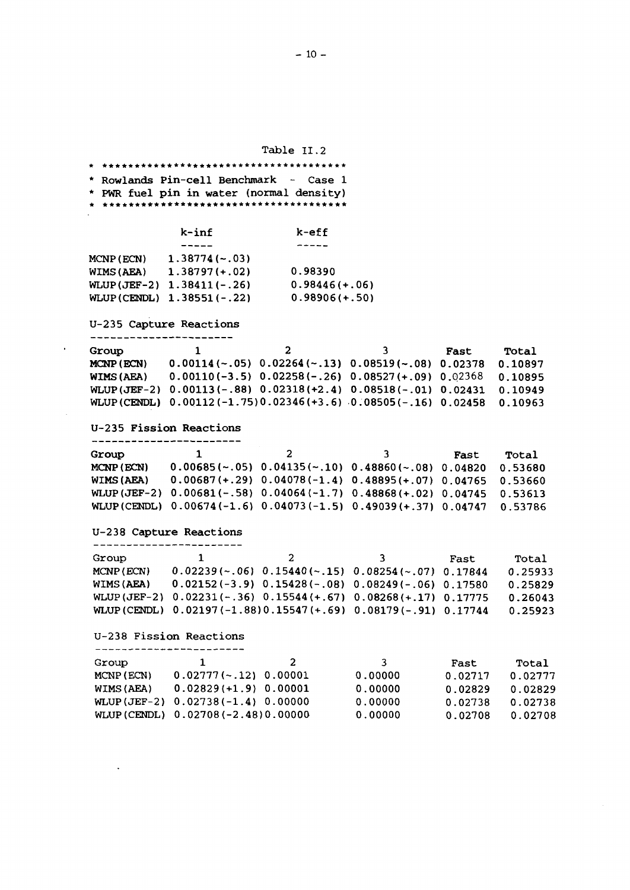Table II.2

```
* *************************************
* Rowlands Pin-cell Benchmark  -  Case 1
* PWR fuel pin in water (normal density)
* *************************************
```

| | k-inf | k-eff |
|---|---|---|
| MCNP(ECN) | 1.38774(-.03) | |
| WIMS(AEA) | 1.38797(+.02) | 0.98390 |
| WLUP(JEF-2) | 1.38411(-.26) | 0.98446(+.06) |
| WLUP(CENDL) | 1.38551(-.22) | 0.98906(+.50) |

U-235 Capture Reactions

| Group | 1 | 2 | 3 | Fast | Total |
|---|---|---|---|---|---|
| MCNP(ECN) | 0.00114(-.05) | 0.02264(-.13) | 0.08519(-.08) | 0.02378 | 0.10897 |
| WIMS(AEA) | 0.00110(-3.5) | 0.02258(-.26) | 0.08527(+.09) | 0.02368 | 0.10895 |
| WLUP(JEF-2) | 0.00113(-.88) | 0.02318(+2.4) | 0.08518(-.01) | 0.02431 | 0.10949 |
| WLUP(CENDL) | 0.00112(-1.75) | 0.02346(+3.6) | 0.08505(-.16) | 0.02458 | 0.10963 |

U-235 Fission Reactions

| Group | 1 | 2 | 3 | Fast | Total |
|---|---|---|---|---|---|
| MCNP(ECN) | 0.00685(-.05) | 0.04135(-.10) | 0.48860(-.08) | 0.04820 | 0.53680 |
| WIMS(AEA) | 0.00687(+.29) | 0.04078(-1.4) | 0.48895(+.07) | 0.04765 | 0.53660 |
| WLUP(JEF-2) | 0.00681(-.58) | 0.04064(-1.7) | 0.48868(+.02) | 0.04745 | 0.53613 |
| WLUP(CENDL) | 0.00674(-1.6) | 0.04073(-1.5) | 0.49039(+.37) | 0.04747 | 0.53786 |

U-238 Capture Reactions

| Group | 1 | 2 | 3 | Fast | Total |
|---|---|---|---|---|---|
| MCNP(ECN) | 0.02239(-.06) | 0.15440(-.15) | 0.08254(-.07) | 0.17844 | 0.25933 |
| WIMS(AEA) | 0.02152(-3.9) | 0.15428(-.08) | 0.08249(-.06) | 0.17580 | 0.25829 |
| WLUP(JEF-2) | 0.02231(-.36) | 0.15544(+.67) | 0.08268(+.17) | 0.17775 | 0.26043 |
| WLUP(CENDL) | 0.02197(-1.88) | 0.15547(+.69) | 0.08179(-.91) | 0.17744 | 0.25923 |

U-238 Fission Reactions

| Group | 1 | 2 | 3 | Fast | Total |
|---|---|---|---|---|---|
| MCNP(ECN) | 0.02777(-.12) | 0.00001 | 0.00000 | 0.02717 | 0.02777 |
| WIMS(AEA) | 0.02829(+1.9) | 0.00001 | 0.00000 | 0.02829 | 0.02829 |
| WLUP(JEF-2) | 0.02738(-1.4) | 0.00000 | 0.00000 | 0.02738 | 0.02738 |
| WLUP(CENDL) | 0.02708(-2.48) | 0.00000 | 0.00000 | 0.02708 | 0.02708 |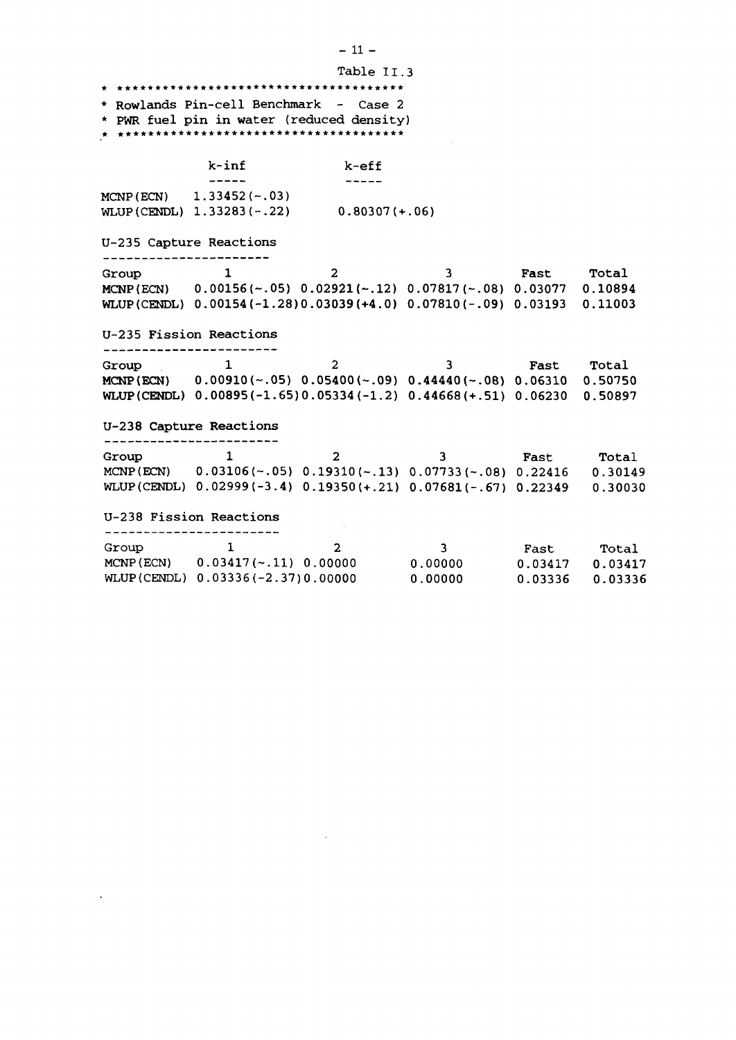Table II.3

```
* ***************************************
* Rowlands Pin-cell Benchmark  -  Case 2
* PWR fuel pin in water (reduced density)
* ***************************************
```

| | k-inf | k-eff |
|---|---|---|
| MCNP(ECN) | 1.33452(~.03) | |
| WLUP(CENDL) | 1.33283(-.22) | 0.80307(+.06) |

**U-235 Capture Reactions**

| Group | 1 | 2 | 3 | Fast | Total |
|---|---|---|---|---|---|
| MCNP(ECN) | 0.00156(~.05) | 0.02921(~.12) | 0.07817(~.08) | 0.03077 | 0.10894 |
| WLUP(CENDL) | 0.00154(-1.28) | 0.03039(+4.0) | 0.07810(-.09) | 0.03193 | 0.11003 |

**U-235 Fission Reactions**

| Group | 1 | 2 | 3 | Fast | Total |
|---|---|---|---|---|---|
| MCNP(ECN) | 0.00910(~.05) | 0.05400(~.09) | 0.44440(~.08) | 0.06310 | 0.50750 |
| WLUP(CENDL) | 0.00895(-1.65) | 0.05334(-1.2) | 0.44668(+.51) | 0.06230 | 0.50897 |

**U-238 Capture Reactions**

| Group | 1 | 2 | 3 | Fast | Total |
|---|---|---|---|---|---|
| MCNP(ECN) | 0.03106(~.05) | 0.19310(~.13) | 0.07733(~.08) | 0.22416 | 0.30149 |
| WLUP(CENDL) | 0.02999(-3.4) | 0.19350(+.21) | 0.07681(-.67) | 0.22349 | 0.30030 |

**U-238 Fission Reactions**

| Group | 1 | 2 | 3 | Fast | Total |
|---|---|---|---|---|---|
| MCNP(ECN) | 0.03417(~.11) | 0.00000 | 0.00000 | 0.03417 | 0.03417 |
| WLUP(CENDL) | 0.03336(-2.37) | 0.00000 | 0.00000 | 0.03336 | 0.03336 |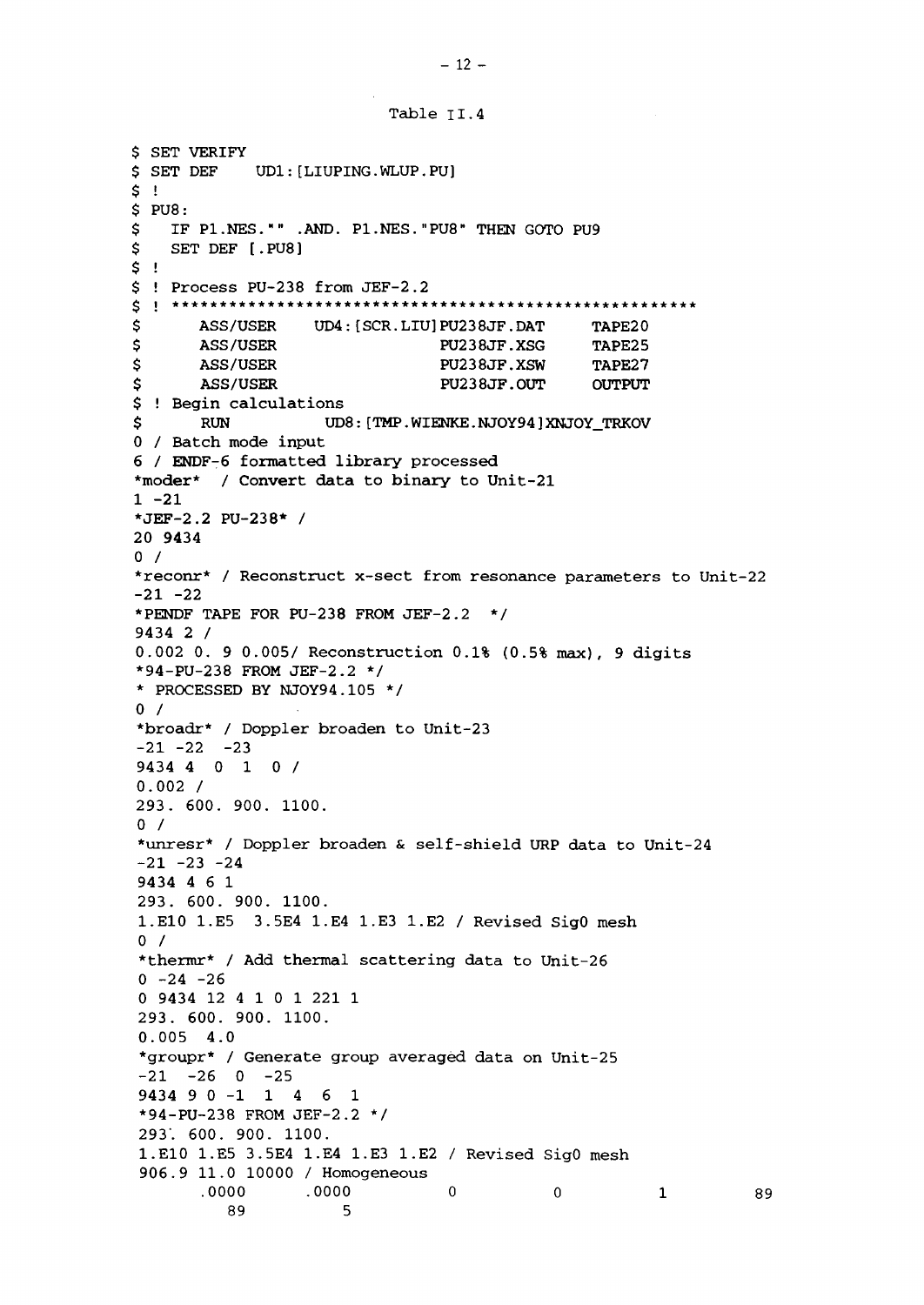Table II.4

```
$ SET VERIFY
$ SET DEF    UD1:[LIUPING.WLUP.PU]
$ !
$ PU8:
$   IF P1.NES."" .AND. P1.NES."PU8" THEN GOTO PU9
$   SET DEF [.PU8]
$ !
$ ! Process PU-238 from JEF-2.2
$ ! *****************************************************
$      ASS/USER    UD4:[SCR.LIU]PU238JF.DAT     TAPE20
$      ASS/USER                 PU238JF.XSG     TAPE25
$      ASS/USER                 PU238JF.XSW     TAPE27
$      ASS/USER                 PU238JF.OUT     OUTPUT
$ ! Begin calculations
$      RUN          UD8:[TMP.WIENKE.NJOY94]XNJOY_TRKOV
0 / Batch mode input
6 / ENDF-6 formatted library processed
*moder*  / Convert data to binary to Unit-21
1 -21
*JEF-2.2 PU-238* /
20 9434
0 /
*reconr* / Reconstruct x-sect from resonance parameters to Unit-22
-21 -22
*PENDF TAPE FOR PU-238 FROM JEF-2.2  */
9434 2 /
0.002 0. 9 0.005/ Reconstruction 0.1% (0.5% max), 9 digits
*94-PU-238 FROM JEF-2.2 */
* PROCESSED BY NJOY94.105 */
0 /
*broadr* / Doppler broaden to Unit-23
-21 -22  -23
9434 4  0  1  0 /
0.002 /
293. 600. 900. 1100.
0 /
*unresr* / Doppler broaden & self-shield URP data to Unit-24
-21 -23 -24
9434 4 6 1
293. 600. 900. 1100.
1.E10 1.E5  3.5E4 1.E4 1.E3 1.E2 / Revised Sig0 mesh
0 /
*thermr* / Add thermal scattering data to Unit-26
0 -24 -26
0 9434 12 4 1 0 1 221 1
293. 600. 900. 1100.
0.005  4.0
*groupr* / Generate group averaged data on Unit-25
-21  -26  0  -25
9434 9 0 -1  1  4  6  1
*94-PU-238 FROM JEF-2.2 */
293. 600. 900. 1100.
1.E10 1.E5 3.5E4 1.E4 1.E3 1.E2 / Revised Sig0 mesh
906.9 11.0 10000 / Homogeneous
      .0000       .0000           0           0           1          89
         89           5
```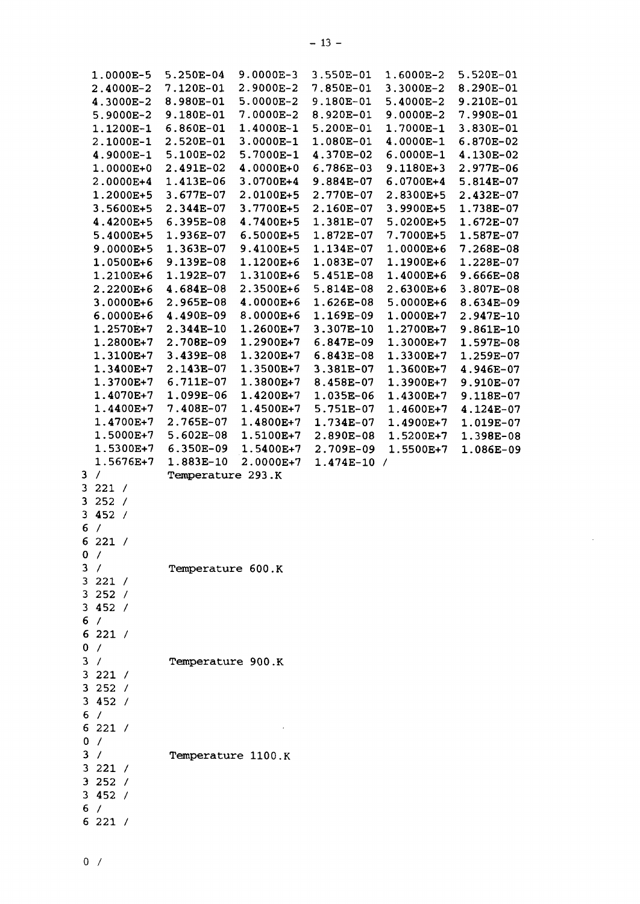```
  1.0000E-5  5.250E-04  9.0000E-3  3.550E-01  1.6000E-2  5.520E-01
  2.4000E-2  7.120E-01  2.9000E-2  7.850E-01  3.3000E-2  8.290E-01
  4.3000E-2  8.980E-01  5.0000E-2  9.180E-01  5.4000E-2  9.210E-01
  5.9000E-2  9.180E-01  7.0000E-2  8.920E-01  9.0000E-2  7.990E-01
  1.1200E-1  6.860E-01  1.4000E-1  5.200E-01  1.7000E-1  3.830E-01
  2.1000E-1  2.520E-01  3.0000E-1  1.080E-01  4.0000E-1  6.870E-02
  4.9000E-1  5.100E-02  5.7000E-1  4.370E-02  6.0000E-1  4.130E-02
  1.0000E+0  2.491E-02  4.0000E+0  6.786E-03  9.1180E+3  2.977E-06
  2.0000E+4  1.413E-06  3.0700E+4  9.884E-07  6.0700E+4  5.814E-07
  1.2000E+5  3.677E-07  2.0100E+5  2.770E-07  2.8300E+5  2.432E-07
  3.5600E+5  2.344E-07  3.7700E+5  2.160E-07  3.9900E+5  1.738E-07
  4.4200E+5  6.395E-08  4.7400E+5  1.381E-07  5.0200E+5  1.672E-07
  5.4000E+5  1.936E-07  6.5000E+5  1.872E-07  7.7000E+5  1.587E-07
  9.0000E+5  1.363E-07  9.4100E+5  1.134E-07  1.0000E+6  7.268E-08
  1.0500E+6  9.139E-08  1.1200E+6  1.083E-07  1.1900E+6  1.228E-07
  1.2100E+6  1.192E-07  1.3100E+6  5.451E-08  1.4000E+6  9.666E-08
  2.2200E+6  4.684E-08  2.3500E+6  5.814E-08  2.6300E+6  3.807E-08
  3.0000E+6  2.965E-08  4.0000E+6  1.626E-08  5.0000E+6  8.634E-09
  6.0000E+6  4.490E-09  8.0000E+6  1.169E-09  1.0000E+7  2.947E-10
  1.2570E+7  2.344E-10  1.2600E+7  3.307E-10  1.2700E+7  9.861E-10
  1.2800E+7  2.708E-09  1.2900E+7  6.847E-09  1.3000E+7  1.597E-08
  1.3100E+7  3.439E-08  1.3200E+7  6.843E-08  1.3300E+7  1.259E-07
  1.3400E+7  2.143E-07  1.3500E+7  3.381E-07  1.3600E+7  4.946E-07
  1.3700E+7  6.711E-07  1.3800E+7  8.458E-07  1.3900E+7  9.910E-07
  1.4070E+7  1.099E-06  1.4200E+7  1.035E-06  1.4300E+7  9.118E-07
  1.4400E+7  7.408E-07  1.4500E+7  5.751E-07  1.4600E+7  4.124E-07
  1.4700E+7  2.765E-07  1.4800E+7  1.734E-07  1.4900E+7  1.019E-07
  1.5000E+7  5.602E-08  1.5100E+7  2.890E-08  1.5200E+7  1.398E-08
  1.5300E+7  6.350E-09  1.5400E+7  2.709E-09  1.5500E+7  1.086E-09
  1.5676E+7  1.883E-10  2.0000E+7  1.474E-10 /
3 /          Temperature 293.K
3 221 /
3 252 /
3 452 /
6 /
6 221 /
0 /
3 /          Temperature 600.K
3 221 /
3 252 /
3 452 /
6 /
6 221 /
0 /
3 /          Temperature 900.K
3 221 /
3 252 /
3 452 /
6 /
6 221 /
0 /
3 /          Temperature 1100.K
3 221 /
3 252 /
3 452 /
6 /
6 221 /

0 /
```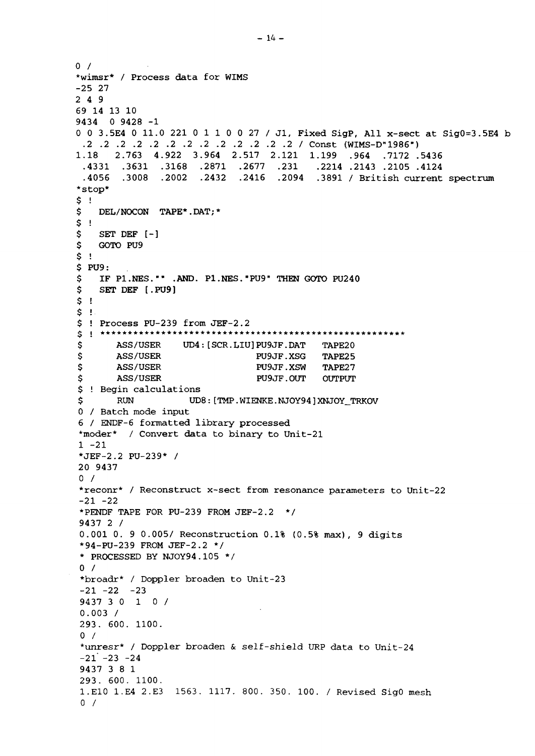```
0 /
*wimsr* / Process data for WIMS
-25 27
2 4 9
69 14 13 10
9434  0 9428 -1
0 0 3.5E4 0 11.0 221 0 1 1 0 0 27 / J1, Fixed SigP, All x-sect at Sig0=3.5E4 b
 .2 .2 .2 .2 .2 .2 .2 .2 .2 .2 .2 .2 .2 / Const (WIMS-D"1986")
1.18   2.763  4.922  3.964  2.517  2.121  1.199  .964  .7172 .5436
 .4331  .3631  .3168  .2871  .2677  .231   .2214 .2143 .2105 .4124
 .4056  .3008  .2002  .2432  .2416  .2094  .3891 / British current spectrum
*stop*
$ !
$   DEL/NOCON  TAPE*.DAT;*
$ !
$   SET DEF [-]
$   GOTO PU9
$ !
$ PU9:
$   IF P1.NES."" .AND. P1.NES."PU9" THEN GOTO PU240
$   SET DEF [.PU9]
$ !
$ !
$ ! Process PU-239 from JEF-2.2
$ ! *****************************************************
$       ASS/USER    UD4:[SCR.LIU]PU9JF.DAT   TAPE20
$       ASS/USER                 PU9JF.XSG   TAPE25
$       ASS/USER                 PU9JF.XSW   TAPE27
$       ASS/USER                 PU9JF.OUT   OUTPUT
$ ! Begin calculations
$       RUN         UD8:[TMP.WIENKE.NJOY94]XNJOY_TRKOV
0 / Batch mode input
6 / ENDF-6 formatted library processed
*moder*  / Convert data to binary to Unit-21
1 -21
*JEF-2.2 PU-239* /
20 9437
0 /
*reconr* / Reconstruct x-sect from resonance parameters to Unit-22
-21 -22
*PENDF TAPE FOR PU-239 FROM JEF-2.2  */
9437 2 /
0.001 0. 9 0.005/ Reconstruction 0.1% (0.5% max), 9 digits
*94-PU-239 FROM JEF-2.2 */
* PROCESSED BY NJOY94.105 */
0 /
*broadr* / Doppler broaden to Unit-23
-21 -22  -23
9437 3 0  1  0 /
0.003 /
293. 600. 1100.
0 /
*unresr* / Doppler broaden & self-shield URP data to Unit-24
-21 -23 -24
9437 3 8 1
293. 600. 1100.
1.E10 1.E4 2.E3  1563. 1117. 800. 350. 100. / Revised Sig0 mesh
0 /
```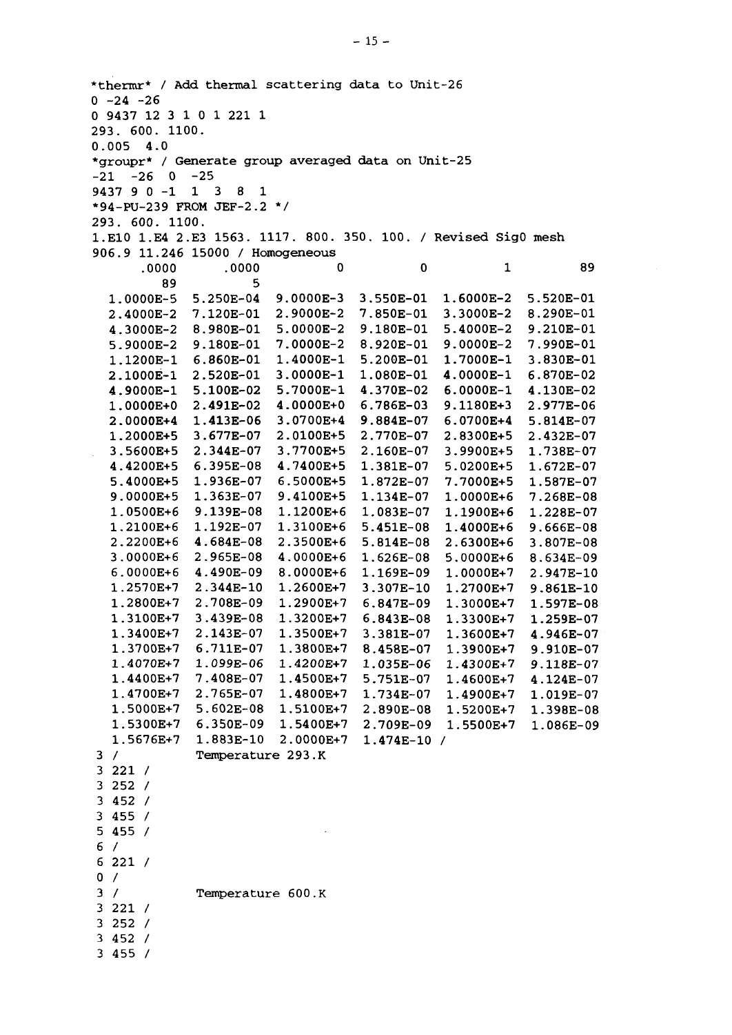```
*thermr* / Add thermal scattering data to Unit-26
0 -24 -26
0 9437 12 3 1 0 1 221 1
293. 600. 1100.
0.005  4.0
*groupr* / Generate group averaged data on Unit-25
-21  -26  0  -25
9437 9 0 -1  1  3  8  1
*94-PU-239 FROM JEF-2.2 */
293. 600. 1100.
1.E10 1.E4 2.E3 1563. 1117. 800. 350. 100. / Revised Sig0 mesh
906.9 11.246 15000 / Homogeneous
     .0000      .0000          0          0          1         89
        89          5
  1.0000E-5  5.250E-04  9.0000E-3  3.550E-01  1.6000E-2  5.520E-01
  2.4000E-2  7.120E-01  2.9000E-2  7.850E-01  3.3000E-2  8.290E-01
  4.3000E-2  8.980E-01  5.0000E-2  9.180E-01  5.4000E-2  9.210E-01
  5.9000E-2  9.180E-01  7.0000E-2  8.920E-01  9.0000E-2  7.990E-01
  1.1200E-1  6.860E-01  1.4000E-1  5.200E-01  1.7000E-1  3.830E-01
  2.1000E-1  2.520E-01  3.0000E-1  1.080E-01  4.0000E-1  6.870E-02
  4.9000E-1  5.100E-02  5.7000E-1  4.370E-02  6.0000E-1  4.130E-02
  1.0000E+0  2.491E-02  4.0000E+0  6.786E-03  9.1180E+3  2.977E-06
  2.0000E+4  1.413E-06  3.0700E+4  9.884E-07  6.0700E+4  5.814E-07
  1.2000E+5  3.677E-07  2.0100E+5  2.770E-07  2.8300E+5  2.432E-07
  3.5600E+5  2.344E-07  3.7700E+5  2.160E-07  3.9900E+5  1.738E-07
  4.4200E+5  6.395E-08  4.7400E+5  1.381E-07  5.0200E+5  1.672E-07
  5.4000E+5  1.936E-07  6.5000E+5  1.872E-07  7.7000E+5  1.587E-07
  9.0000E+5  1.363E-07  9.4100E+5  1.134E-07  1.0000E+6  7.268E-08
  1.0500E+6  9.139E-08  1.1200E+6  1.083E-07  1.1900E+6  1.228E-07
  1.2100E+6  1.192E-07  1.3100E+6  5.451E-08  1.4000E+6  9.666E-08
  2.2200E+6  4.684E-08  2.3500E+6  5.814E-08  2.6300E+6  3.807E-08
  3.0000E+6  2.965E-08  4.0000E+6  1.626E-08  5.0000E+6  8.634E-09
  6.0000E+6  4.490E-09  8.0000E+6  1.169E-09  1.0000E+7  2.947E-10
  1.2570E+7  2.344E-10  1.2600E+7  3.307E-10  1.2700E+7  9.861E-10
  1.2800E+7  2.708E-09  1.2900E+7  6.847E-09  1.3000E+7  1.597E-08
  1.3100E+7  3.439E-08  1.3200E+7  6.843E-08  1.3300E+7  1.259E-07
  1.3400E+7  2.143E-07  1.3500E+7  3.381E-07  1.3600E+7  4.946E-07
  1.3700E+7  6.711E-07  1.3800E+7  8.458E-07  1.3900E+7  9.910E-07
  1.4070E+7  1.099E-06  1.4200E+7  1.035E-06  1.4300E+7  9.118E-07
  1.4400E+7  7.408E-07  1.4500E+7  5.751E-07  1.4600E+7  4.124E-07
  1.4700E+7  2.765E-07  1.4800E+7  1.734E-07  1.4900E+7  1.019E-07
  1.5000E+7  5.602E-08  1.5100E+7  2.890E-08  1.5200E+7  1.398E-08
  1.5300E+7  6.350E-09  1.5400E+7  2.709E-09  1.5500E+7  1.086E-09
  1.5676E+7  1.883E-10  2.0000E+7  1.474E-10 /
3 /          Temperature 293.K
3 221 /
3 252 /
3 452 /
3 455 /
5 455 /
6 /
6 221 /
0 /
3 /          Temperature 600.K
3 221 /
3 252 /
3 452 /
3 455 /
```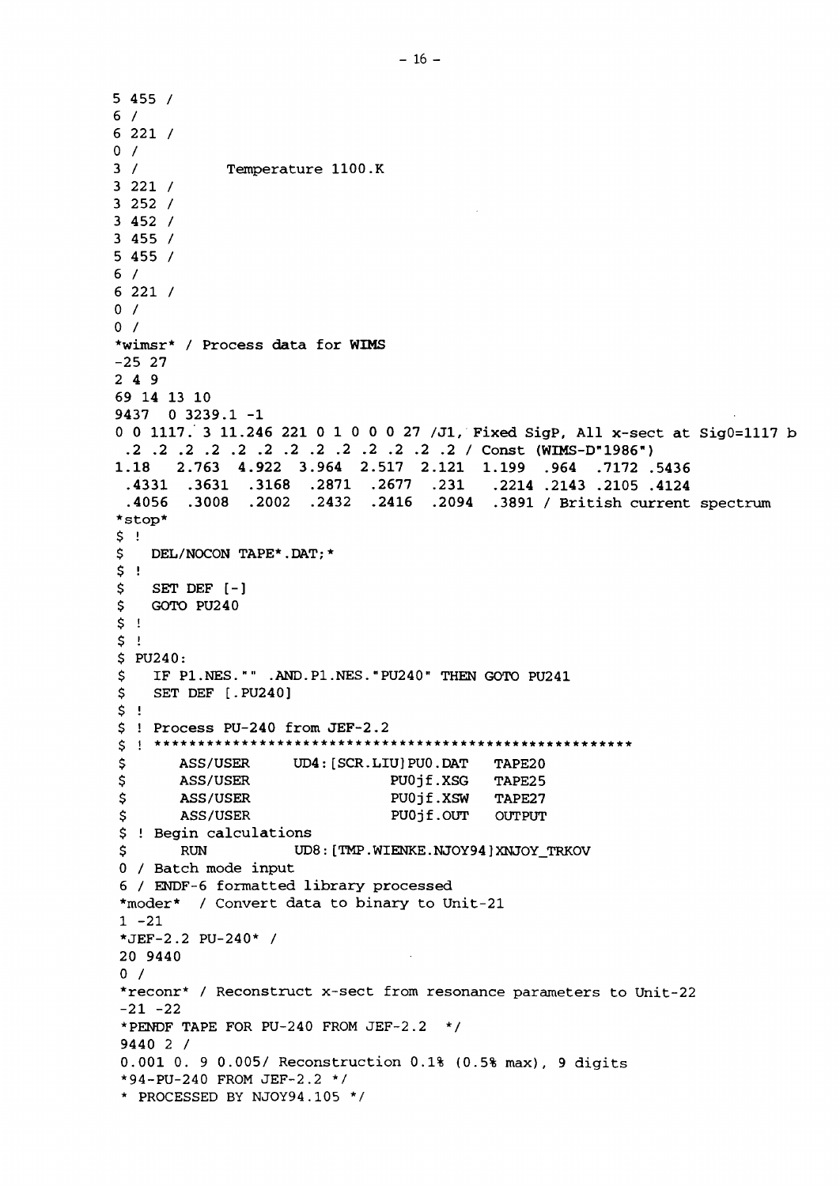```
5 455 /
6 /
6 221 /
0 /
3 /         Temperature 1100.K
3 221 /
3 252 /
3 452 /
3 455 /
5 455 /
6 /
6 221 /
0 /
0 /
*wimsr* / Process data for WIMS
-25 27
2 4 9
69 14 13 10
9437  0 3239.1 -1
0 0 1117. 3 11.246 221 0 1 0 0 0 27 /J1, Fixed SigP, All x-sect at Sig0=1117 b
 .2 .2 .2 .2 .2 .2 .2 .2 .2 .2 .2 .2 .2 / Const (WIMS-D"1986")
1.18   2.763  4.922  3.964  2.517  2.121  1.199  .964  .7172 .5436
 .4331  .3631  .3168  .2871  .2677  .231   .2214 .2143 .2105 .4124
 .4056  .3008  .2002  .2432  .2416  .2094  .3891 / British current spectrum
*stop*
$ !
$   DEL/NOCON TAPE*.DAT;*
$ !
$   SET DEF [-]
$   GOTO PU240
$ !
$ !
$ PU240:
$   IF P1.NES."" .AND.P1.NES."PU240" THEN GOTO PU241
$   SET DEF [.PU240]
$ !
$ ! Process PU-240 from JEF-2.2
$ ! ******************************************************
$      ASS/USER     UD4:[SCR.LIU]PU0.DAT   TAPE20
$      ASS/USER                PU0jf.XSG   TAPE25
$      ASS/USER                PU0jf.XSW   TAPE27
$      ASS/USER                PU0jf.OUT   OUTPUT
$ ! Begin calculations
$      RUN          UD8:[TMP.WIENKE.NJOY94]XNJOY_TRKOV
0 / Batch mode input
6 / ENDF-6 formatted library processed
*moder* / Convert data to binary to Unit-21
1 -21
*JEF-2.2 PU-240* /
20 9440
0 /
*reconr* / Reconstruct x-sect from resonance parameters to Unit-22
-21 -22
*PENDF TAPE FOR PU-240 FROM JEF-2.2  */
9440 2 /
0.001 0. 9 0.005/ Reconstruction 0.1% (0.5% max), 9 digits
*94-PU-240 FROM JEF-2.2 */
* PROCESSED BY NJOY94.105 */
```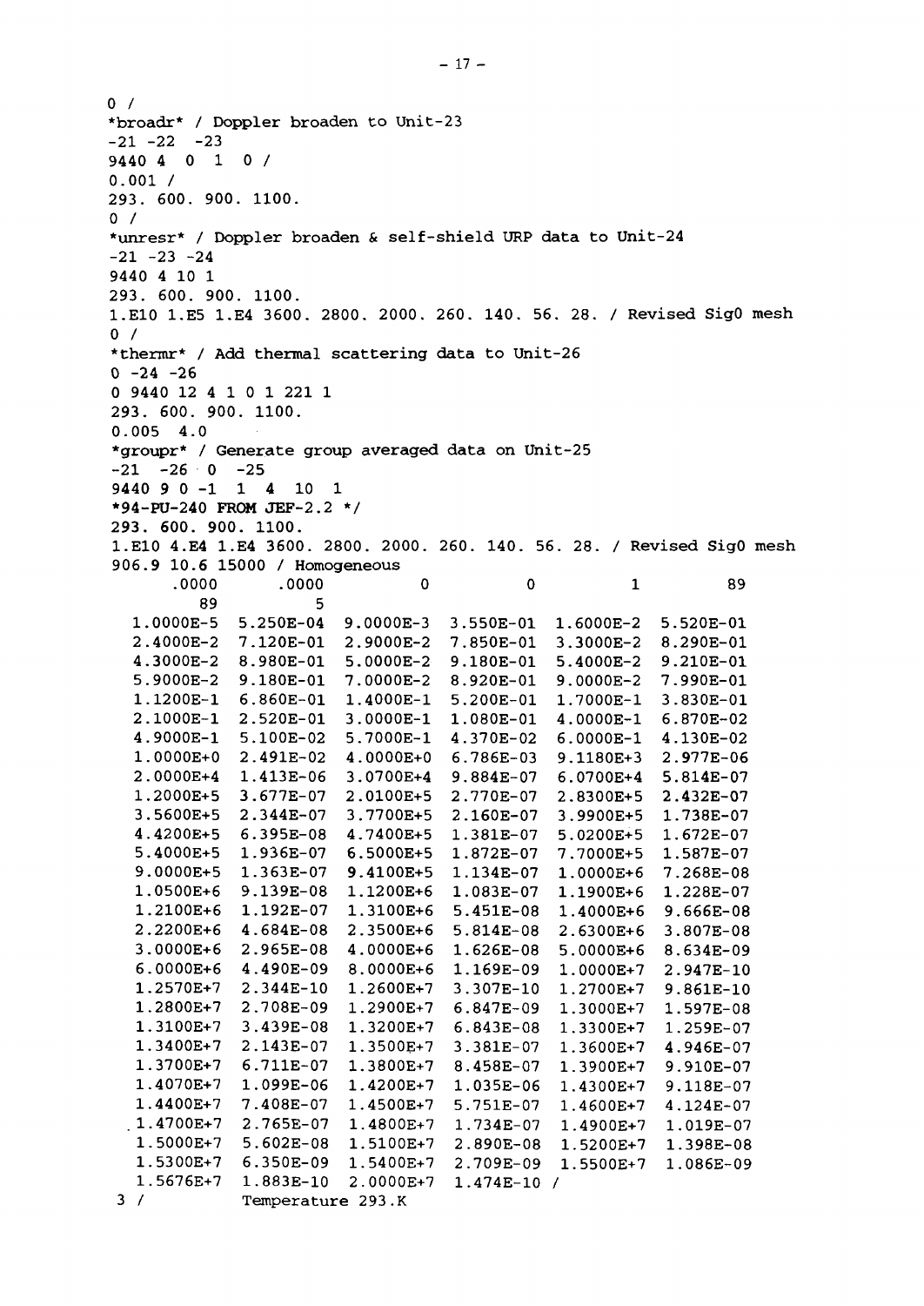```
0 /
*broadr* / Doppler broaden to Unit-23
-21 -22  -23
9440 4  0  1  0 /
0.001 /
293. 600. 900. 1100.
0 /
*unresr* / Doppler broaden & self-shield URP data to Unit-24
-21 -23 -24
9440 4 10 1
293. 600. 900. 1100.
1.E10 1.E5 1.E4 3600. 2800. 2000. 260. 140. 56. 28. / Revised Sig0 mesh
0 /
*thermr* / Add thermal scattering data to Unit-26
0 -24 -26
0 9440 12 4 1 0 1 221 1
293. 600. 900. 1100.
0.005  4.0
*groupr* / Generate group averaged data on Unit-25
-21  -26  0  -25
9440 9 0 -1  1  4  10  1
*94-PU-240 FROM JEF-2.2 */
293. 600. 900. 1100.
1.E10 4.E4 1.E4 3600. 2800. 2000. 260. 140. 56. 28. / Revised Sig0 mesh
906.9 10.6 15000 / Homogeneous
      .0000      .0000          0          0          1         89
        89          5
  1.0000E-5  5.250E-04  9.0000E-3  3.550E-01  1.6000E-2  5.520E-01
  2.4000E-2  7.120E-01  2.9000E-2  7.850E-01  3.3000E-2  8.290E-01
  4.3000E-2  8.980E-01  5.0000E-2  9.180E-01  5.4000E-2  9.210E-01
  5.9000E-2  9.180E-01  7.0000E-2  8.920E-01  9.0000E-2  7.990E-01
  1.1200E-1  6.860E-01  1.4000E-1  5.200E-01  1.7000E-1  3.830E-01
  2.1000E-1  2.520E-01  3.0000E-1  1.080E-01  4.0000E-1  6.870E-02
  4.9000E-1  5.100E-02  5.7000E-1  4.370E-02  6.0000E-1  4.130E-02
  1.0000E+0  2.491E-02  4.0000E+0  6.786E-03  9.1180E+3  2.977E-06
  2.0000E+4  1.413E-06  3.0700E+4  9.884E-07  6.0700E+4  5.814E-07
  1.2000E+5  3.677E-07  2.0100E+5  2.770E-07  2.8300E+5  2.432E-07
  3.5600E+5  2.344E-07  3.7700E+5  2.160E-07  3.9900E+5  1.738E-07
  4.4200E+5  6.395E-08  4.7400E+5  1.381E-07  5.0200E+5  1.672E-07
  5.4000E+5  1.936E-07  6.5000E+5  1.872E-07  7.7000E+5  1.587E-07
  9.0000E+5  1.363E-07  9.4100E+5  1.134E-07  1.0000E+6  7.268E-08
  1.0500E+6  9.139E-08  1.1200E+6  1.083E-07  1.1900E+6  1.228E-07
  1.2100E+6  1.192E-07  1.3100E+6  5.451E-08  1.4000E+6  9.666E-08
  2.2200E+6  4.684E-08  2.3500E+6  5.814E-08  2.6300E+6  3.807E-08
  3.0000E+6  2.965E-08  4.0000E+6  1.626E-08  5.0000E+6  8.634E-09
  6.0000E+6  4.490E-09  8.0000E+6  1.169E-09  1.0000E+7  2.947E-10
  1.2570E+7  2.344E-10  1.2600E+7  3.307E-10  1.2700E+7  9.861E-10
  1.2800E+7  2.708E-09  1.2900E+7  6.847E-09  1.3000E+7  1.597E-08
  1.3100E+7  3.439E-08  1.3200E+7  6.843E-08  1.3300E+7  1.259E-07
  1.3400E+7  2.143E-07  1.3500E+7  3.381E-07  1.3600E+7  4.946E-07
  1.3700E+7  6.711E-07  1.3800E+7  8.458E-07  1.3900E+7  9.910E-07
  1.4070E+7  1.099E-06  1.4200E+7  1.035E-06  1.4300E+7  9.118E-07
  1.4400E+7  7.408E-07  1.4500E+7  5.751E-07  1.4600E+7  4.124E-07
  1.4700E+7  2.765E-07  1.4800E+7  1.734E-07  1.4900E+7  1.019E-07
  1.5000E+7  5.602E-08  1.5100E+7  2.890E-08  1.5200E+7  1.398E-08
  1.5300E+7  6.350E-09  1.5400E+7  2.709E-09  1.5500E+7  1.086E-09
  1.5676E+7  1.883E-10  2.0000E+7  1.474E-10 /
 3 /         Temperature 293.K
```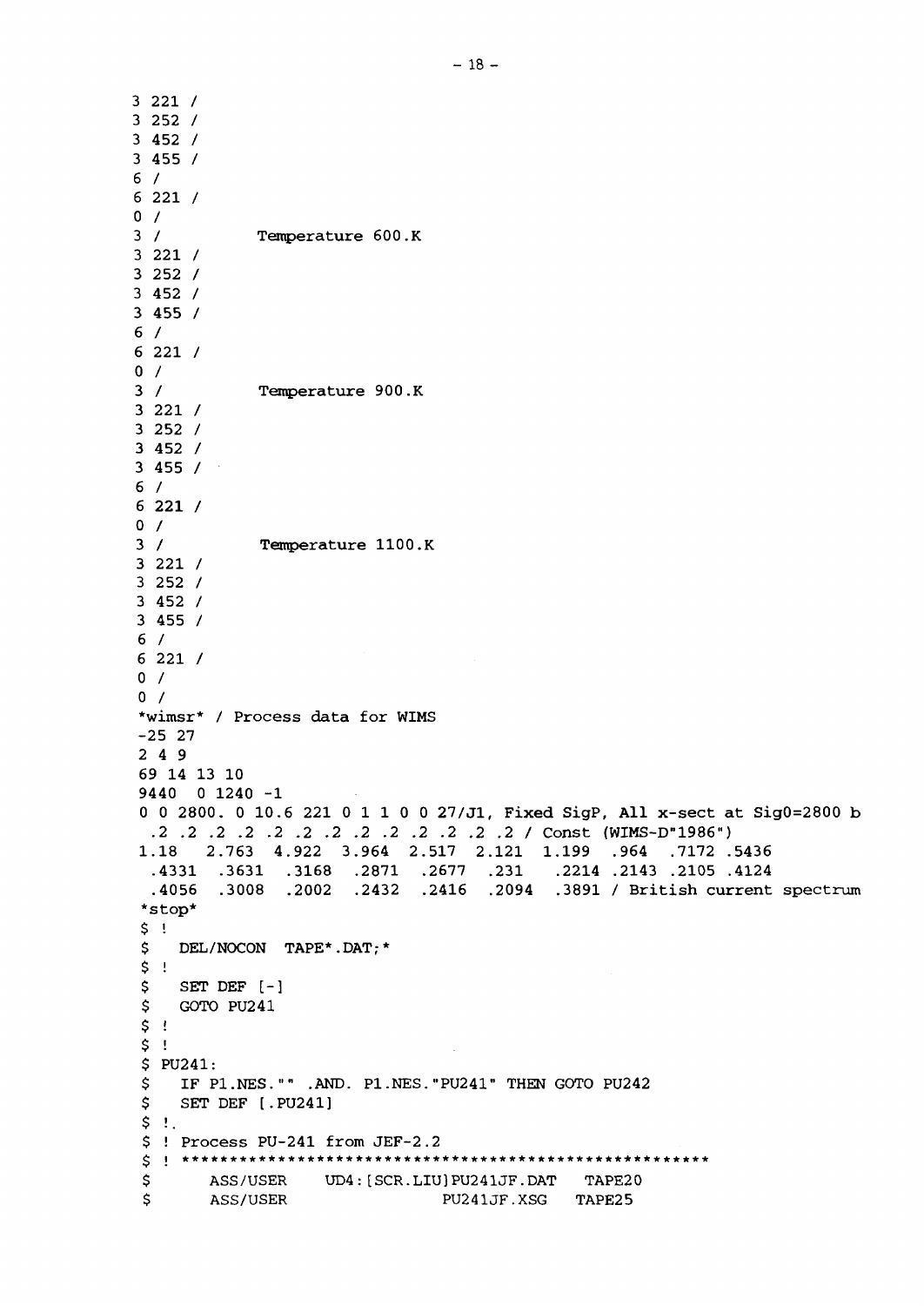```
3 221 /
3 252 /
3 452 /
3 455 /
6 /
6 221 /
0 /
3 /           Temperature 600.K
3 221 /
3 252 /
3 452 /
3 455 /
6 /
6 221 /
0 /
3 /           Temperature 900.K
3 221 /
3 252 /
3 452 /
3 455 /
6 /
6 221 /
0 /
3 /           Temperature 1100.K
3 221 /
3 252 /
3 452 /
3 455 /
6 /
6 221 /
0 /
0 /
*wimsr* / Process data for WIMS
-25 27
2 4 9
69 14 13 10
9440  0 1240 -1
0 0 2800. 0 10.6 221 0 1 1 0 0 27/J1, Fixed SigP, All x-sect at Sig0=2800 b
 .2 .2 .2 .2 .2 .2 .2 .2 .2 .2 .2 .2 .2 / Const (WIMS-D"1986")
1.18   2.763  4.922  3.964  2.517  2.121  1.199  .964  .7172 .5436
 .4331  .3631  .3168  .2871  .2677  .231   .2214 .2143 .2105 .4124
 .4056  .3008  .2002  .2432  .2416  .2094  .3891 / British current spectrum
*stop*
$ !
$   DEL/NOCON  TAPE*.DAT;*
$ !
$   SET DEF [-]
$   GOTO PU241
$ !
$ !
$ PU241:
$   IF P1.NES."" .AND. P1.NES."PU241" THEN GOTO PU242
$   SET DEF [.PU241]
$ !.
$ ! Process PU-241 from JEF-2.2
$ ! ******************************************************
$      ASS/USER    UD4:[SCR.LIU]PU241JF.DAT   TAPE20
$      ASS/USER                 PU241JF.XSG   TAPE25
```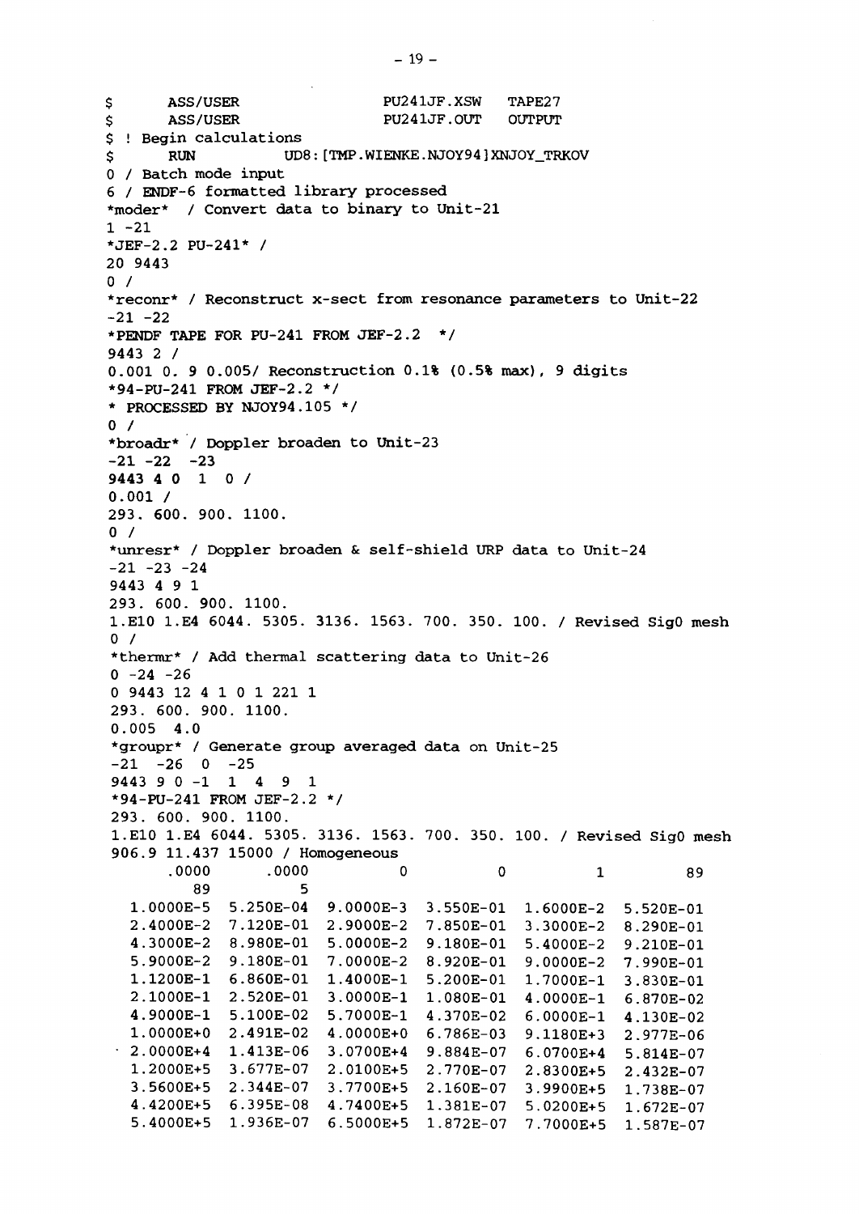```
$      ASS/USER                PU241JF.XSW   TAPE27
$      ASS/USER                PU241JF.OUT   OUTPUT
$ ! Begin calculations
$      RUN          UD8:[TMP.WIENKE.NJOY94]XNJOY_TRKOV
0 / Batch mode input
6 / ENDF-6 formatted library processed
*moder* / Convert data to binary to Unit-21
1 -21
*JEF-2.2 PU-241* /
20 9443
0 /
*reconr* / Reconstruct x-sect from resonance parameters to Unit-22
-21 -22
*PENDF TAPE FOR PU-241 FROM JEF-2.2  */
9443 2 /
0.001 0. 9 0.005/ Reconstruction 0.1% (0.5% max), 9 digits
*94-PU-241 FROM JEF-2.2 */
* PROCESSED BY NJOY94.105 */
0 /
*broadr* / Doppler broaden to Unit-23
-21 -22  -23
9443 4 0  1  0 /
0.001 /
293. 600. 900. 1100.
0 /
*unresr* / Doppler broaden & self-shield URP data to Unit-24
-21 -23 -24
9443 4 9 1
293. 600. 900. 1100.
1.E10 1.E4 6044. 5305. 3136. 1563. 700. 350. 100. / Revised Sig0 mesh
0 /
*thermr* / Add thermal scattering data to Unit-26
0 -24 -26
0 9443 12 4 1 0 1 221 1
293. 600. 900. 1100.
0.005  4.0
*groupr* / Generate group averaged data on Unit-25
-21  -26  0  -25
9443 9 0 -1  1  4  9  1
*94-PU-241 FROM JEF-2.2 */
293. 600. 900. 1100.
1.E10 1.E4 6044. 5305. 3136. 1563. 700. 350. 100. / Revised Sig0 mesh
906.9 11.437 15000 / Homogeneous
      .0000      .0000          0          0          1         89
        89          5
  1.0000E-5  5.250E-04  9.0000E-3  3.550E-01  1.6000E-2  5.520E-01
  2.4000E-2  7.120E-01  2.9000E-2  7.850E-01  3.3000E-2  8.290E-01
  4.3000E-2  8.980E-01  5.0000E-2  9.180E-01  5.4000E-2  9.210E-01
  5.9000E-2  9.180E-01  7.0000E-2  8.920E-01  9.0000E-2  7.990E-01
  1.1200E-1  6.860E-01  1.4000E-1  5.200E-01  1.7000E-1  3.830E-01
  2.1000E-1  2.520E-01  3.0000E-1  1.080E-01  4.0000E-1  6.870E-02
  4.9000E-1  5.100E-02  5.7000E-1  4.370E-02  6.0000E-1  4.130E-02
  1.0000E+0  2.491E-02  4.0000E+0  6.786E-03  9.1180E+3  2.977E-06
  2.0000E+4  1.413E-06  3.0700E+4  9.884E-07  6.0700E+4  5.814E-07
  1.2000E+5  3.677E-07  2.0100E+5  2.770E-07  2.8300E+5  2.432E-07
  3.5600E+5  2.344E-07  3.7700E+5  2.160E-07  3.9900E+5  1.738E-07
  4.4200E+5  6.395E-08  4.7400E+5  1.381E-07  5.0200E+5  1.672E-07
  5.4000E+5  1.936E-07  6.5000E+5  1.872E-07  7.7000E+5  1.587E-07
```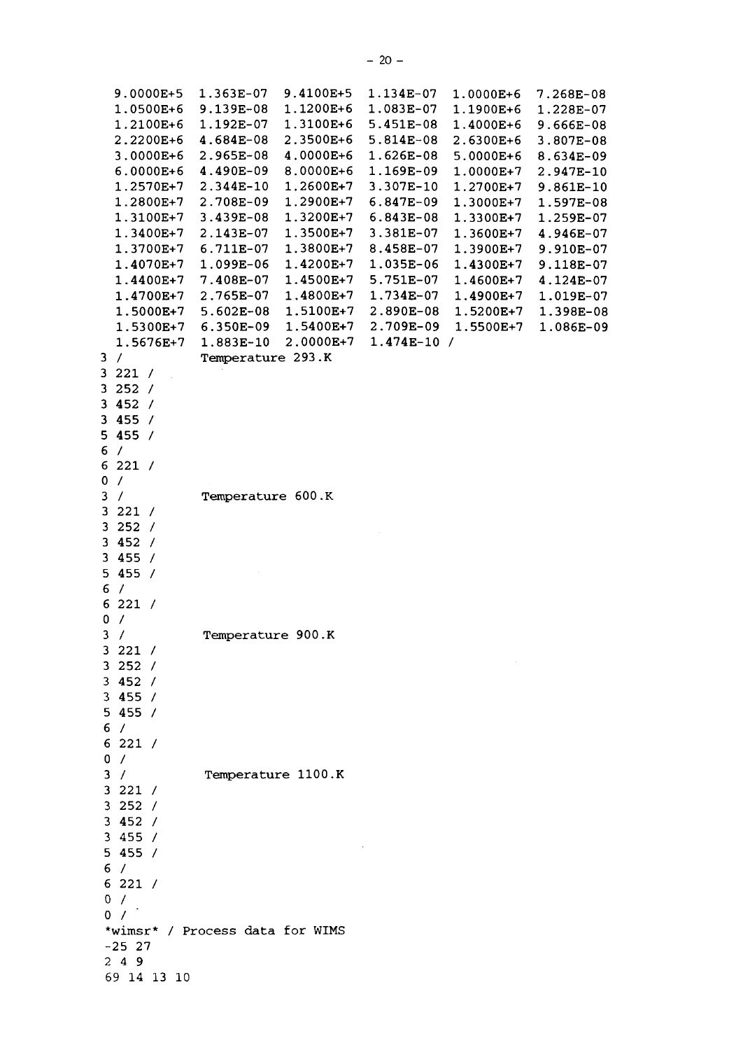```
  9.0000E+5  1.363E-07  9.4100E+5  1.134E-07  1.0000E+6  7.268E-08
  1.0500E+6  9.139E-08  1.1200E+6  1.083E-07  1.1900E+6  1.228E-07
  1.2100E+6  1.192E-07  1.3100E+6  5.451E-08  1.4000E+6  9.666E-08
  2.2200E+6  4.684E-08  2.3500E+6  5.814E-08  2.6300E+6  3.807E-08
  3.0000E+6  2.965E-08  4.0000E+6  1.626E-08  5.0000E+6  8.634E-09
  6.0000E+6  4.490E-09  8.0000E+6  1.169E-09  1.0000E+7  2.947E-10
  1.2570E+7  2.344E-10  1.2600E+7  3.307E-10  1.2700E+7  9.861E-10
  1.2800E+7  2.708E-09  1.2900E+7  6.847E-09  1.3000E+7  1.597E-08
  1.3100E+7  3.439E-08  1.3200E+7  6.843E-08  1.3300E+7  1.259E-07
  1.3400E+7  2.143E-07  1.3500E+7  3.381E-07  1.3600E+7  4.946E-07
  1.3700E+7  6.711E-07  1.3800E+7  8.458E-07  1.3900E+7  9.910E-07
  1.4070E+7  1.099E-06  1.4200E+7  1.035E-06  1.4300E+7  9.118E-07
  1.4400E+7  7.408E-07  1.4500E+7  5.751E-07  1.4600E+7  4.124E-07
  1.4700E+7  2.765E-07  1.4800E+7  1.734E-07  1.4900E+7  1.019E-07
  1.5000E+7  5.602E-08  1.5100E+7  2.890E-08  1.5200E+7  1.398E-08
  1.5300E+7  6.350E-09  1.5400E+7  2.709E-09  1.5500E+7  1.086E-09
  1.5676E+7  1.883E-10  2.0000E+7  1.474E-10 /
3 /         Temperature 293.K
3 221 /
3 252 /
3 452 /
3 455 /
5 455 /
6 /
6 221 /
0 /
3 /         Temperature 600.K
3 221 /
3 252 /
3 452 /
3 455 /
5 455 /
6 /
6 221 /
0 /
3 /         Temperature 900.K
3 221 /
3 252 /
3 452 /
3 455 /
5 455 /
6 /
6 221 /
0 /
3 /         Temperature 1100.K
3 221 /
3 252 /
3 452 /
3 455 /
5 455 /
6 /
6 221 /
0 /
0 /
*wimsr* / Process data for WIMS
-25 27
2 4 9
69 14 13 10
```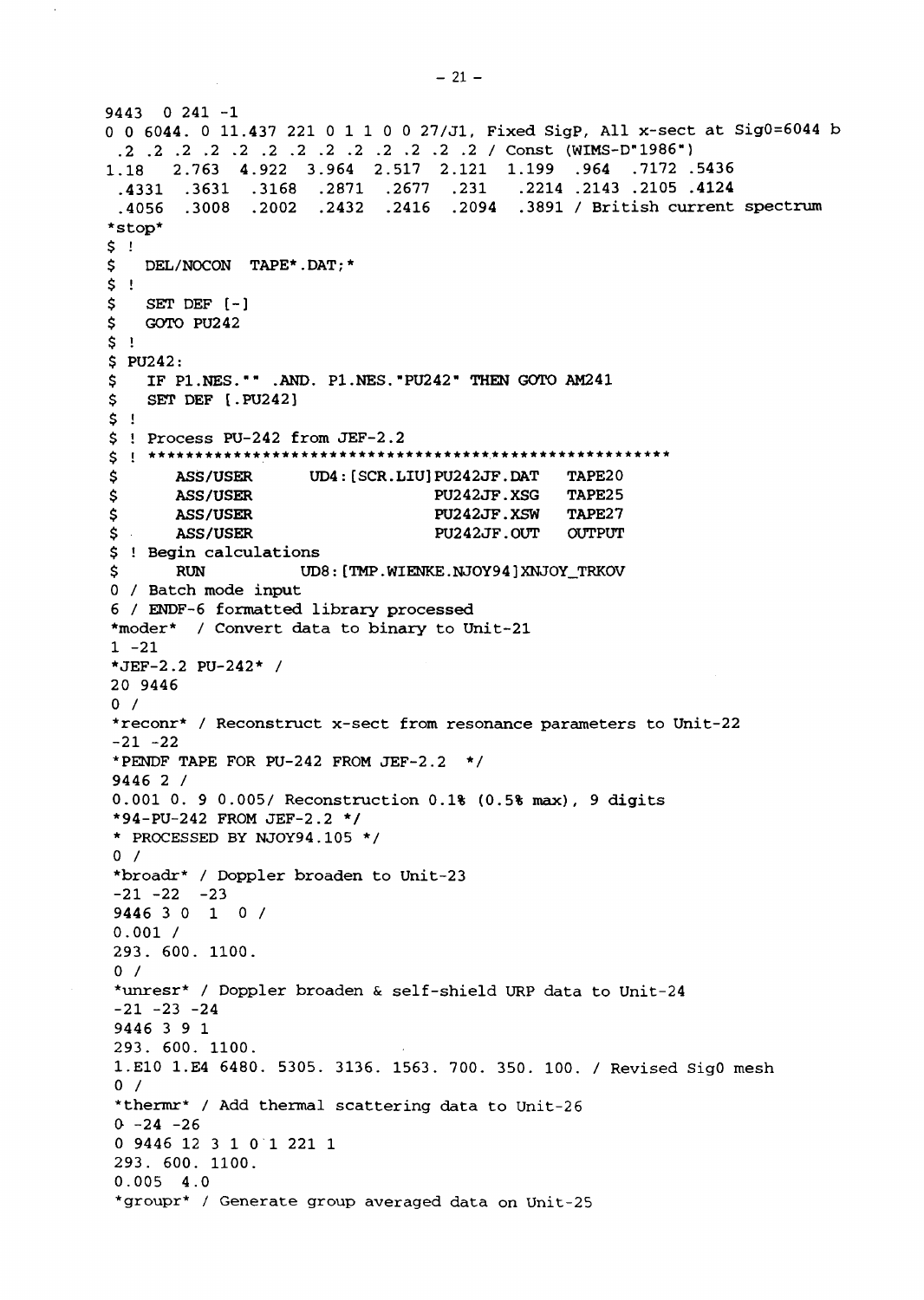```
9443  0 241 -1
0 0 6044. 0 11.437 221 0 1 1 0 0 27/J1, Fixed SigP, All x-sect at Sig0=6044 b
 .2 .2 .2 .2 .2 .2 .2 .2 .2 .2 .2 .2 / Const (WIMS-D"1986")
1.18   2.763  4.922  3.964  2.517  2.121  1.199  .964  .7172 .5436
 .4331  .3631  .3168  .2871  .2677  .231   .2214 .2143 .2105 .4124
 .4056  .3008  .2002  .2432  .2416  .2094  .3891 / British current spectrum
*stop*
$ !
$   DEL/NOCON  TAPE*.DAT;*
$ !
$   SET DEF [-]
$   GOTO PU242
$ !
$ PU242:
$   IF P1.NES."" .AND. P1.NES."PU242" THEN GOTO AM241
$   SET DEF [.PU242]
$ !
$ ! Process PU-242 from JEF-2.2
$ ! ******************************************************
$      ASS/USER      UD4:[SCR.LIU]PU242JF.DAT   TAPE20
$      ASS/USER                   PU242JF.XSG   TAPE25
$      ASS/USER                   PU242JF.XSW   TAPE27
$      ASS/USER                   PU242JF.OUT   OUTPUT
$ ! Begin calculations
$      RUN          UD8:[TMP.WIENKE.NJOY94]XNJOY_TRKOV
0 / Batch mode input
6 / ENDF-6 formatted library processed
*moder* / Convert data to binary to Unit-21
1 -21
*JEF-2.2 PU-242* /
20 9446
0 /
*reconr* / Reconstruct x-sect from resonance parameters to Unit-22
-21 -22
*PENDF TAPE FOR PU-242 FROM JEF-2.2  */
9446 2 /
0.001 0. 9 0.005/ Reconstruction 0.1% (0.5% max), 9 digits
*94-PU-242 FROM JEF-2.2 */
* PROCESSED BY NJOY94.105 */
0 /
*broadr* / Doppler broaden to Unit-23
-21 -22  -23
9446 3 0  1  0 /
0.001 /
293. 600. 1100.
0 /
*unresr* / Doppler broaden & self-shield URP data to Unit-24
-21 -23 -24
9446 3 9 1
293. 600. 1100.
1.E10 1.E4 6480. 5305. 3136. 1563. 700. 350. 100. / Revised Sig0 mesh
0 /
*thermr* / Add thermal scattering data to Unit-26
0 -24 -26
0 9446 12 3 1 0 1 221 1
293. 600. 1100.
0.005  4.0
*groupr* / Generate group averaged data on Unit-25
```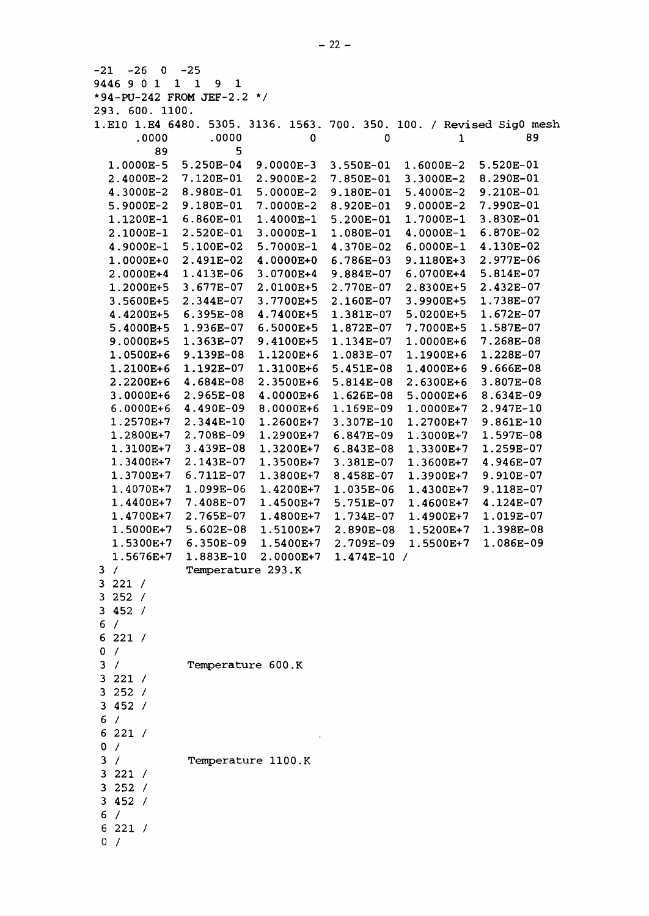```
-21  -26  0  -25
9446 9 0 1  1  1  9  1
*94-PU-242 FROM JEF-2.2 */
293. 600. 1100.
1.E10 1.E4 6480. 5305. 3136. 1563. 700. 350. 100. / Revised Sig0 mesh
      .0000      .0000          0          0          1         89
         89          5
  1.0000E-5  5.250E-04  9.0000E-3  3.550E-01  1.6000E-2  5.520E-01
  2.4000E-2  7.120E-01  2.9000E-2  7.850E-01  3.3000E-2  8.290E-01
  4.3000E-2  8.980E-01  5.0000E-2  9.180E-01  5.4000E-2  9.210E-01
  5.9000E-2  9.180E-01  7.0000E-2  8.920E-01  9.0000E-2  7.990E-01
  1.1200E-1  6.860E-01  1.4000E-1  5.200E-01  1.7000E-1  3.830E-01
  2.1000E-1  2.520E-01  3.0000E-1  1.080E-01  4.0000E-1  6.870E-02
  4.9000E-1  5.100E-02  5.7000E-1  4.370E-02  6.0000E-1  4.130E-02
  1.0000E+0  2.491E-02  4.0000E+0  6.786E-03  9.1180E+3  2.977E-06
  2.0000E+4  1.413E-06  3.0700E+4  9.884E-07  6.0700E+4  5.814E-07
  1.2000E+5  3.677E-07  2.0100E+5  2.770E-07  2.8300E+5  2.432E-07
  3.5600E+5  2.344E-07  3.7700E+5  2.160E-07  3.9900E+5  1.738E-07
  4.4200E+5  6.395E-08  4.7400E+5  1.381E-07  5.0200E+5  1.672E-07
  5.4000E+5  1.936E-07  6.5000E+5  1.872E-07  7.7000E+5  1.587E-07
  9.0000E+5  1.363E-07  9.4100E+5  1.134E-07  1.0000E+6  7.268E-08
  1.0500E+6  9.139E-08  1.1200E+6  1.083E-07  1.1900E+6  1.228E-07
  1.2100E+6  1.192E-07  1.3100E+6  5.451E-08  1.4000E+6  9.666E-08
  2.2200E+6  4.684E-08  2.3500E+6  5.814E-08  2.6300E+6  3.807E-08
  3.0000E+6  2.965E-08  4.0000E+6  1.626E-08  5.0000E+6  8.634E-09
  6.0000E+6  4.490E-09  8.0000E+6  1.169E-09  1.0000E+7  2.947E-10
  1.2570E+7  2.344E-10  1.2600E+7  3.307E-10  1.2700E+7  9.861E-10
  1.2800E+7  2.708E-09  1.2900E+7  6.847E-09  1.3000E+7  1.597E-08
  1.3100E+7  3.439E-08  1.3200E+7  6.843E-08  1.3300E+7  1.259E-07
  1.3400E+7  2.143E-07  1.3500E+7  3.381E-07  1.3600E+7  4.946E-07
  1.3700E+7  6.711E-07  1.3800E+7  8.458E-07  1.3900E+7  9.910E-07
  1.4070E+7  1.099E-06  1.4200E+7  1.035E-06  1.4300E+7  9.118E-07
  1.4400E+7  7.408E-07  1.4500E+7  5.751E-07  1.4600E+7  4.124E-07
  1.4700E+7  2.765E-07  1.4800E+7  1.734E-07  1.4900E+7  1.019E-07
  1.5000E+7  5.602E-08  1.5100E+7  2.890E-08  1.5200E+7  1.398E-08
  1.5300E+7  6.350E-09  1.5400E+7  2.709E-09  1.5500E+7  1.086E-09
  1.5676E+7  1.883E-10  2.0000E+7  1.474E-10 /
3 /          Temperature 293.K
3 221 /
3 252 /
3 452 /
6 /
6 221 /
0 /
3 /          Temperature 600.K
3 221 /
3 252 /
3 452 /
6 /
6 221 /
0 /
3 /          Temperature 1100.K
3 221 /
3 252 /
3 452 /
6 /
6 221 /
0 /
```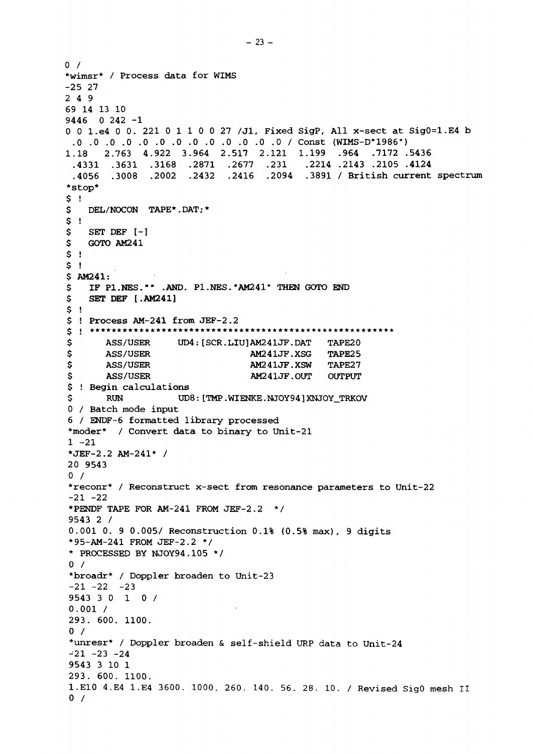```
0 /
*wimsr* / Process data for WIMS
-25 27
2 4 9
69 14 13 10
9446  0 242 -1
0 0 1.e4 0 0. 221 0 1 1 0 0 27 /J1, Fixed SigP, All x-sect at Sig0=1.E4 b
 .0 .0 .0 .0 .0 .0 .0 .0 .0 .0 .0 .0 .0 / Const (WIMS-D"1986")
1.18   2.763  4.922  3.964  2.517  2.121  1.199  .964  .7172 .5436
 .4331  .3631  .3168  .2871  .2677  .231   .2214 .2143 .2105 .4124
 .4056  .3008  .2002  .2432  .2416  .2094  .3891 / British current spectrum
*stop*
$ !
$   DEL/NOCON  TAPE*.DAT;*
$ !
$   SET DEF [-]
$   GOTO AM241
$ !
$ !
$ AM241:
$   IF P1.NES."" .AND. P1.NES."AM241" THEN GOTO END
$   SET DEF [.AM241]
$ !
$ ! Process AM-241 from JEF-2.2
$ ! ******************************************************
$       ASS/USER     UD4:[SCR.LIU]AM241JF.DAT   TAPE20
$       ASS/USER                 AM241JF.XSG    TAPE25
$       ASS/USER                 AM241JF.XSW    TAPE27
$       ASS/USER                 AM241JF.OUT    OUTPUT
$ ! Begin calculations
$       RUN          UD8:[TMP.WIENKE.NJOY94]XNJOY_TRKOV
0 / Batch mode input
6 / ENDF-6 formatted library processed
*moder*  / Convert data to binary to Unit-21
1 -21
*JEF-2.2 AM-241* /
20 9543
0 /
*reconr* / Reconstruct x-sect from resonance parameters to Unit-22
-21 -22
*PENDF TAPE FOR AM-241 FROM JEF-2.2  */
9543 2 /
0.001 0. 9 0.005/ Reconstruction 0.1% (0.5% max), 9 digits
*95-AM-241 FROM JEF-2.2 */
* PROCESSED BY NJOY94.105 */
0 /
*broadr* / Doppler broaden to Unit-23
-21 -22  -23
9543 3 0  1  0 /
0.001 /
293. 600. 1100.
0 /
*unresr* / Doppler broaden & self-shield URP data to Unit-24
-21 -23 -24
9543 3 10 1
293. 600. 1100.
1.E10 4.E4 1.E4 3600. 1000. 260. 140. 56. 28. 10. / Revised Sig0 mesh II
0 /
```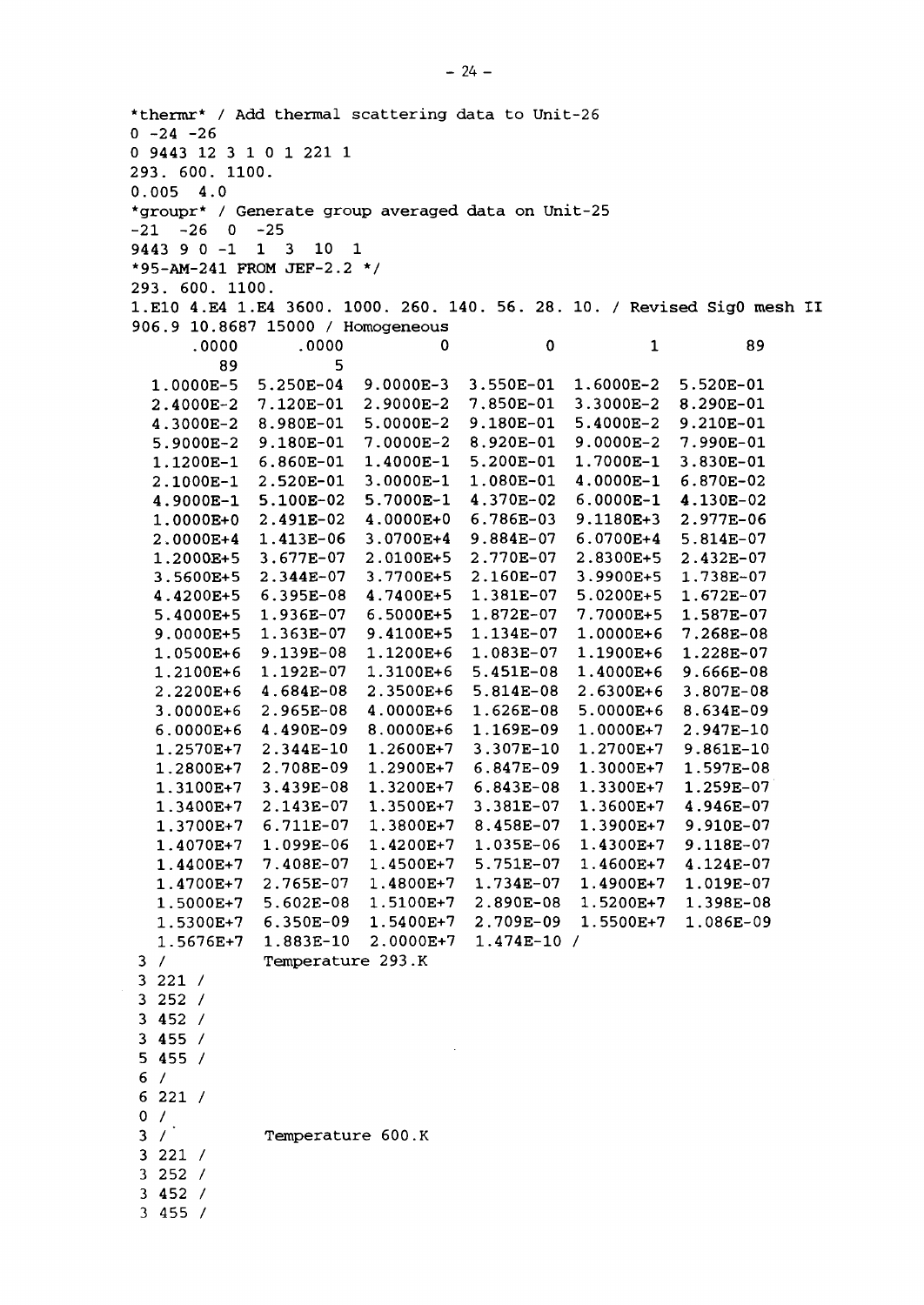```
*thermr* / Add thermal scattering data to Unit-26
0 -24 -26
0 9443 12 3 1 0 1 221 1
293. 600. 1100.
0.005  4.0
*groupr* / Generate group averaged data on Unit-25
-21  -26  0  -25
9443 9 0 -1  1  3  10  1
*95-AM-241 FROM JEF-2.2 */
293. 600. 1100.
1.E10 4.E4 1.E4 3600. 1000. 260. 140. 56. 28. 10. / Revised Sig0 mesh II
906.9 10.8687 15000 / Homogeneous
      .0000      .0000          0          0          1         89
         89          5
  1.0000E-5  5.250E-04  9.0000E-3  3.550E-01  1.6000E-2  5.520E-01
  2.4000E-2  7.120E-01  2.9000E-2  7.850E-01  3.3000E-2  8.290E-01
  4.3000E-2  8.980E-01  5.0000E-2  9.180E-01  5.4000E-2  9.210E-01
  5.9000E-2  9.180E-01  7.0000E-2  8.920E-01  9.0000E-2  7.990E-01
  1.1200E-1  6.860E-01  1.4000E-1  5.200E-01  1.7000E-1  3.830E-01
  2.1000E-1  2.520E-01  3.0000E-1  1.080E-01  4.0000E-1  6.870E-02
  4.9000E-1  5.100E-02  5.7000E-1  4.370E-02  6.0000E-1  4.130E-02
  1.0000E+0  2.491E-02  4.0000E+0  6.786E-03  9.1180E+3  2.977E-06
  2.0000E+4  1.413E-06  3.0700E+4  9.884E-07  6.0700E+4  5.814E-07
  1.2000E+5  3.677E-07  2.0100E+5  2.770E-07  2.8300E+5  2.432E-07
  3.5600E+5  2.344E-07  3.7700E+5  2.160E-07  3.9900E+5  1.738E-07
  4.4200E+5  6.395E-08  4.7400E+5  1.381E-07  5.0200E+5  1.672E-07
  5.4000E+5  1.936E-07  6.5000E+5  1.872E-07  7.7000E+5  1.587E-07
  9.0000E+5  1.363E-07  9.4100E+5  1.134E-07  1.0000E+6  7.268E-08
  1.0500E+6  9.139E-08  1.1200E+6  1.083E-07  1.1900E+6  1.228E-07
  1.2100E+6  1.192E-07  1.3100E+6  5.451E-08  1.4000E+6  9.666E-08
  2.2200E+6  4.684E-08  2.3500E+6  5.814E-08  2.6300E+6  3.807E-08
  3.0000E+6  2.965E-08  4.0000E+6  1.626E-08  5.0000E+6  8.634E-09
  6.0000E+6  4.490E-09  8.0000E+6  1.169E-09  1.0000E+7  2.947E-10
  1.2570E+7  2.344E-10  1.2600E+7  3.307E-10  1.2700E+7  9.861E-10
  1.2800E+7  2.708E-09  1.2900E+7  6.847E-09  1.3000E+7  1.597E-08
  1.3100E+7  3.439E-08  1.3200E+7  6.843E-08  1.3300E+7  1.259E-07
  1.3400E+7  2.143E-07  1.3500E+7  3.381E-07  1.3600E+7  4.946E-07
  1.3700E+7  6.711E-07  1.3800E+7  8.458E-07  1.3900E+7  9.910E-07
  1.4070E+7  1.099E-06  1.4200E+7  1.035E-06  1.4300E+7  9.118E-07
  1.4400E+7  7.408E-07  1.4500E+7  5.751E-07  1.4600E+7  4.124E-07
  1.4700E+7  2.765E-07  1.4800E+7  1.734E-07  1.4900E+7  1.019E-07
  1.5000E+7  5.602E-08  1.5100E+7  2.890E-08  1.5200E+7  1.398E-08
  1.5300E+7  6.350E-09  1.5400E+7  2.709E-09  1.5500E+7  1.086E-09
  1.5676E+7  1.883E-10  2.0000E+7  1.474E-10 /
3 /          Temperature 293.K
3 221 /
3 252 /
3 452 /
3 455 /
5 455 /
6 /
6 221 /
0 /
3 /          Temperature 600.K
3 221 /
3 252 /
3 452 /
3 455 /
```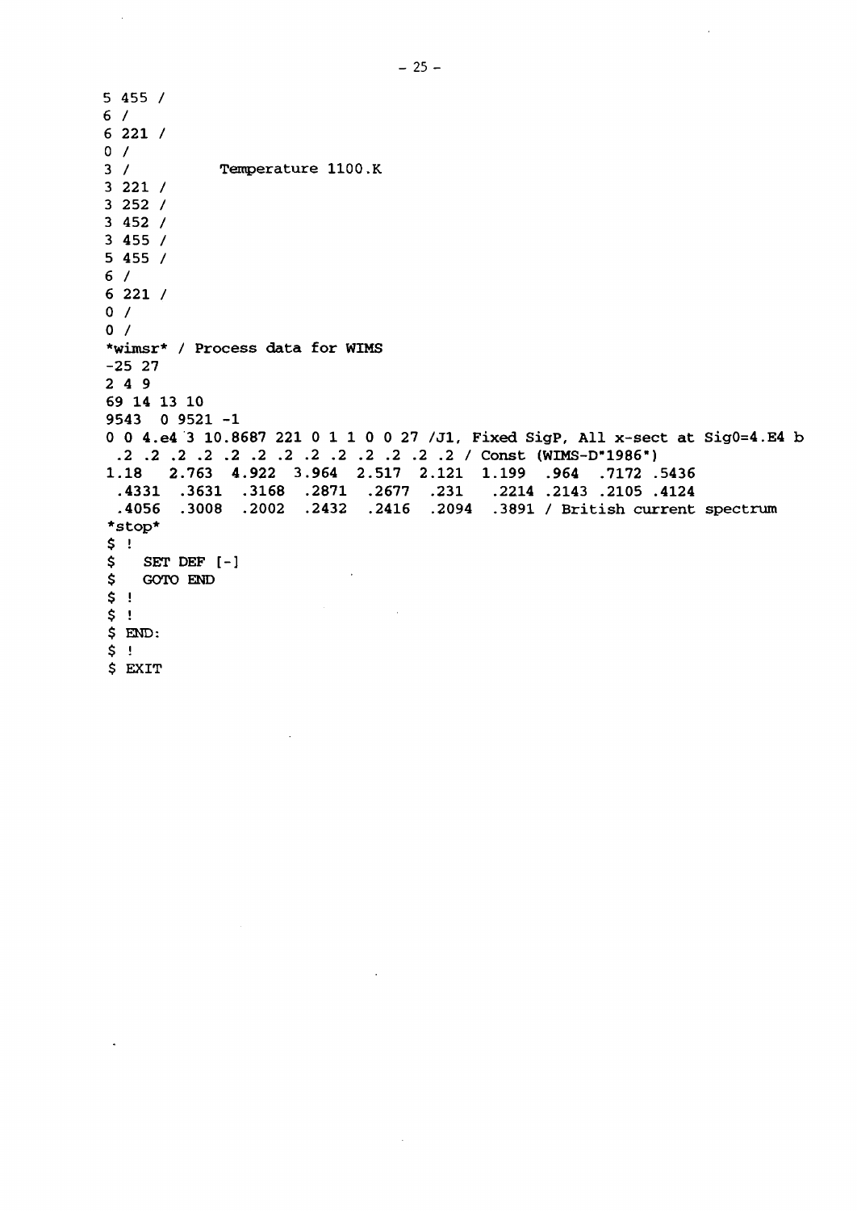```
5 455 /
6 /
6 221 /
0 /
3 /          Temperature 1100.K
3 221 /
3 252 /
3 452 /
3 455 /
5 455 /
6 /
6 221 /
0 /
0 /
*wimsr* / Process data for WIMS
-25 27
2 4 9
69 14 13 10
9543  0 9521 -1
0 0 4.e4 3 10.8687 221 0 1 1 0 0 27 /J1, Fixed SigP, All x-sect at Sig0=4.E4 b
 .2 .2 .2 .2 .2 .2 .2 .2 .2 .2 .2 .2 .2 / Const (WIMS-D"1986")
1.18   2.763  4.922  3.964  2.517  2.121  1.199  .964  .7172 .5436
 .4331  .3631  .3168  .2871  .2677  .231   .2214 .2143 .2105 .4124
 .4056  .3008  .2002  .2432  .2416  .2094  .3891 / British current spectrum
*stop*
$ !
$   SET DEF [-]
$   GOTO END
$ !
$ !
$ END:
$ !
$ EXIT
```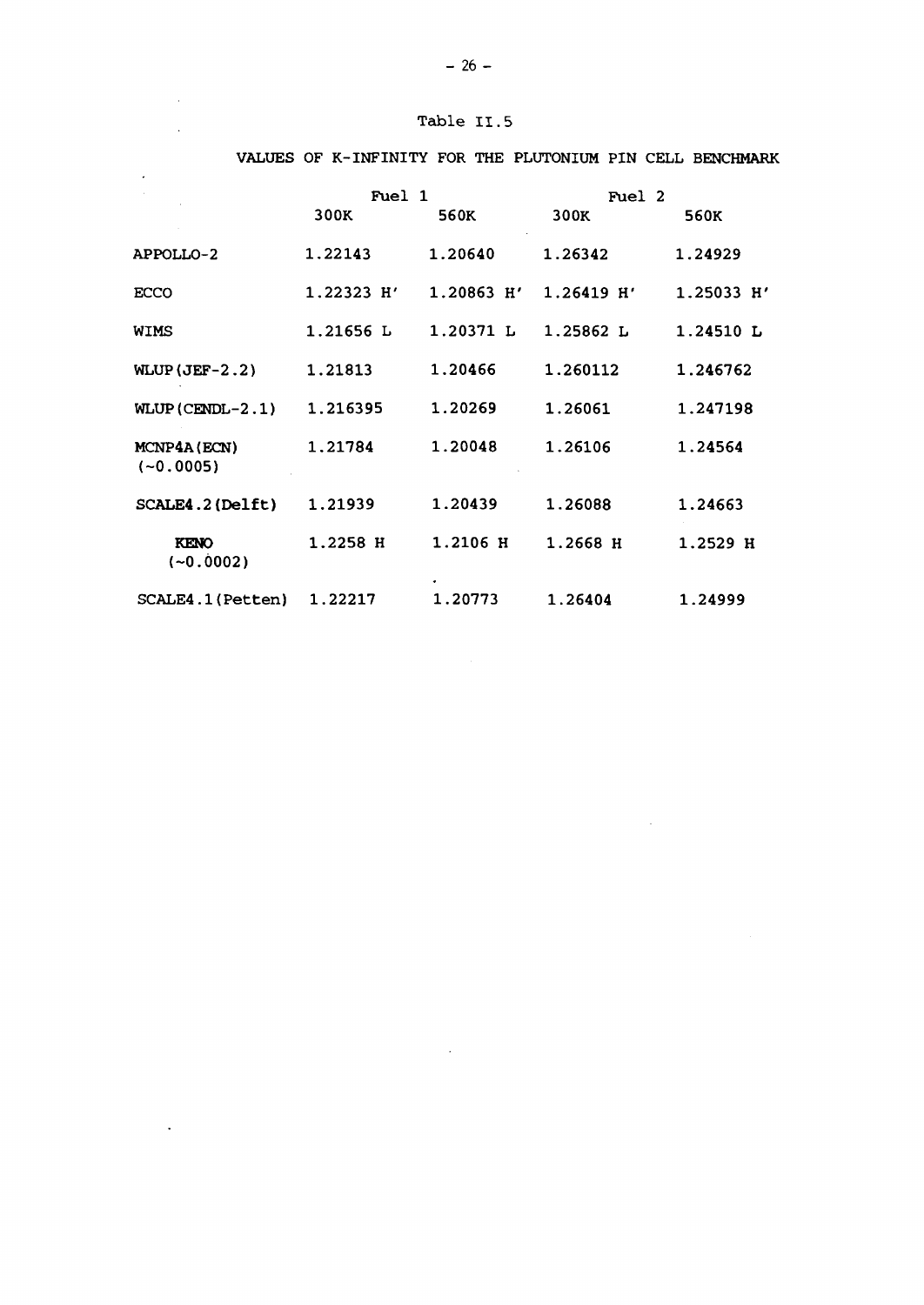Table II.5

VALUES OF K-INFINITY FOR THE PLUTONIUM PIN CELL BENCHMARK

| | Fuel 1 | | Fuel 2 | |
|---|---|---|---|---|
| | 300K | 560K | 300K | 560K |
| APPOLLO-2 | 1.22143 | 1.20640 | 1.26342 | 1.24929 |
| ECCO | 1.22323 H' | 1.20863 H' | 1.26419 H' | 1.25033 H' |
| WIMS | 1.21656 L | 1.20371 L | 1.25862 L | 1.24510 L |
| WLUP(JEF-2.2) | 1.21813 | 1.20466 | 1.260112 | 1.246762 |
| WLUP(CENDL-2.1) | 1.216395 | 1.20269 | 1.26061 | 1.247198 |
| MCNP4A(ECN) (~0.0005) | 1.21784 | 1.20048 | 1.26106 | 1.24564 |
| SCALE4.2(Delft) | 1.21939 | 1.20439 | 1.26088 | 1.24663 |
| KENO (~0.0002) | 1.2258 H | 1.2106 H | 1.2668 H | 1.2529 H |
| SCALE4.1(Petten) | 1.22217 | 1.20773 | 1.26404 | 1.24999 |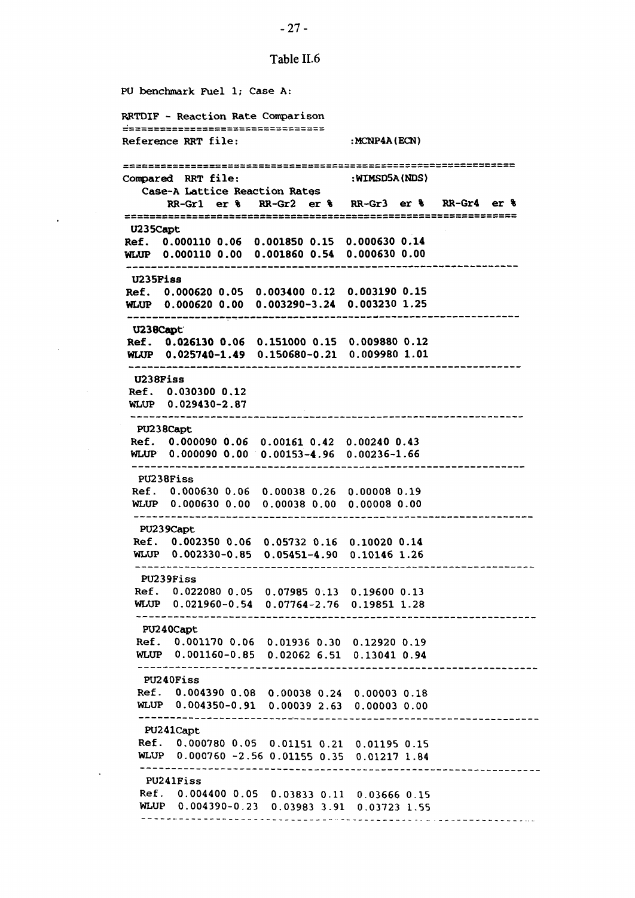Table II.6

```
PU benchmark Fuel 1; Case A:

RRTDIF - Reaction Rate Comparison
================================
Reference RRT file:                  :MCNP4A(ECN)

==============================================================
Compared  RRT file:                  :WIMSD5A(NDS)
    Case-A Lattice Reaction Rates
        RR-Gr1  er %   RR-Gr2  er %   RR-Gr3  er %   RR-Gr4  er %
==============================================================
 U235Capt
Ref.  0.000110 0.06  0.001850 0.15  0.000630 0.14
WLUP  0.000110 0.00  0.001860 0.54  0.000630 0.00
--------------------------------------------------------------
 U235Fiss
Ref.  0.000620 0.05  0.003400 0.12  0.003190 0.15
WLUP  0.000620 0.00  0.003290-3.24  0.003230 1.25
--------------------------------------------------------------
 U238Capt
Ref.  0.026130 0.06  0.151000 0.15  0.009880 0.12
WLUP  0.025740-1.49  0.150680-0.21  0.009980 1.01
--------------------------------------------------------------
 U238Fiss
Ref.  0.030300 0.12
WLUP  0.029430-2.87
--------------------------------------------------------------
 PU238Capt
Ref.  0.000090 0.06  0.00161 0.42  0.00240 0.43
WLUP  0.000090 0.00  0.00153-4.96  0.00236-1.66
--------------------------------------------------------------
 PU238Fiss
Ref.  0.000630 0.06  0.00038 0.26  0.00008 0.19
WLUP  0.000630 0.00  0.00038 0.00  0.00008 0.00
--------------------------------------------------------------
 PU239Capt
Ref.  0.002350 0.06  0.05732 0.16  0.10020 0.14
WLUP  0.002330-0.85  0.05451-4.90  0.10146 1.26
--------------------------------------------------------------
 PU239Fiss
Ref.  0.022080 0.05  0.07985 0.13  0.19600 0.13
WLUP  0.021960-0.54  0.07764-2.76  0.19851 1.28
--------------------------------------------------------------
 PU240Capt
Ref.  0.001170 0.06  0.01936 0.30  0.12920 0.19
WLUP  0.001160-0.85  0.02062 6.51  0.13041 0.94
--------------------------------------------------------------
 PU240Fiss
Ref.  0.004390 0.08  0.00038 0.24  0.00003 0.18
WLUP  0.004350-0.91  0.00039 2.63  0.00003 0.00
--------------------------------------------------------------
 PU241Capt
Ref.  0.000780 0.05  0.01151 0.21  0.01195 0.15
WLUP  0.000760 -2.56 0.01155 0.35  0.01217 1.84
--------------------------------------------------------------
 PU241Fiss
Ref.  0.004400 0.05  0.03833 0.11  0.03666 0.15
WLUP  0.004390-0.23  0.03983 3.91  0.03723 1.55
--------------------------------------------------------------
```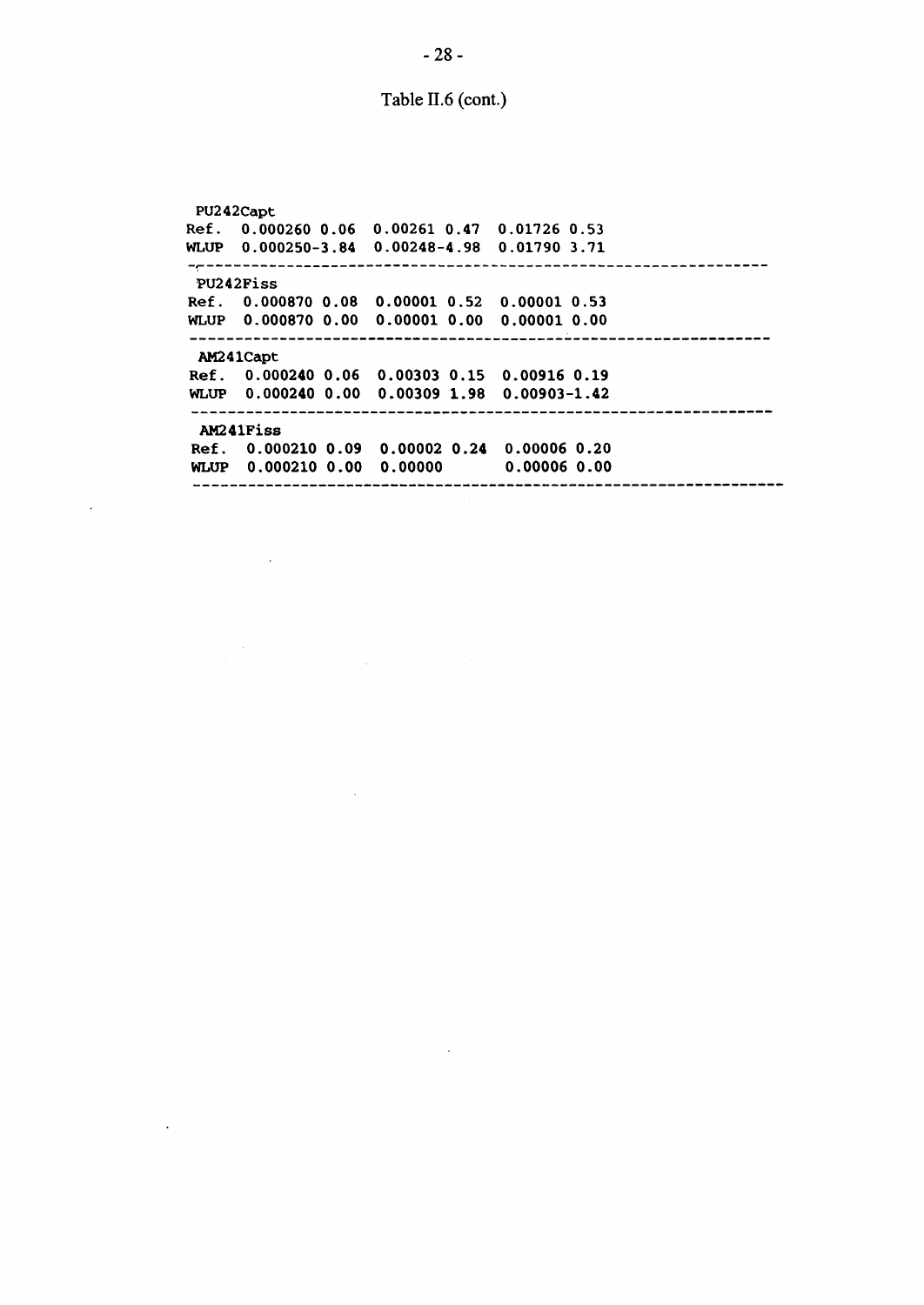Table II.6 (cont.)

```
 PU242Capt
Ref.  0.000260 0.06  0.00261 0.47  0.01726 0.53
WLUP  0.000250-3.84  0.00248-4.98  0.01790 3.71
-----------------------------------------------------------------
 PU242Fiss
Ref.  0.000870 0.08  0.00001 0.52  0.00001 0.53
WLUP  0.000870 0.00  0.00001 0.00  0.00001 0.00
-----------------------------------------------------------------
 AM241Capt
Ref.  0.000240 0.06  0.00303 0.15  0.00916 0.19
WLUP  0.000240 0.00  0.00309 1.98  0.00903-1.42
-----------------------------------------------------------------
 AM241Fiss
Ref.  0.000210 0.09  0.00002 0.24  0.00006 0.20
WLUP  0.000210 0.00  0.00000       0.00006 0.00
-----------------------------------------------------------------
```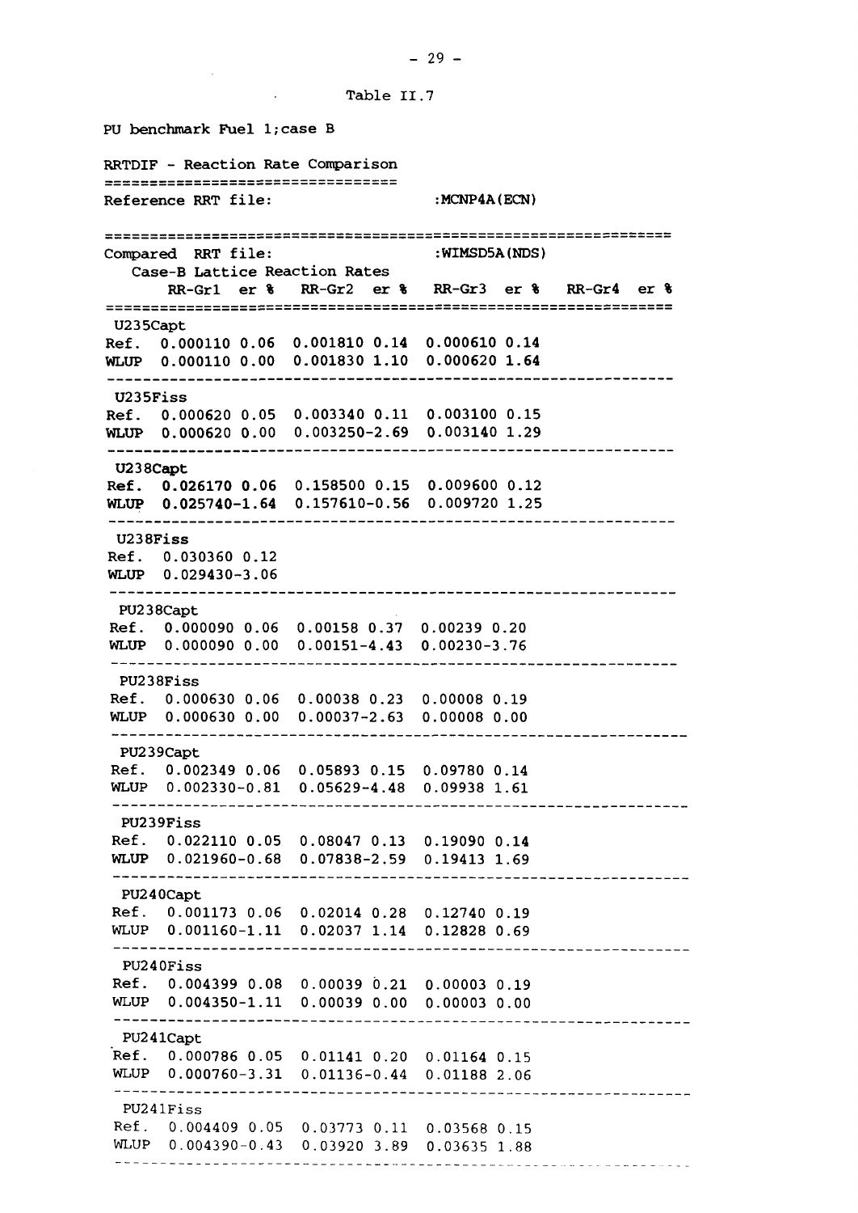Table II.7

PU benchmark Fuel 1;case B

RRTDIF - Reaction Rate Comparison

Reference RRT file: :MCNP4A(ECN)

Compared RRT file: :WIMSD5A(NDS)

Case-B Lattice Reaction Rates

| | RR-Gr1 | er % | RR-Gr2 | er % | RR-Gr3 | er % | RR-Gr4 | er % |
|---|---|---|---|---|---|---|---|---|
| **U235Capt** | | | | | | | | |
| Ref. | 0.000110 | 0.06 | 0.001810 | 0.14 | 0.000610 | 0.14 | | |
| WLUP | 0.000110 | 0.00 | 0.001830 | 1.10 | 0.000620 | 1.64 | | |
| **U235Fiss** | | | | | | | | |
| Ref. | 0.000620 | 0.05 | 0.003340 | 0.11 | 0.003100 | 0.15 | | |
| WLUP | 0.000620 | 0.00 | 0.003250 | -2.69 | 0.003140 | 1.29 | | |
| **U238Capt** | | | | | | | | |
| Ref. | 0.026170 | 0.06 | 0.158500 | 0.15 | 0.009600 | 0.12 | | |
| WLUP | 0.025740 | -1.64 | 0.157610 | -0.56 | 0.009720 | 1.25 | | |
| **U238Fiss** | | | | | | | | |
| Ref. | 0.030360 | 0.12 | | | | | | |
| WLUP | 0.029430 | -3.06 | | | | | | |
| **PU238Capt** | | | | | | | | |
| Ref. | 0.000090 | 0.06 | 0.00158 | 0.37 | 0.00239 | 0.20 | | |
| WLUP | 0.000090 | 0.00 | 0.00151 | -4.43 | 0.00230 | -3.76 | | |
| **PU238Fiss** | | | | | | | | |
| Ref. | 0.000630 | 0.06 | 0.00038 | 0.23 | 0.00008 | 0.19 | | |
| WLUP | 0.000630 | 0.00 | 0.00037 | -2.63 | 0.00008 | 0.00 | | |
| **PU239Capt** | | | | | | | | |
| Ref. | 0.002349 | 0.06 | 0.05893 | 0.15 | 0.09780 | 0.14 | | |
| WLUP | 0.002330 | -0.81 | 0.05629 | -4.48 | 0.09938 | 1.61 | | |
| **PU239Fiss** | | | | | | | | |
| Ref. | 0.022110 | 0.05 | 0.08047 | 0.13 | 0.19090 | 0.14 | | |
| WLUP | 0.021960 | -0.68 | 0.07838 | -2.59 | 0.19413 | 1.69 | | |
| **PU240Capt** | | | | | | | | |
| Ref. | 0.001173 | 0.06 | 0.02014 | 0.28 | 0.12740 | 0.19 | | |
| WLUP | 0.001160 | -1.11 | 0.02037 | 1.14 | 0.12828 | 0.69 | | |
| **PU240Fiss** | | | | | | | | |
| Ref. | 0.004399 | 0.08 | 0.00039 | 0.21 | 0.00003 | 0.19 | | |
| WLUP | 0.004350 | -1.11 | 0.00039 | 0.00 | 0.00003 | 0.00 | | |
| **PU241Capt** | | | | | | | | |
| Ref. | 0.000786 | 0.05 | 0.01141 | 0.20 | 0.01164 | 0.15 | | |
| WLUP | 0.000760 | -3.31 | 0.01136 | -0.44 | 0.01188 | 2.06 | | |
| **PU241Fiss** | | | | | | | | |
| Ref. | 0.004409 | 0.05 | 0.03773 | 0.11 | 0.03568 | 0.15 | | |
| WLUP | 0.004390 | -0.43 | 0.03920 | 3.89 | 0.03635 | 1.88 | | |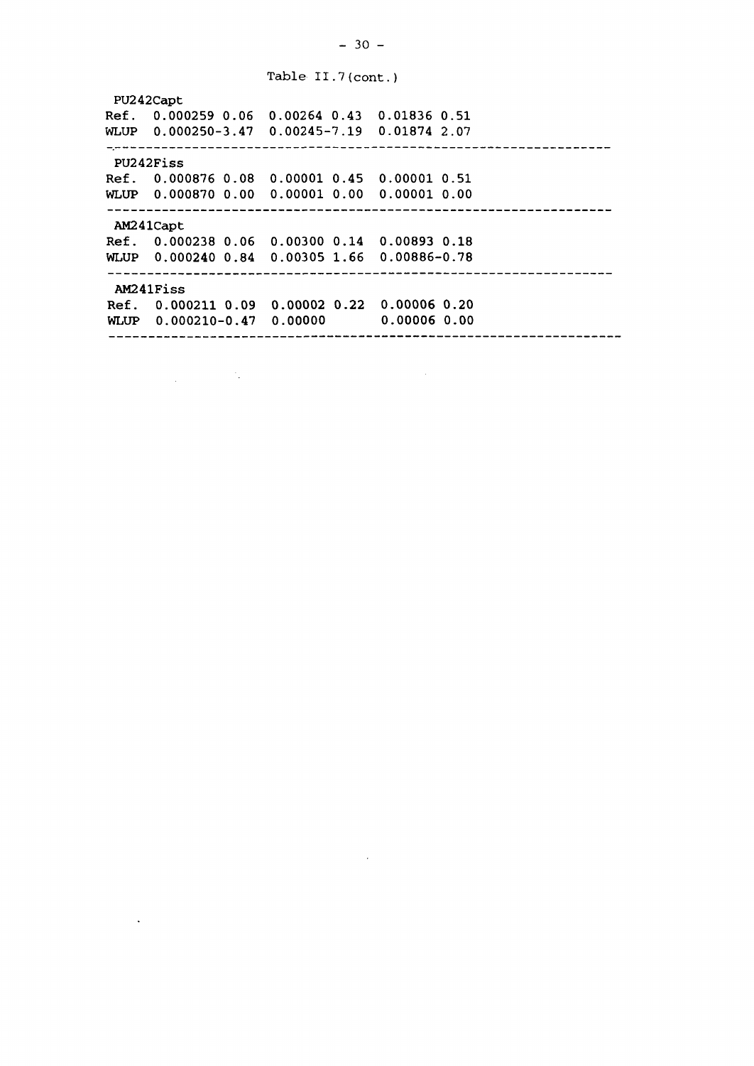Table II.7(cont.)

| | | | | | | |
|---|---|---|---|---|---|---|
| **PU242Capt** | | | | | | |
| Ref. | 0.000259 | 0.06 | 0.00264 | 0.43 | 0.01836 | 0.51 |
| WLUP | 0.000250 | -3.47 | 0.00245 | -7.19 | 0.01874 | 2.07 |
| **PU242Fiss** | | | | | | |
| Ref. | 0.000876 | 0.08 | 0.00001 | 0.45 | 0.00001 | 0.51 |
| WLUP | 0.000870 | 0.00 | 0.00001 | 0.00 | 0.00001 | 0.00 |
| **AM241Capt** | | | | | | |
| Ref. | 0.000238 | 0.06 | 0.00300 | 0.14 | 0.00893 | 0.18 |
| WLUP | 0.000240 | 0.84 | 0.00305 | 1.66 | 0.00886 | -0.78 |
| **AM241Fiss** | | | | | | |
| Ref. | 0.000211 | 0.09 | 0.00002 | 0.22 | 0.00006 | 0.20 |
| WLUP | 0.000210 | -0.47 | 0.00000 | | 0.00006 | 0.00 |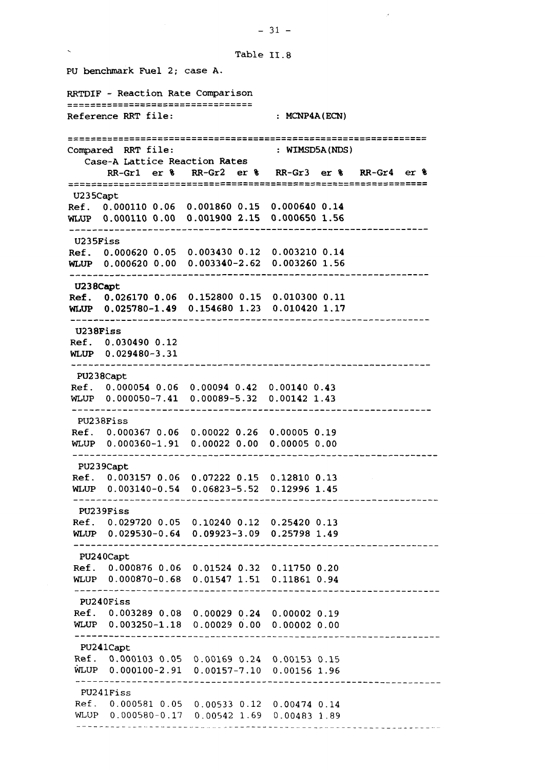Table II.8

PU benchmark Fuel 2; case A.

RRTDIF - Reaction Rate Comparison

Reference RRT file: : MCNP4A(ECN)

Compared RRT file: : WIMSD5A(NDS)

Case-A Lattice Reaction Rates

| | RR-Gr1 | er % | RR-Gr2 | er % | RR-Gr3 | er % | RR-Gr4 | er % |
|---|---|---|---|---|---|---|---|---|
| **U235Capt** | | | | | | | | |
| Ref. | 0.000110 | 0.06 | 0.001860 | 0.15 | 0.000640 | 0.14 | | |
| WLUP | 0.000110 | 0.00 | 0.001900 | 2.15 | 0.000650 | 1.56 | | |
| **U235Fiss** | | | | | | | | |
| Ref. | 0.000620 | 0.05 | 0.003430 | 0.12 | 0.003210 | 0.14 | | |
| WLUP | 0.000620 | 0.00 | 0.003340 | -2.62 | 0.003260 | 1.56 | | |
| **U238Capt** | | | | | | | | |
| Ref. | 0.026170 | 0.06 | 0.152800 | 0.15 | 0.010300 | 0.11 | | |
| WLUP | 0.025780 | -1.49 | 0.154680 | 1.23 | 0.010420 | 1.17 | | |
| **U238Fiss** | | | | | | | | |
| Ref. | 0.030490 | 0.12 | | | | | | |
| WLUP | 0.029480 | -3.31 | | | | | | |
| **PU238Capt** | | | | | | | | |
| Ref. | 0.000054 | 0.06 | 0.00094 | 0.42 | 0.00140 | 0.43 | | |
| WLUP | 0.000050 | -7.41 | 0.00089 | -5.32 | 0.00142 | 1.43 | | |
| **PU238Fiss** | | | | | | | | |
| Ref. | 0.000367 | 0.06 | 0.00022 | 0.26 | 0.00005 | 0.19 | | |
| WLUP | 0.000360 | -1.91 | 0.00022 | 0.00 | 0.00005 | 0.00 | | |
| **PU239Capt** | | | | | | | | |
| Ref. | 0.003157 | 0.06 | 0.07222 | 0.15 | 0.12810 | 0.13 | | |
| WLUP | 0.003140 | -0.54 | 0.06823 | -5.52 | 0.12996 | 1.45 | | |
| **PU239Fiss** | | | | | | | | |
| Ref. | 0.029720 | 0.05 | 0.10240 | 0.12 | 0.25420 | 0.13 | | |
| WLUP | 0.029530 | -0.64 | 0.09923 | -3.09 | 0.25798 | 1.49 | | |
| **PU240Capt** | | | | | | | | |
| Ref. | 0.000876 | 0.06 | 0.01524 | 0.32 | 0.11750 | 0.20 | | |
| WLUP | 0.000870 | -0.68 | 0.01547 | 1.51 | 0.11861 | 0.94 | | |
| **PU240Fiss** | | | | | | | | |
| Ref. | 0.003289 | 0.08 | 0.00029 | 0.24 | 0.00002 | 0.19 | | |
| WLUP | 0.003250 | -1.18 | 0.00029 | 0.00 | 0.00002 | 0.00 | | |
| **PU241Capt** | | | | | | | | |
| Ref. | 0.000103 | 0.05 | 0.00169 | 0.24 | 0.00153 | 0.15 | | |
| WLUP | 0.000100 | -2.91 | 0.00157 | -7.10 | 0.00156 | 1.96 | | |
| **PU241Fiss** | | | | | | | | |
| Ref. | 0.000581 | 0.05 | 0.00533 | 0.12 | 0.00474 | 0.14 | | |
| WLUP | 0.000580 | -0.17 | 0.00542 | 1.69 | 0.00483 | 1.89 | | |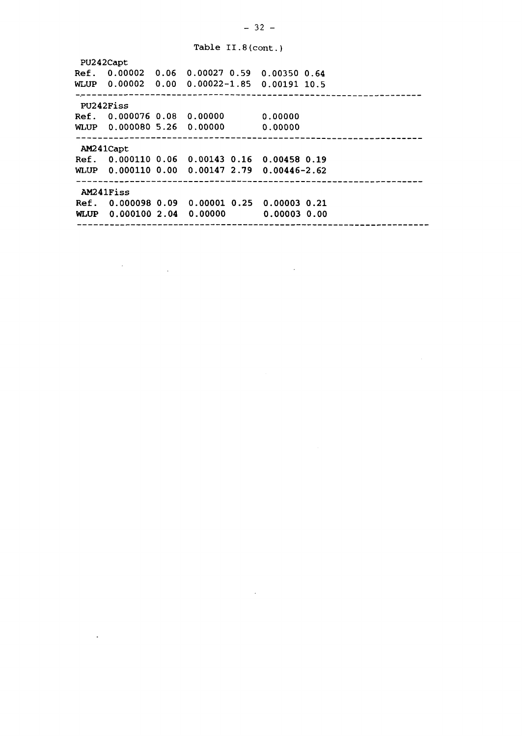Table II.8(cont.)

```
 PU242Capt
Ref.  0.00002  0.06  0.00027 0.59  0.00350 0.64
WLUP  0.00002  0.00  0.00022-1.85  0.00191 10.5
-----------------------------------------------------------------
 PU242Fiss
Ref.  0.000076 0.08  0.00000       0.00000
WLUP  0.000080 5.26  0.00000       0.00000
-----------------------------------------------------------------
 AM241Capt
Ref.  0.000110 0.06  0.00143 0.16  0.00458 0.19
WLUP  0.000110 0.00  0.00147 2.79  0.00446-2.62
-----------------------------------------------------------------
 AM241Fiss
Ref.  0.000098 0.09  0.00001 0.25  0.00003 0.21
WLUP  0.000100 2.04  0.00000       0.00003 0.00
-----------------------------------------------------------------
```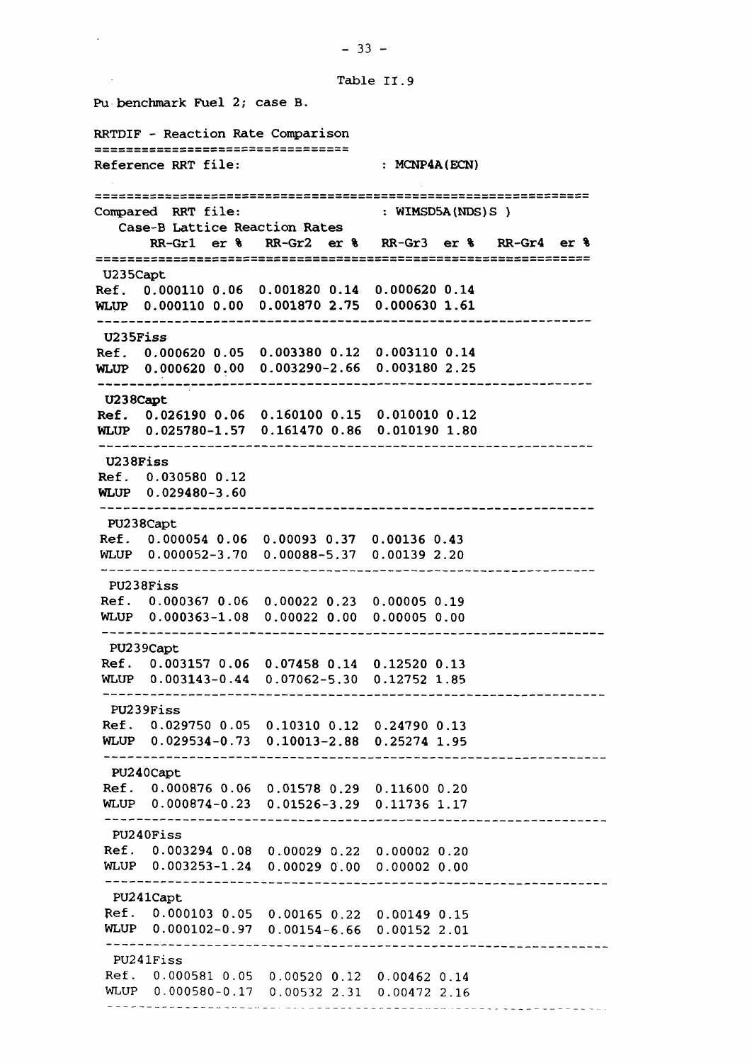Table II.9

Pu benchmark Fuel 2; case B.

RRTDIF - Reaction Rate Comparison

Reference RRT file: : MCNP4A(ECN)

Compared RRT file: : WIMSD5A(NDS)S )

Case-B Lattice Reaction Rates

| | RR-Gr1 | er % | RR-Gr2 | er % | RR-Gr3 | er % | RR-Gr4 | er % |
|---|---|---|---|---|---|---|---|---|
| **U235Capt** | | | | | | | | |
| Ref. | 0.000110 | 0.06 | 0.001820 | 0.14 | 0.000620 | 0.14 | | |
| WLUP | 0.000110 | 0.00 | 0.001870 | 2.75 | 0.000630 | 1.61 | | |
| **U235Fiss** | | | | | | | | |
| Ref. | 0.000620 | 0.05 | 0.003380 | 0.12 | 0.003110 | 0.14 | | |
| WLUP | 0.000620 | 0.00 | 0.003290 | -2.66 | 0.003180 | 2.25 | | |
| **U238Capt** | | | | | | | | |
| Ref. | 0.026190 | 0.06 | 0.160100 | 0.15 | 0.010010 | 0.12 | | |
| WLUP | 0.025780 | -1.57 | 0.161470 | 0.86 | 0.010190 | 1.80 | | |
| **U238Fiss** | | | | | | | | |
| Ref. | 0.030580 | 0.12 | | | | | | |
| WLUP | 0.029480 | -3.60 | | | | | | |
| **PU238Capt** | | | | | | | | |
| Ref. | 0.000054 | 0.06 | 0.00093 | 0.37 | 0.00136 | 0.43 | | |
| WLUP | 0.000052 | -3.70 | 0.00088 | -5.37 | 0.00139 | 2.20 | | |
| **PU238Fiss** | | | | | | | | |
| Ref. | 0.000367 | 0.06 | 0.00022 | 0.23 | 0.00005 | 0.19 | | |
| WLUP | 0.000363 | -1.08 | 0.00022 | 0.00 | 0.00005 | 0.00 | | |
| **PU239Capt** | | | | | | | | |
| Ref. | 0.003157 | 0.06 | 0.07458 | 0.14 | 0.12520 | 0.13 | | |
| WLUP | 0.003143 | -0.44 | 0.07062 | -5.30 | 0.12752 | 1.85 | | |
| **PU239Fiss** | | | | | | | | |
| Ref. | 0.029750 | 0.05 | 0.10310 | 0.12 | 0.24790 | 0.13 | | |
| WLUP | 0.029534 | -0.73 | 0.10013 | -2.88 | 0.25274 | 1.95 | | |
| **PU240Capt** | | | | | | | | |
| Ref. | 0.000876 | 0.06 | 0.01578 | 0.29 | 0.11600 | 0.20 | | |
| WLUP | 0.000874 | -0.23 | 0.01526 | -3.29 | 0.11736 | 1.17 | | |
| **PU240Fiss** | | | | | | | | |
| Ref. | 0.003294 | 0.08 | 0.00029 | 0.22 | 0.00002 | 0.20 | | |
| WLUP | 0.003253 | -1.24 | 0.00029 | 0.00 | 0.00002 | 0.00 | | |
| **PU241Capt** | | | | | | | | |
| Ref. | 0.000103 | 0.05 | 0.00165 | 0.22 | 0.00149 | 0.15 | | |
| WLUP | 0.000102 | -0.97 | 0.00154 | -6.66 | 0.00152 | 2.01 | | |
| **PU241Fiss** | | | | | | | | |
| Ref. | 0.000581 | 0.05 | 0.00520 | 0.12 | 0.00462 | 0.14 | | |
| WLUP | 0.000580 | -0.17 | 0.00532 | 2.31 | 0.00472 | 2.16 | | |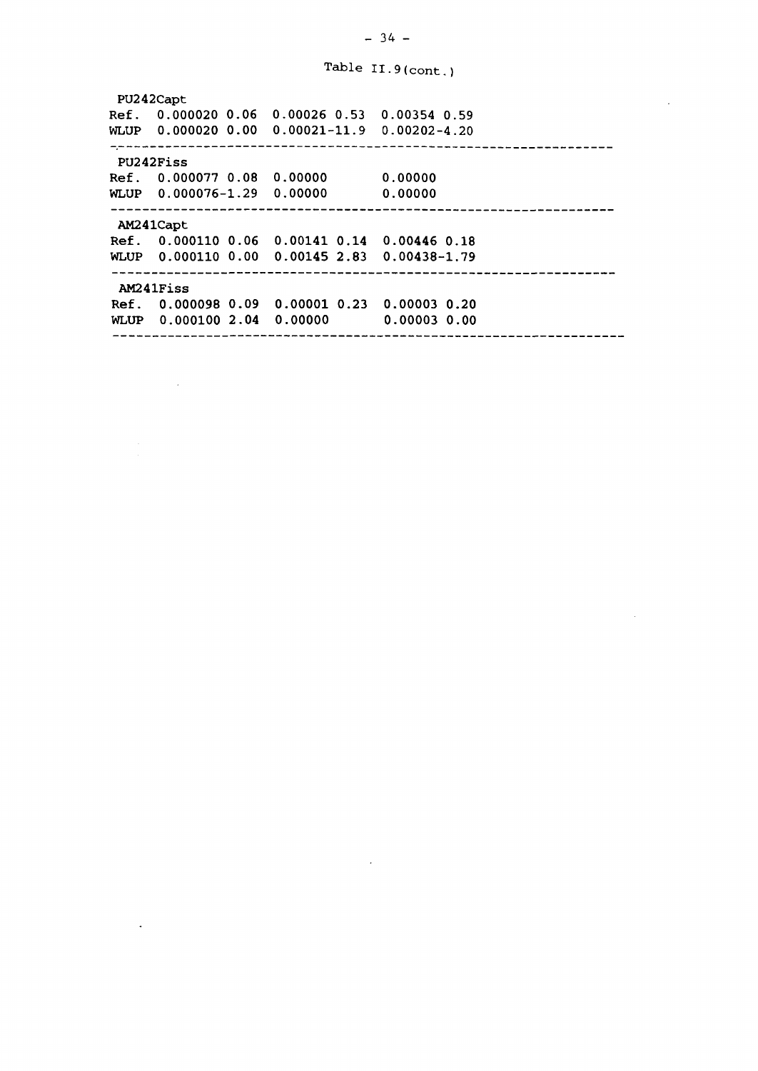Table II.9(cont.)

```
 PU242Capt
Ref.  0.000020 0.06  0.00026 0.53  0.00354 0.59
WLUP  0.000020 0.00  0.00021-11.9  0.00202-4.20
-----------------------------------------------------------------
 PU242Fiss
Ref.  0.000077 0.08  0.00000       0.00000
WLUP  0.000076-1.29  0.00000       0.00000
-----------------------------------------------------------------
 AM241Capt
Ref.  0.000110 0.06  0.00141 0.14  0.00446 0.18
WLUP  0.000110 0.00  0.00145 2.83  0.00438-1.79
-----------------------------------------------------------------
 AM241Fiss
Ref.  0.000098 0.09  0.00001 0.23  0.00003 0.20
WLUP  0.000100 2.04  0.00000       0.00003 0.00
-----------------------------------------------------------------
```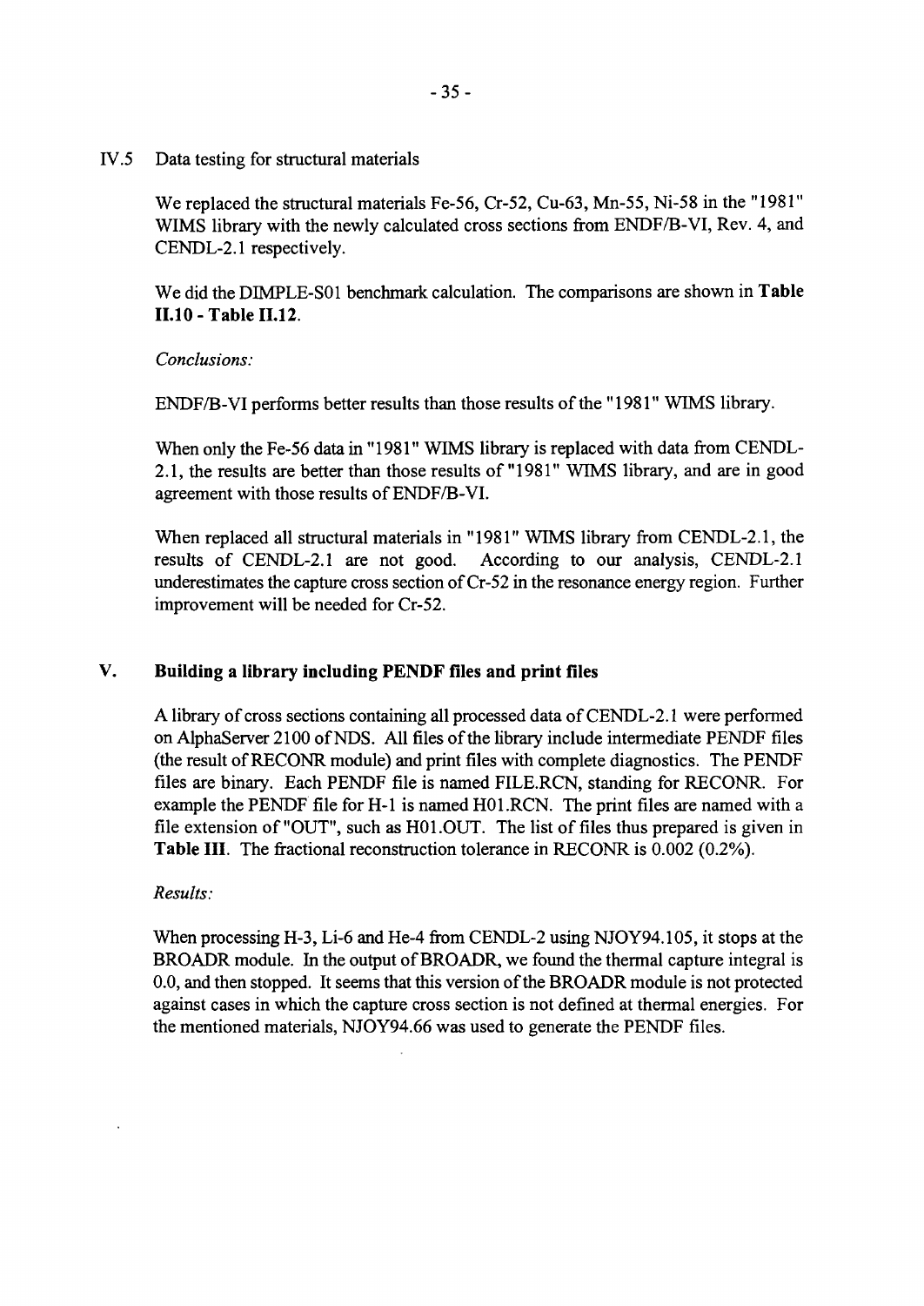## IV.5 Data testing for structural materials

We replaced the structural materials Fe-56, Cr-52, Cu-63, Mn-55, Ni-58 in the "1981" WIMS library with the newly calculated cross sections from ENDF/B-VI, Rev. 4, and CENDL-2.1 respectively.

We did the DIMPLE-S01 benchmark calculation. The comparisons are shown in **Table II.10 - Table II.12**.

*Conclusions:*

ENDF/B-VI performs better results than those results of the "1981" WIMS library.

When only the Fe-56 data in "1981" WIMS library is replaced with data from CENDL-2.1, the results are better than those results of "1981" WIMS library, and are in good agreement with those results of ENDF/B-VI.

When replaced all structural materials in "1981" WIMS library from CENDL-2.1, the results of CENDL-2.1 are not good. According to our analysis, CENDL-2.1 underestimates the capture cross section of Cr-52 in the resonance energy region. Further improvement will be needed for Cr-52.

# V. Building a library including PENDF files and print files

A library of cross sections containing all processed data of CENDL-2.1 were performed on AlphaServer 2100 of NDS. All files of the library include intermediate PENDF files (the result of RECONR module) and print files with complete diagnostics. The PENDF files are binary. Each PENDF file is named FILE.RCN, standing for RECONR. For example the PENDF file for H-1 is named H01.RCN. The print files are named with a file extension of "OUT", such as H01.OUT. The list of files thus prepared is given in **Table III**. The fractional reconstruction tolerance in RECONR is 0.002 (0.2%).

*Results:*

When processing H-3, Li-6 and He-4 from CENDL-2 using NJOY94.105, it stops at the BROADR module. In the output of BROADR, we found the thermal capture integral is 0.0, and then stopped. It seems that this version of the BROADR module is not protected against cases in which the capture cross section is not defined at thermal energies. For the mentioned materials, NJOY94.66 was used to generate the PENDF files.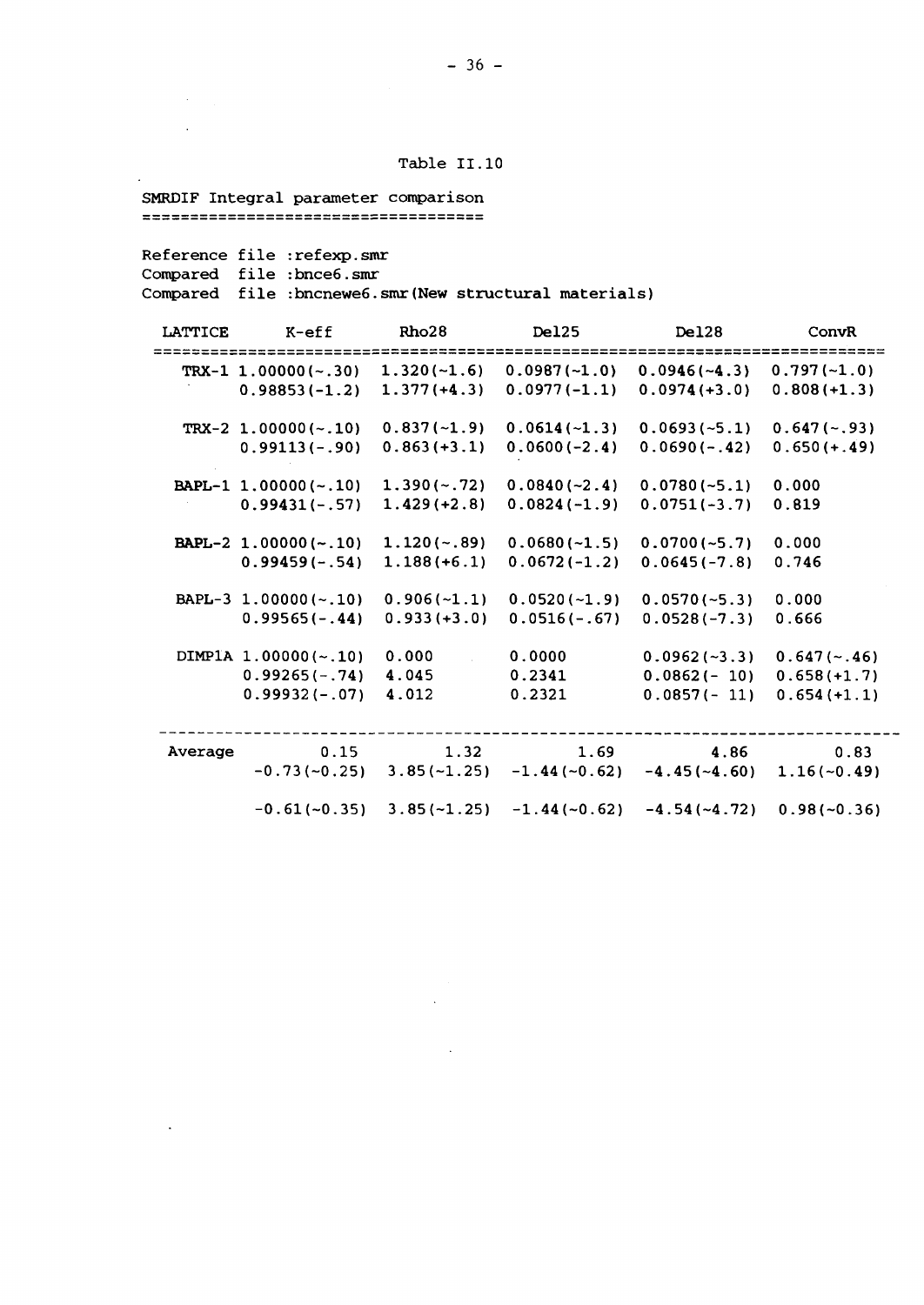Table II.10

SMRDIF Integral parameter comparison
===================================

Reference file :refexp.smr
Compared file :bnce6.smr
Compared file :bncnewe6.smr(New structural materials)

| LATTICE | K-eff | Rho28 | Del25 | Del28 | ConvR |
|---|---|---|---|---|---|
| TRX-1 | 1.00000(~.30) | 1.320(~1.6) | 0.0987(~1.0) | 0.0946(~4.3) | 0.797(~1.0) |
| | 0.98853(-1.2) | 1.377(+4.3) | 0.0977(-1.1) | 0.0974(+3.0) | 0.808(+1.3) |
| TRX-2 | 1.00000(~.10) | 0.837(~1.9) | 0.0614(~1.3) | 0.0693(~5.1) | 0.647(~.93) |
| | 0.99113(-.90) | 0.863(+3.1) | 0.0600(-2.4) | 0.0690(-.42) | 0.650(+.49) |
| BAPL-1 | 1.00000(~.10) | 1.390(~.72) | 0.0840(~2.4) | 0.0780(~5.1) | 0.000 |
| | 0.99431(-.57) | 1.429(+2.8) | 0.0824(-1.9) | 0.0751(-3.7) | 0.819 |
| BAPL-2 | 1.00000(~.10) | 1.120(~.89) | 0.0680(~1.5) | 0.0700(~5.7) | 0.000 |
| | 0.99459(-.54) | 1.188(+6.1) | 0.0672(-1.2) | 0.0645(-7.8) | 0.746 |
| BAPL-3 | 1.00000(~.10) | 0.906(~1.1) | 0.0520(~1.9) | 0.0570(~5.3) | 0.000 |
| | 0.99565(-.44) | 0.933(+3.0) | 0.0516(-.67) | 0.0528(-7.3) | 0.666 |
| DIMP1A | 1.00000(~.10) | 0.000 | 0.0000 | 0.0962(~3.3) | 0.647(~.46) |
| | 0.99265(-.74) | 4.045 | 0.2341 | 0.0862(- 10) | 0.658(+1.7) |
| | 0.99932(-.07) | 4.012 | 0.2321 | 0.0857(- 11) | 0.654(+1.1) |
| Average | 0.15 | 1.32 | 1.69 | 4.86 | 0.83 |
| | -0.73(~0.25) | 3.85(~1.25) | -1.44(~0.62) | -4.45(~4.60) | 1.16(~0.49) |
| | -0.61(~0.35) | 3.85(~1.25) | -1.44(~0.62) | -4.54(~4.72) | 0.98(~0.36) |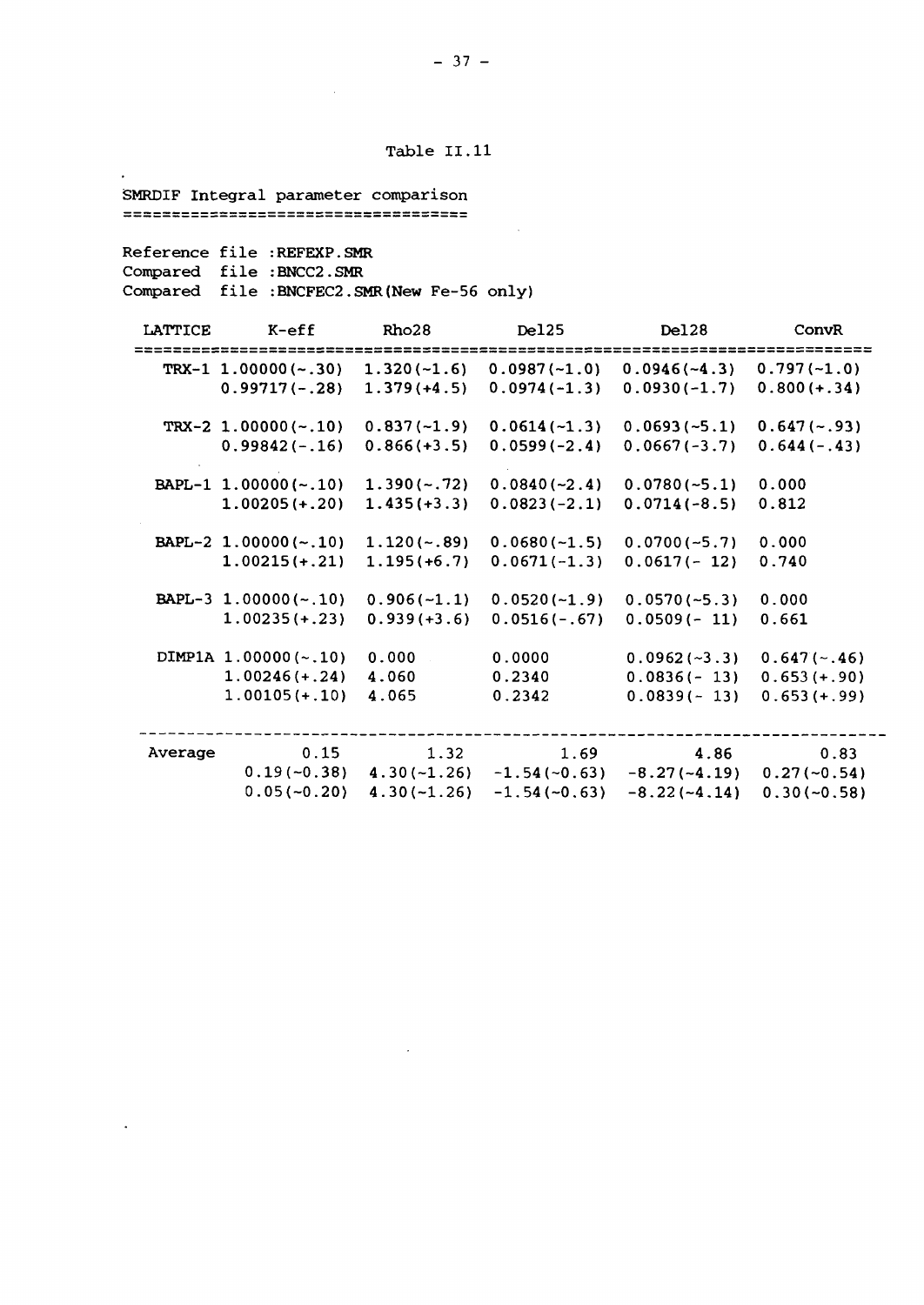Table II.11

SMRDIF Integral parameter comparison

Reference file :REFEXP.SMR
Compared file :BNCC2.SMR
Compared file :BNCFEC2.SMR(New Fe-56 only)

| LATTICE | K-eff | Rho28 | Del25 | Del28 | ConvR |
|---|---|---|---|---|---|
| TRX-1 | 1.00000(~.30) | 1.320(~1.6) | 0.0987(~1.0) | 0.0946(~4.3) | 0.797(~1.0) |
| | 0.99717(-.28) | 1.379(+4.5) | 0.0974(-1.3) | 0.0930(-1.7) | 0.800(+.34) |
| TRX-2 | 1.00000(~.10) | 0.837(~1.9) | 0.0614(~1.3) | 0.0693(~5.1) | 0.647(~.93) |
| | 0.99842(-.16) | 0.866(+3.5) | 0.0599(-2.4) | 0.0667(-3.7) | 0.644(-.43) |
| BAPL-1 | 1.00000(~.10) | 1.390(~.72) | 0.0840(~2.4) | 0.0780(~5.1) | 0.000 |
| | 1.00205(+.20) | 1.435(+3.3) | 0.0823(-2.1) | 0.0714(-8.5) | 0.812 |
| BAPL-2 | 1.00000(~.10) | 1.120(~.89) | 0.0680(~1.5) | 0.0700(~5.7) | 0.000 |
| | 1.00215(+.21) | 1.195(+6.7) | 0.0671(-1.3) | 0.0617(- 12) | 0.740 |
| BAPL-3 | 1.00000(~.10) | 0.906(~1.1) | 0.0520(~1.9) | 0.0570(~5.3) | 0.000 |
| | 1.00235(+.23) | 0.939(+3.6) | 0.0516(-.67) | 0.0509(- 11) | 0.661 |
| DIMP1A | 1.00000(~.10) | 0.000 | 0.0000 | 0.0962(~3.3) | 0.647(~.46) |
| | 1.00246(+.24) | 4.060 | 0.2340 | 0.0836(- 13) | 0.653(+.90) |
| | 1.00105(+.10) | 4.065 | 0.2342 | 0.0839(- 13) | 0.653(+.99) |
| Average | 0.15 | 1.32 | 1.69 | 4.86 | 0.83 |
| | 0.19(~0.38) | 4.30(~1.26) | -1.54(~0.63) | -8.27(~4.19) | 0.27(~0.54) |
| | 0.05(~0.20) | 4.30(~1.26) | -1.54(~0.63) | -8.22(~4.14) | 0.30(~0.58) |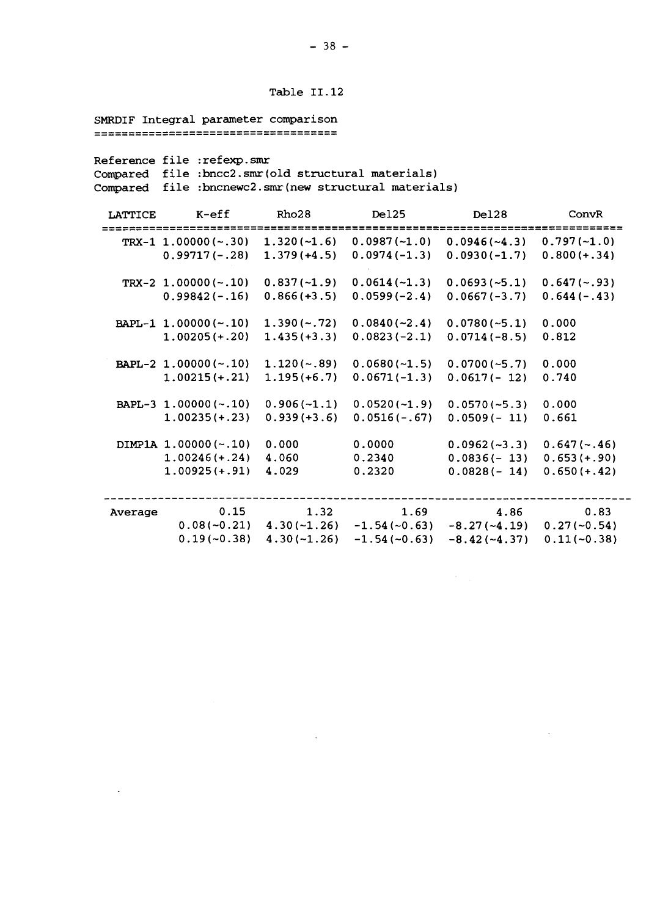Table II.12

SMRDIF Integral parameter comparison

Reference file :refexp.smr
Compared file :bncc2.smr(old structural materials)
Compared file :bncnewc2.smr(new structural materials)

| LATTICE | K-eff | Rho28 | Del25 | Del28 | ConvR |
|---|---|---|---|---|---|
| TRX-1 | 1.00000(~.30) | 1.320(~1.6) | 0.0987(~1.0) | 0.0946(~4.3) | 0.797(~1.0) |
| | 0.99717(-.28) | 1.379(+4.5) | 0.0974(-1.3) | 0.0930(-1.7) | 0.800(+.34) |
| TRX-2 | 1.00000(~.10) | 0.837(~1.9) | 0.0614(~1.3) | 0.0693(~5.1) | 0.647(~.93) |
| | 0.99842(-.16) | 0.866(+3.5) | 0.0599(-2.4) | 0.0667(-3.7) | 0.644(-.43) |
| BAPL-1 | 1.00000(~.10) | 1.390(~.72) | 0.0840(~2.4) | 0.0780(~5.1) | 0.000 |
| | 1.00205(+.20) | 1.435(+3.3) | 0.0823(-2.1) | 0.0714(-8.5) | 0.812 |
| BAPL-2 | 1.00000(~.10) | 1.120(~.89) | 0.0680(~1.5) | 0.0700(~5.7) | 0.000 |
| | 1.00215(+.21) | 1.195(+6.7) | 0.0671(-1.3) | 0.0617(- 12) | 0.740 |
| BAPL-3 | 1.00000(~.10) | 0.906(~1.1) | 0.0520(~1.9) | 0.0570(~5.3) | 0.000 |
| | 1.00235(+.23) | 0.939(+3.6) | 0.0516(-.67) | 0.0509(- 11) | 0.661 |
| DIMP1A | 1.00000(~.10) | 0.000 | 0.0000 | 0.0962(~3.3) | 0.647(~.46) |
| | 1.00246(+.24) | 4.060 | 0.2340 | 0.0836(- 13) | 0.653(+.90) |
| | 1.00925(+.91) | 4.029 | 0.2320 | 0.0828(- 14) | 0.650(+.42) |
| Average | 0.15 | 1.32 | 1.69 | 4.86 | 0.83 |
| | 0.08(~0.21) | 4.30(~1.26) | -1.54(~0.63) | -8.27(~4.19) | 0.27(~0.54) |
| | 0.19(~0.38) | 4.30(~1.26) | -1.54(~0.63) | -8.42(~4.37) | 0.11(~0.38) |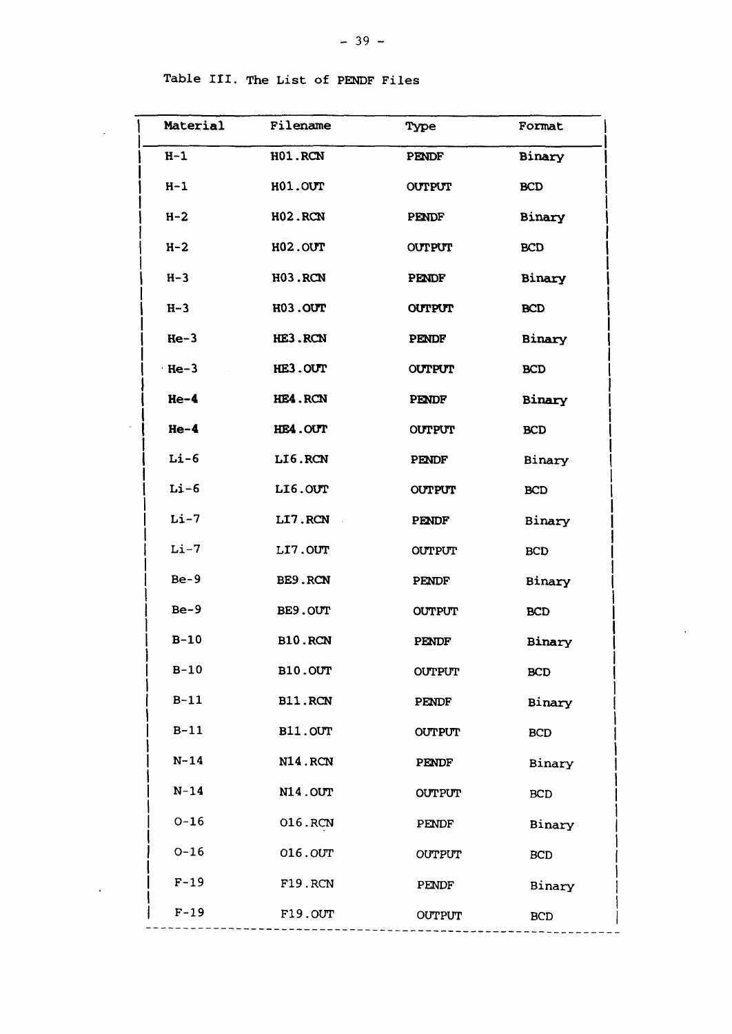Table III. The List of PENDF Files

| Material | Filename | Type | Format |
|---|---|---|---|
| H-1 | H01.RCN | PENDF | Binary |
| H-1 | H01.OUT | OUTPUT | BCD |
| H-2 | H02.RCN | PENDF | Binary |
| H-2 | H02.OUT | OUTPUT | BCD |
| H-3 | H03.RCN | PENDF | Binary |
| H-3 | H03.OUT | OUTPUT | BCD |
| He-3 | HE3.RCN | PENDF | Binary |
| He-3 | HE3.OUT | OUTPUT | BCD |
| He-4 | HE4.RCN | PENDF | Binary |
| He-4 | HE4.OUT | OUTPUT | BCD |
| Li-6 | LI6.RCN | PENDF | Binary |
| Li-6 | LI6.OUT | OUTPUT | BCD |
| Li-7 | LI7.RCN | PENDF | Binary |
| Li-7 | LI7.OUT | OUTPUT | BCD |
| Be-9 | BE9.RCN | PENDF | Binary |
| Be-9 | BE9.OUT | OUTPUT | BCD |
| B-10 | B10.RCN | PENDF | Binary |
| B-10 | B10.OUT | OUTPUT | BCD |
| B-11 | B11.RCN | PENDF | Binary |
| B-11 | B11.OUT | OUTPUT | BCD |
| N-14 | N14.RCN | PENDF | Binary |
| N-14 | N14.OUT | OUTPUT | BCD |
| O-16 | O16.RCN | PENDF | Binary |
| O-16 | O16.OUT | OUTPUT | BCD |
| F-19 | F19.RCN | PENDF | Binary |
| F-19 | F19.OUT | OUTPUT | BCD |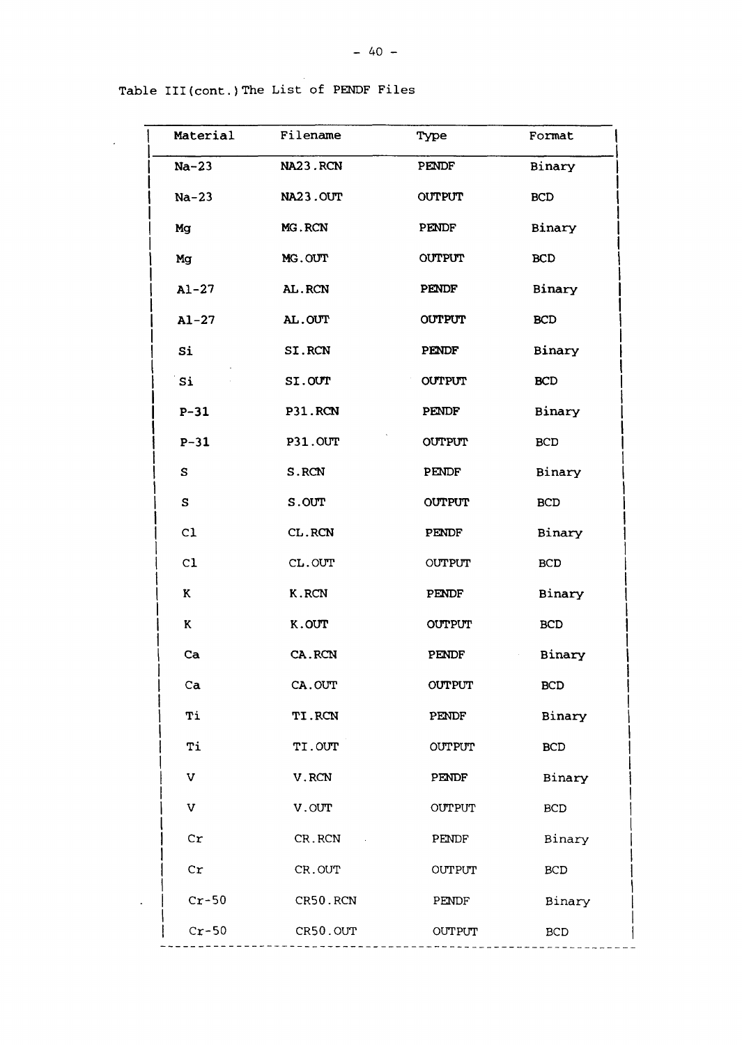Table III(cont.) The List of PENDF Files

| Material | Filename | Type | Format |
|---|---|---|---|
| Na-23 | NA23.RCN | PENDF | Binary |
| Na-23 | NA23.OUT | OUTPUT | BCD |
| Mg | MG.RCN | PENDF | Binary |
| Mg | MG.OUT | OUTPUT | BCD |
| Al-27 | AL.RCN | PENDF | Binary |
| Al-27 | AL.OUT | OUTPUT | BCD |
| Si | SI.RCN | PENDF | Binary |
| Si | SI.OUT | OUTPUT | BCD |
| P-31 | P31.RCN | PENDF | Binary |
| P-31 | P31.OUT | OUTPUT | BCD |
| S | S.RCN | PENDF | Binary |
| S | S.OUT | OUTPUT | BCD |
| Cl | CL.RCN | PENDF | Binary |
| Cl | CL.OUT | OUTPUT | BCD |
| K | K.RCN | PENDF | Binary |
| K | K.OUT | OUTPUT | BCD |
| Ca | CA.RCN | PENDF | Binary |
| Ca | CA.OUT | OUTPUT | BCD |
| Ti | TI.RCN | PENDF | Binary |
| Ti | TI.OUT | OUTPUT | BCD |
| V | V.RCN | PENDF | Binary |
| V | V.OUT | OUTPUT | BCD |
| Cr | CR.RCN | PENDF | Binary |
| Cr | CR.OUT | OUTPUT | BCD |
| Cr-50 | CR50.RCN | PENDF | Binary |
| Cr-50 | CR50.OUT | OUTPUT | BCD |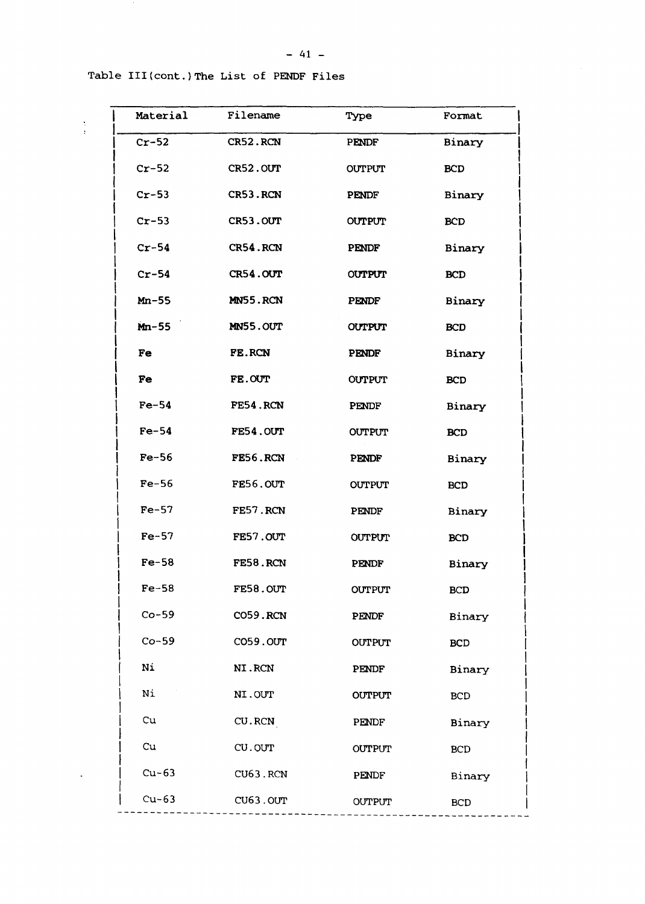Table III(cont.) The List of PENDF Files

| Material | Filename | Type | Format |
|---|---|---|---|
| Cr-52 | CR52.RCN | PENDF | Binary |
| Cr-52 | CR52.OUT | OUTPUT | BCD |
| Cr-53 | CR53.RCN | PENDF | Binary |
| Cr-53 | CR53.OUT | OUTPUT | BCD |
| Cr-54 | CR54.RCN | PENDF | Binary |
| Cr-54 | CR54.OUT | OUTPUT | BCD |
| Mn-55 | MN55.RCN | PENDF | Binary |
| Mn-55 | MN55.OUT | OUTPUT | BCD |
| Fe | FE.RCN | PENDF | Binary |
| Fe | FE.OUT | OUTPUT | BCD |
| Fe-54 | FE54.RCN | PENDF | Binary |
| Fe-54 | FE54.OUT | OUTPUT | BCD |
| Fe-56 | FE56.RCN | PENDF | Binary |
| Fe-56 | FE56.OUT | OUTPUT | BCD |
| Fe-57 | FE57.RCN | PENDF | Binary |
| Fe-57 | FE57.OUT | OUTPUT | BCD |
| Fe-58 | FE58.RCN | PENDF | Binary |
| Fe-58 | FE58.OUT | OUTPUT | BCD |
| Co-59 | CO59.RCN | PENDF | Binary |
| Co-59 | CO59.OUT | OUTPUT | BCD |
| Ni | NI.RCN | PENDF | Binary |
| Ni | NI.OUT | OUTPUT | BCD |
| Cu | CU.RCN | PENDF | Binary |
| Cu | CU.OUT | OUTPUT | BCD |
| Cu-63 | CU63.RCN | PENDF | Binary |
| Cu-63 | CU63.OUT | OUTPUT | BCD |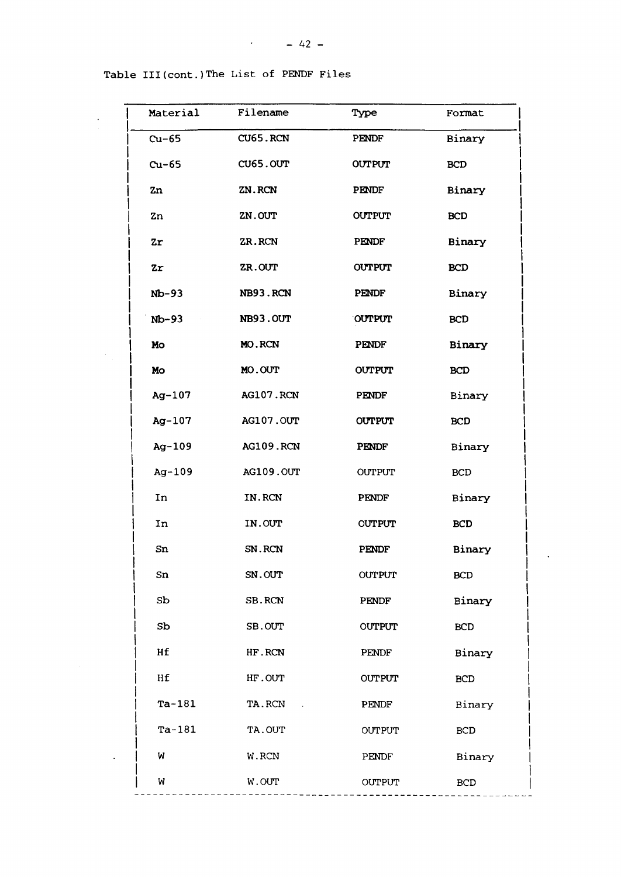Table III(cont.)The List of PENDF Files

| Material | Filename | Type | Format |
|---|---|---|---|
| Cu-65 | CU65.RCN | PENDF | Binary |
| Cu-65 | CU65.OUT | OUTPUT | BCD |
| Zn | ZN.RCN | PENDF | Binary |
| Zn | ZN.OUT | OUTPUT | BCD |
| Zr | ZR.RCN | PENDF | Binary |
| Zr | ZR.OUT | OUTPUT | BCD |
| Nb-93 | NB93.RCN | PENDF | Binary |
| Nb-93 | NB93.OUT | OUTPUT | BCD |
| Mo | MO.RCN | PENDF | Binary |
| Mo | MO.OUT | OUTPUT | BCD |
| Ag-107 | AG107.RCN | PENDF | Binary |
| Ag-107 | AG107.OUT | OUTPUT | BCD |
| Ag-109 | AG109.RCN | PENDF | Binary |
| Ag-109 | AG109.OUT | OUTPUT | BCD |
| In | IN.RCN | PENDF | Binary |
| In | IN.OUT | OUTPUT | BCD |
| Sn | SN.RCN | PENDF | Binary |
| Sn | SN.OUT | OUTPUT | BCD |
| Sb | SB.RCN | PENDF | Binary |
| Sb | SB.OUT | OUTPUT | BCD |
| Hf | HF.RCN | PENDF | Binary |
| Hf | HF.OUT | OUTPUT | BCD |
| Ta-181 | TA.RCN | PENDF | Binary |
| Ta-181 | TA.OUT | OUTPUT | BCD |
| W | W.RCN | PENDF | Binary |
| W | W.OUT | OUTPUT | BCD |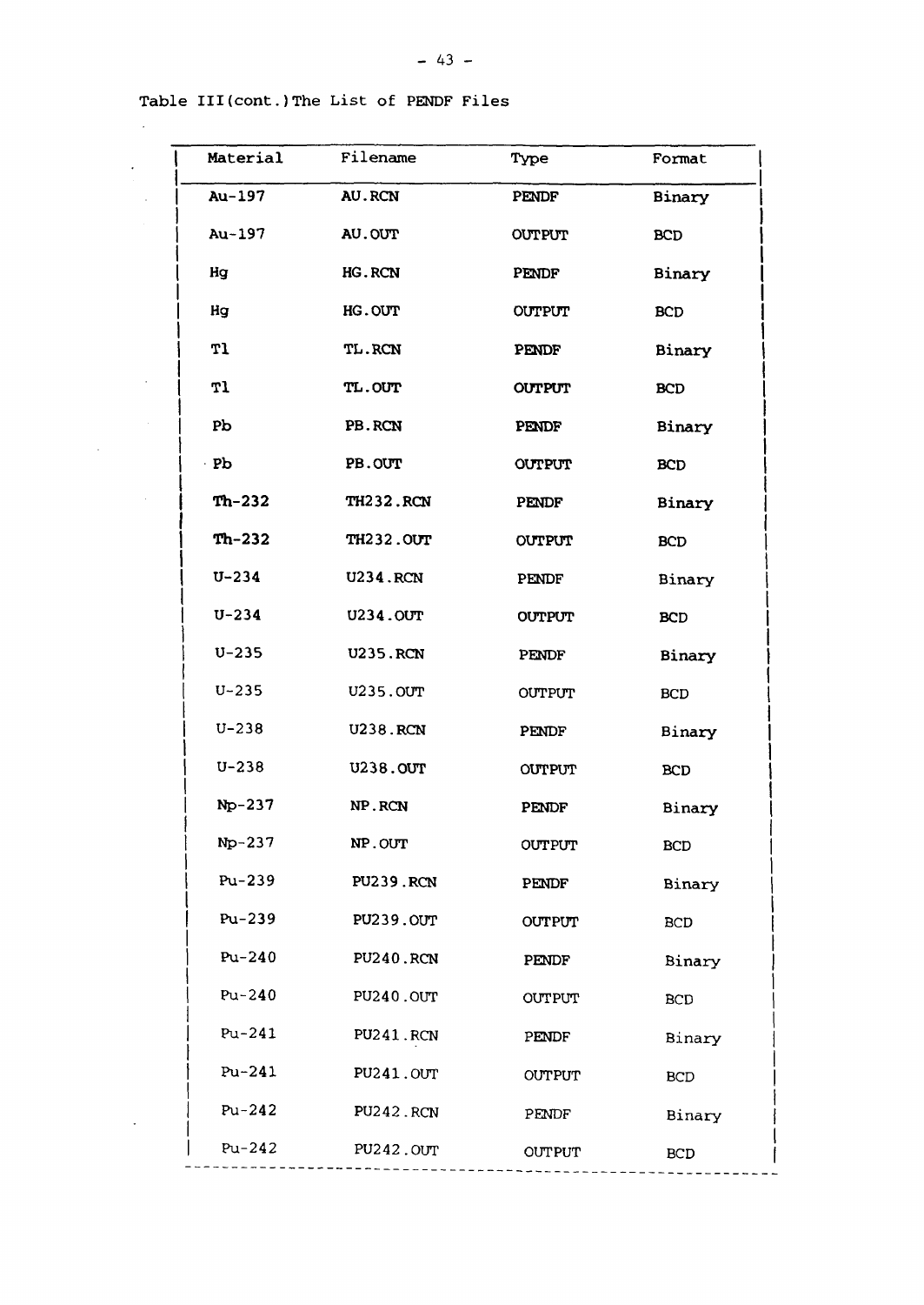Table III(cont.)The List of PENDF Files

| Material | Filename | Type | Format |
|---|---|---|---|
| Au-197 | AU.RCN | PENDF | Binary |
| Au-197 | AU.OUT | OUTPUT | BCD |
| Hg | HG.RCN | PENDF | Binary |
| Hg | HG.OUT | OUTPUT | BCD |
| Tl | TL.RCN | PENDF | Binary |
| Tl | TL.OUT | OUTPUT | BCD |
| Pb | PB.RCN | PENDF | Binary |
| Pb | PB.OUT | OUTPUT | BCD |
| Th-232 | TH232.RCN | PENDF | Binary |
| Th-232 | TH232.OUT | OUTPUT | BCD |
| U-234 | U234.RCN | PENDF | Binary |
| U-234 | U234.OUT | OUTPUT | BCD |
| U-235 | U235.RCN | PENDF | Binary |
| U-235 | U235.OUT | OUTPUT | BCD |
| U-238 | U238.RCN | PENDF | Binary |
| U-238 | U238.OUT | OUTPUT | BCD |
| Np-237 | NP.RCN | PENDF | Binary |
| Np-237 | NP.OUT | OUTPUT | BCD |
| Pu-239 | PU239.RCN | PENDF | Binary |
| Pu-239 | PU239.OUT | OUTPUT | BCD |
| Pu-240 | PU240.RCN | PENDF | Binary |
| Pu-240 | PU240.OUT | OUTPUT | BCD |
| Pu-241 | PU241.RCN | PENDF | Binary |
| Pu-241 | PU241.OUT | OUTPUT | BCD |
| Pu-242 | PU242.RCN | PENDF | Binary |
| Pu-242 | PU242.OUT | OUTPUT | BCD |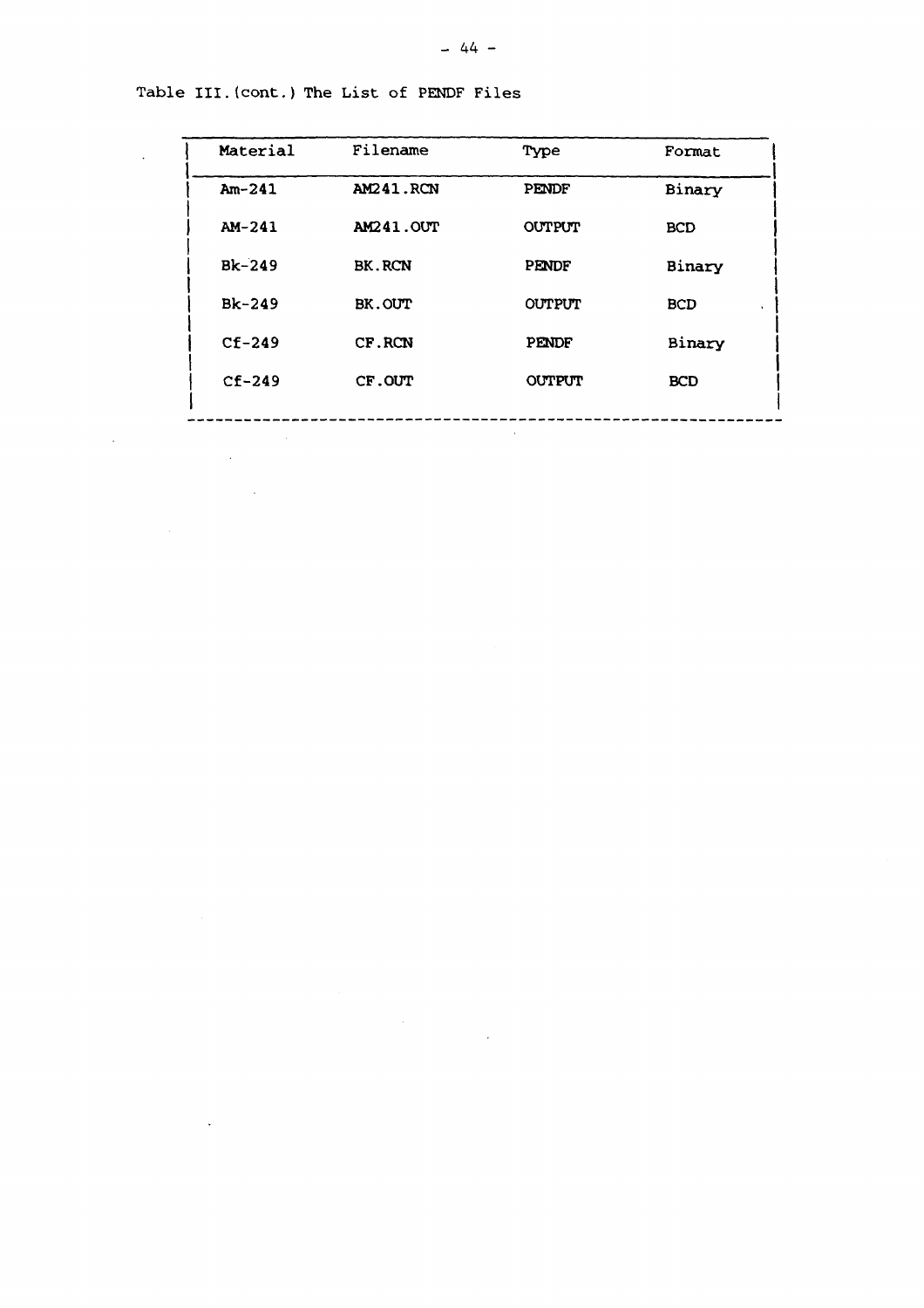Table III.(cont.) The List of PENDF Files

| Material | Filename | Type | Format |
|---|---|---|---|
| Am-241 | AM241.RCN | PENDF | Binary |
| AM-241 | AM241.OUT | OUTPUT | BCD |
| Bk-249 | BK.RCN | PENDF | Binary |
| Bk-249 | BK.OUT | OUTPUT | BCD |
| Cf-249 | CF.RCN | PENDF | Binary |
| Cf-249 | CF.OUT | OUTPUT | BCD |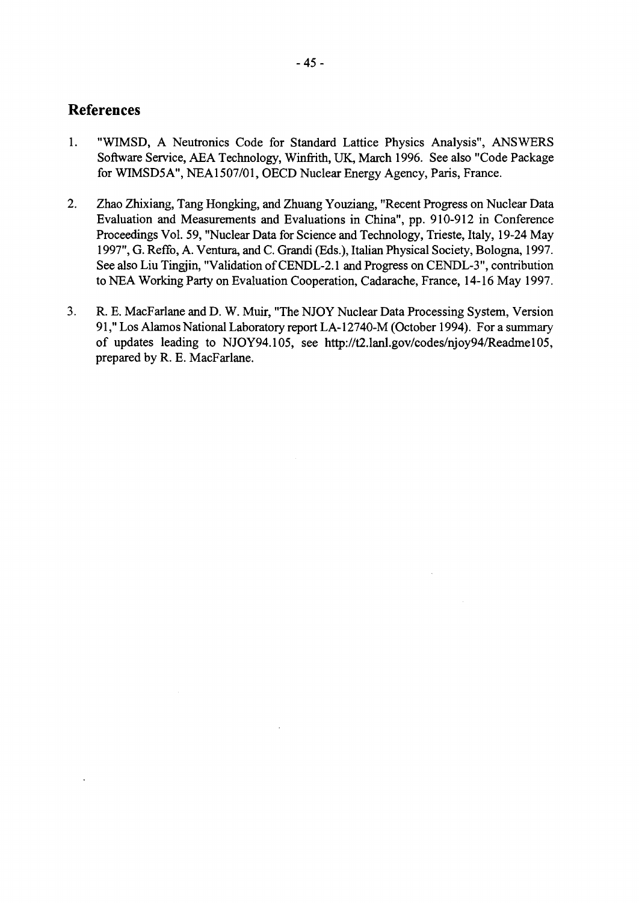## References

1. "WIMSD, A Neutronics Code for Standard Lattice Physics Analysis", ANSWERS Software Service, AEA Technology, Winfrith, UK, March 1996. See also "Code Package for WIMSD5A", NEA1507/01, OECD Nuclear Energy Agency, Paris, France.

2. Zhao Zhixiang, Tang Hongking, and Zhuang Youziang, "Recent Progress on Nuclear Data Evaluation and Measurements and Evaluations in China", pp. 910-912 in Conference Proceedings Vol. 59, "Nuclear Data for Science and Technology, Trieste, Italy, 19-24 May 1997", G. Reffo, A. Ventura, and C. Grandi (Eds.), Italian Physical Society, Bologna, 1997. See also Liu Tingjin, "Validation of CENDL-2.1 and Progress on CENDL-3", contribution to NEA Working Party on Evaluation Cooperation, Cadarache, France, 14-16 May 1997.

3. R. E. MacFarlane and D. W. Muir, "The NJOY Nuclear Data Processing System, Version 91," Los Alamos National Laboratory report LA-12740-M (October 1994). For a summary of updates leading to NJOY94.105, see http://t2.lanl.gov/codes/njoy94/Readme105, prepared by R. E. MacFarlane.